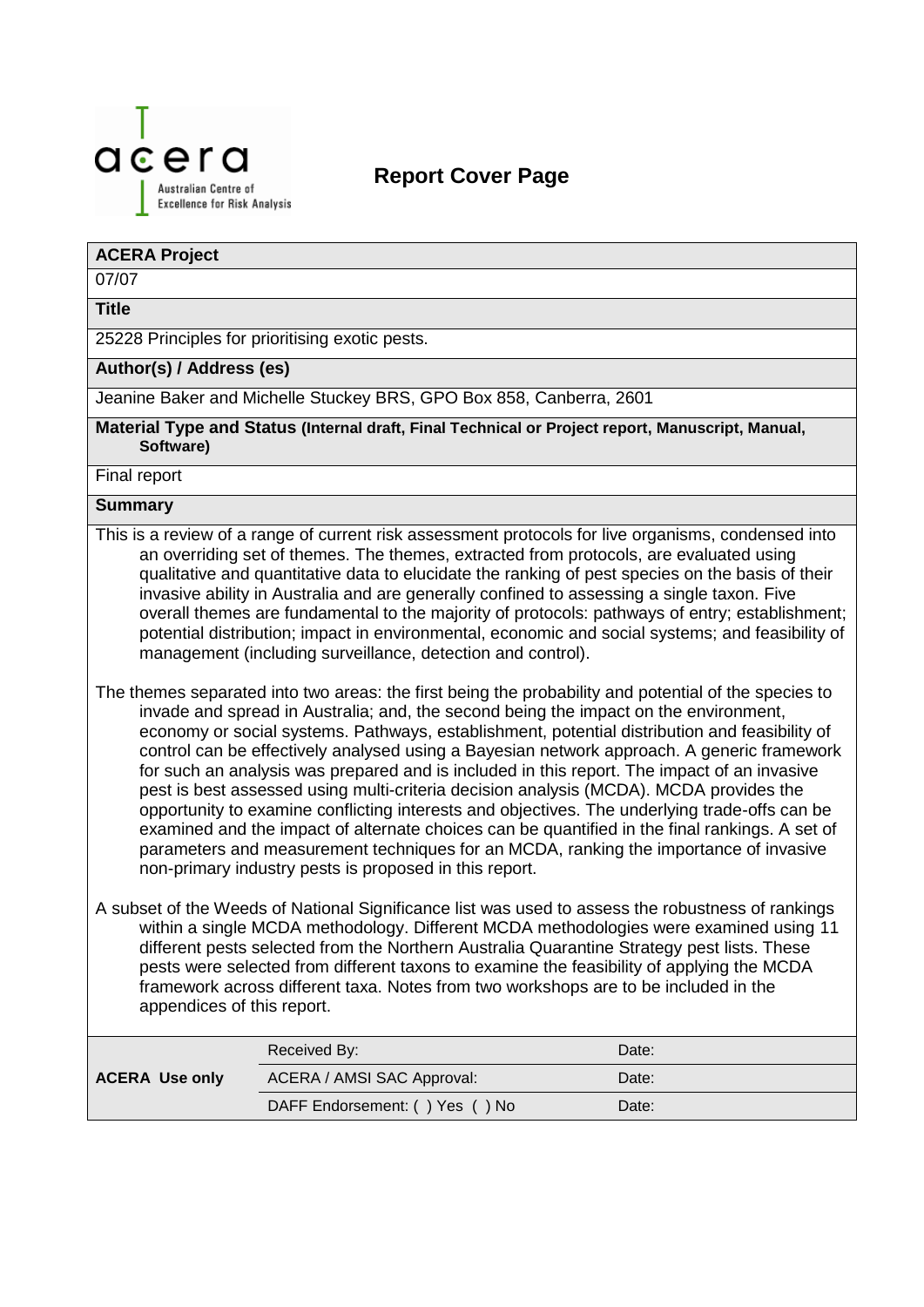acera

Australian Centre of Excellence for Risk Analysis

# Report Cover Page

**ACERA Project**

07/07

**Title**

25228 Principles for prioritising exotic pests.

**Author(s) / Address (es)**

Jeanine Baker and Michelle Stuckey BRS, GPO Box 858, Canberra, 2601

**Material Type and Status (Internal draft, Final Technical or Project report, Manuscript, Manual, Software)**

Final report

**Summary**

This is a review of a range of current risk assessment protocols for live organisms, condensed into an overriding set of themes. The themes, extracted from protocols, are evaluated using qualitative and quantitative data to elucidate the ranking of pest species on the basis of their invasive ability in Australia and are generally confined to assessing a single taxon. Five overall themes are fundamental to the majority of protocols: pathways of entry; establishment; potential distribution; impact in environmental, economic and social systems; and feasibility of management (including surveillance, detection and control).

The themes separated into two areas: the first being the probability and potential of the species to invade and spread in Australia; and, the second being the impact on the environment, economy or social systems. Pathways, establishment, potential distribution and feasibility of control can be effectively analysed using a Bayesian network approach. A generic framework for such an analysis was prepared and is included in this report. The impact of an invasive pest is best assessed using multi-criteria decision analysis (MCDA). MCDA provides the opportunity to examine conflicting interests and objectives. The underlying trade-offs can be examined and the impact of alternate choices can be quantified in the final rankings. A set of parameters and measurement techniques for an MCDA, ranking the importance of invasive non-primary industry pests is proposed in this report.

A subset of the Weeds of National Significance list was used to assess the robustness of rankings within a single MCDA methodology. Different MCDA methodologies were examined using 11 different pests selected from the Northern Australia Quarantine Strategy pest lists. These pests were selected from different taxons to examine the feasibility of applying the MCDA framework across different taxa. Notes from two workshops are to be included in the appendices of this report.

| | | |
|---|---|---|
| **ACERA Use only** | Received By: | Date: |
| | ACERA / AMSI SAC Approval: | Date: |
| | DAFF Endorsement: ( ) Yes ( ) No | Date: |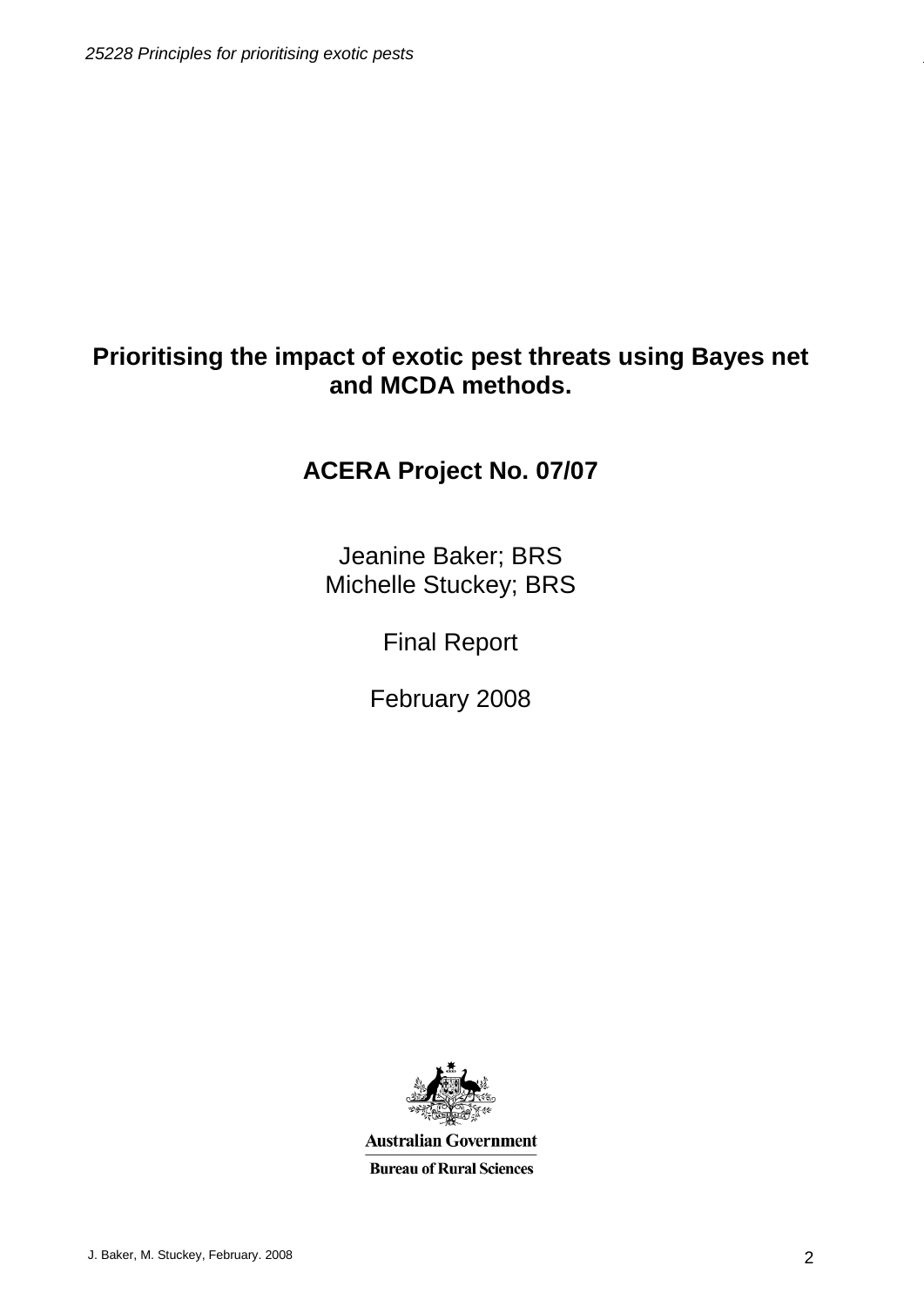# Prioritising the impact of exotic pest threats using Bayes net and MCDA methods.

## ACERA Project No. 07/07

Jeanine Baker; BRS
Michelle Stuckey; BRS

Final Report

February 2008

Australian Government

Bureau of Rural Sciences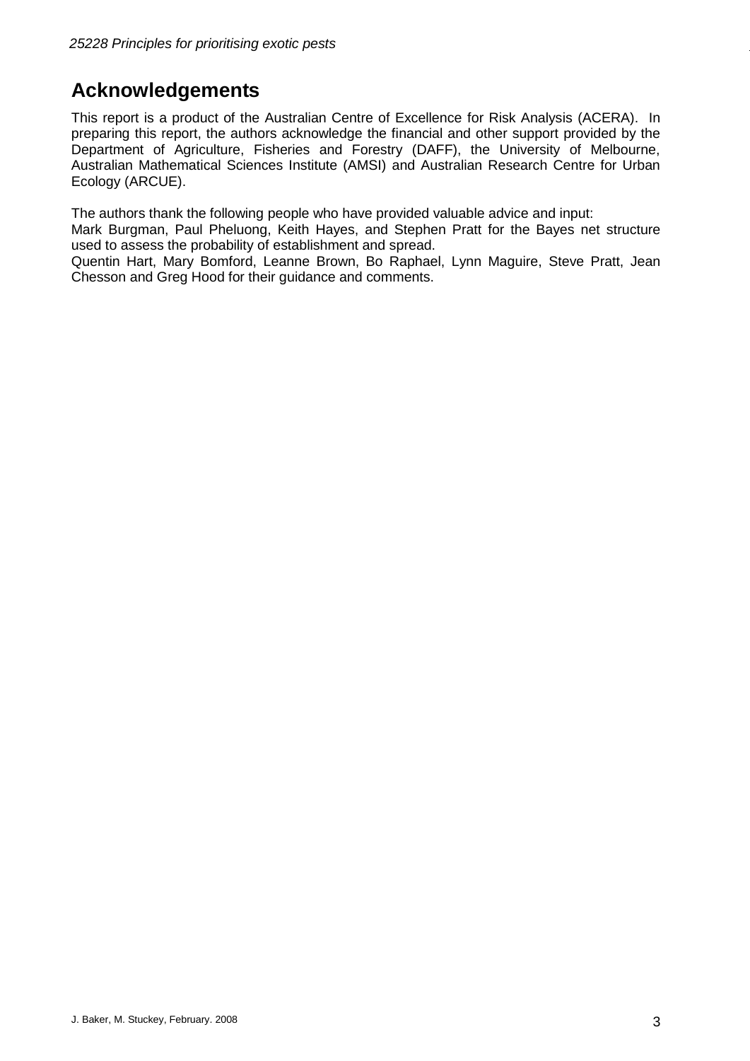# Acknowledgements

This report is a product of the Australian Centre of Excellence for Risk Analysis (ACERA). In preparing this report, the authors acknowledge the financial and other support provided by the Department of Agriculture, Fisheries and Forestry (DAFF), the University of Melbourne, Australian Mathematical Sciences Institute (AMSI) and Australian Research Centre for Urban Ecology (ARCUE).

The authors thank the following people who have provided valuable advice and input:
Mark Burgman, Paul Pheluong, Keith Hayes, and Stephen Pratt for the Bayes net structure used to assess the probability of establishment and spread.
Quentin Hart, Mary Bomford, Leanne Brown, Bo Raphael, Lynn Maguire, Steve Pratt, Jean Chesson and Greg Hood for their guidance and comments.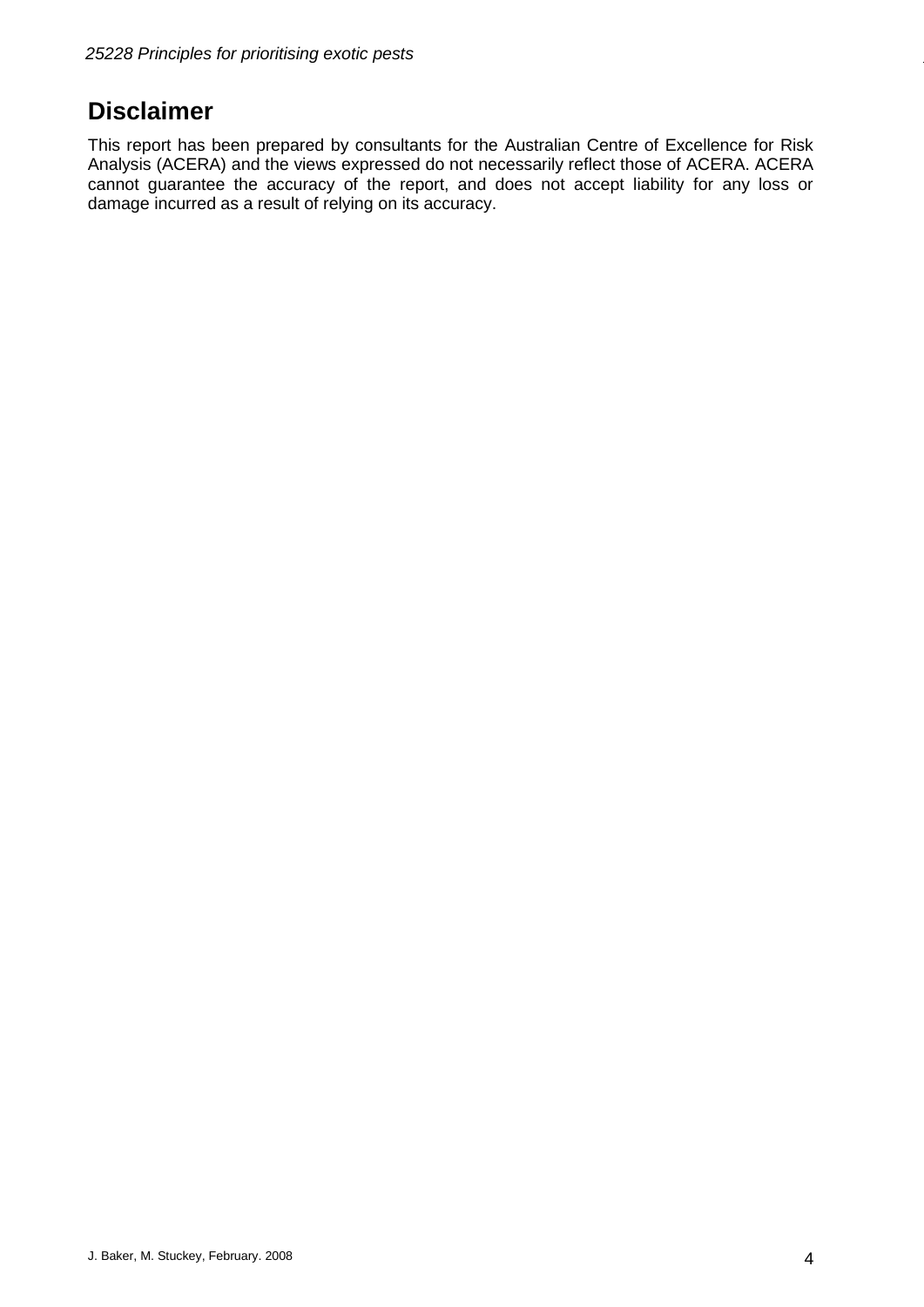# Disclaimer

This report has been prepared by consultants for the Australian Centre of Excellence for Risk Analysis (ACERA) and the views expressed do not necessarily reflect those of ACERA. ACERA cannot guarantee the accuracy of the report, and does not accept liability for any loss or damage incurred as a result of relying on its accuracy.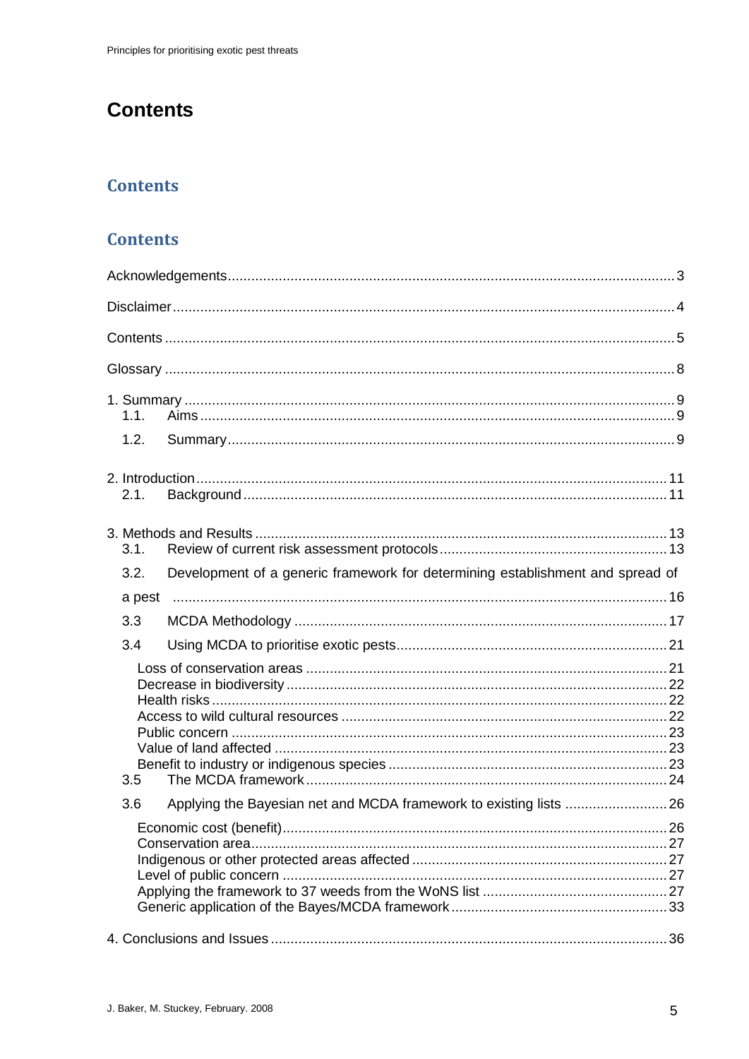# Contents

## Contents

## Contents

Acknowledgements ... 3

Disclaimer ... 4

Contents ... 5

Glossary ... 8

1. Summary ... 9
   - 1.1. Aims ... 9
   - 1.2. Summary ... 9

2. Introduction ... 11
   - 2.1. Background ... 11

3. Methods and Results ... 13
   - 3.1. Review of current risk assessment protocols ... 13
   - 3.2. Development of a generic framework for determining establishment and spread of a pest ... 16
   - 3.3 MCDA Methodology ... 17
   - 3.4 Using MCDA to prioritise exotic pests ... 21
     - Loss of conservation areas ... 21
     - Decrease in biodiversity ... 22
     - Health risks ... 22
     - Access to wild cultural resources ... 22
     - Public concern ... 23
     - Value of land affected ... 23
     - Benefit to industry or indigenous species ... 23
   - 3.5 The MCDA framework ... 24
   - 3.6 Applying the Bayesian net and MCDA framework to existing lists ... 26
     - Economic cost (benefit) ... 26
     - Conservation area ... 27
     - Indigenous or other protected areas affected ... 27
     - Level of public concern ... 27
     - Applying the framework to 37 weeds from the WoNS list ... 27
     - Generic application of the Bayes/MCDA framework ... 33

4. Conclusions and Issues ... 36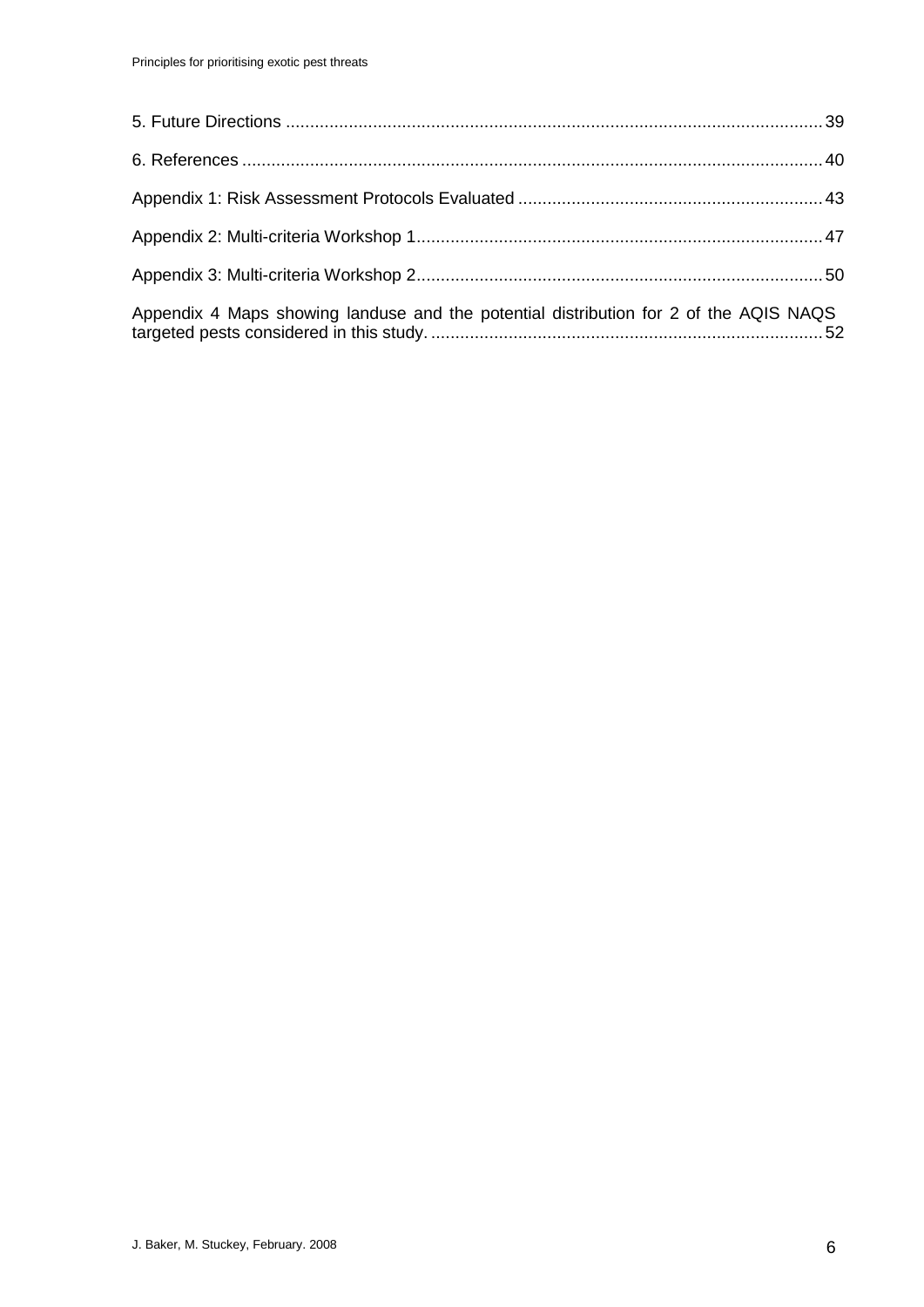5. Future Directions ................................................................................................................ 39

6. References ......................................................................................................................... 40

Appendix 1: Risk Assessment Protocols Evaluated ............................................................... 43

Appendix 2: Multi-criteria Workshop 1.................................................................................... 47

Appendix 3: Multi-criteria Workshop 2.................................................................................... 50

Appendix 4 Maps showing landuse and the potential distribution for 2 of the AQIS NAQS targeted pests considered in this study. ................................................................................. 52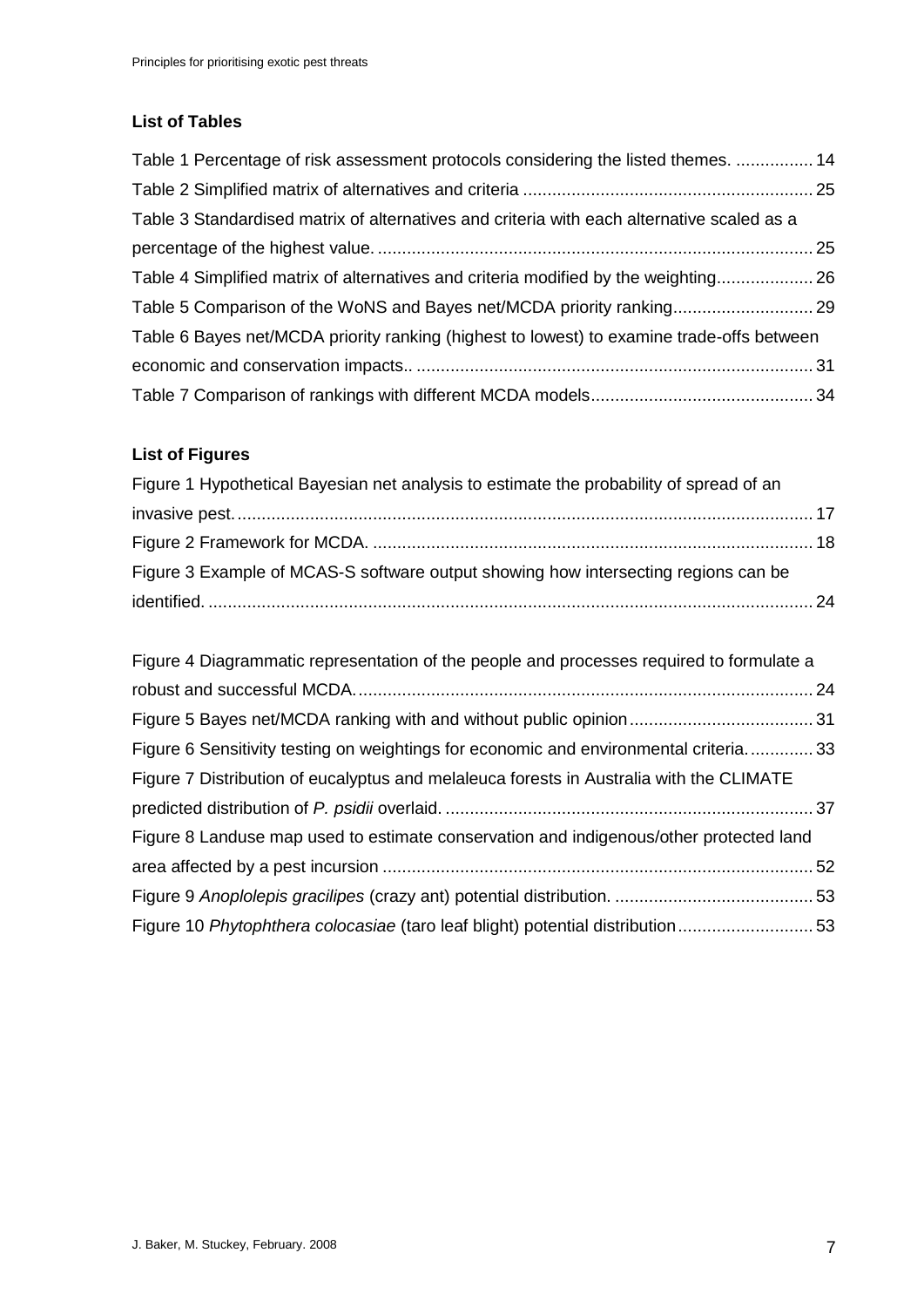### List of Tables

Table 1 Percentage of risk assessment protocols considering the listed themes. ................ 14
Table 2 Simplified matrix of alternatives and criteria ............................................................ 25
Table 3 Standardised matrix of alternatives and criteria with each alternative scaled as a percentage of the highest value. .......................................................................................... 25
Table 4 Simplified matrix of alternatives and criteria modified by the weighting.................... 26
Table 5 Comparison of the WoNS and Bayes net/MCDA priority ranking............................. 29
Table 6 Bayes net/MCDA priority ranking (highest to lowest) to examine trade-offs between economic and conservation impacts.. .................................................................................. 31
Table 7 Comparison of rankings with different MCDA models.............................................. 34

### List of Figures

Figure 1 Hypothetical Bayesian net analysis to estimate the probability of spread of an invasive pest. ........................................................................................................................ 17
Figure 2 Framework for MCDA. ............................................................................................ 18
Figure 3 Example of MCAS-S software output showing how intersecting regions can be identified. ............................................................................................................................. 24

Figure 4 Diagrammatic representation of the people and processes required to formulate a robust and successful MCDA. .............................................................................................. 24
Figure 5 Bayes net/MCDA ranking with and without public opinion...................................... 31
Figure 6 Sensitivity testing on weightings for economic and environmental criteria. ............. 33
Figure 7 Distribution of eucalyptus and melaleuca forests in Australia with the CLIMATE predicted distribution of *P. psidii* overlaid. ............................................................................ 37
Figure 8 Landuse map used to estimate conservation and indigenous/other protected land area affected by a pest incursion ......................................................................................... 52
Figure 9 *Anoplolepis gracilipes* (crazy ant) potential distribution. ......................................... 53
Figure 10 *Phytophthera colocasiae* (taro leaf blight) potential distribution............................ 53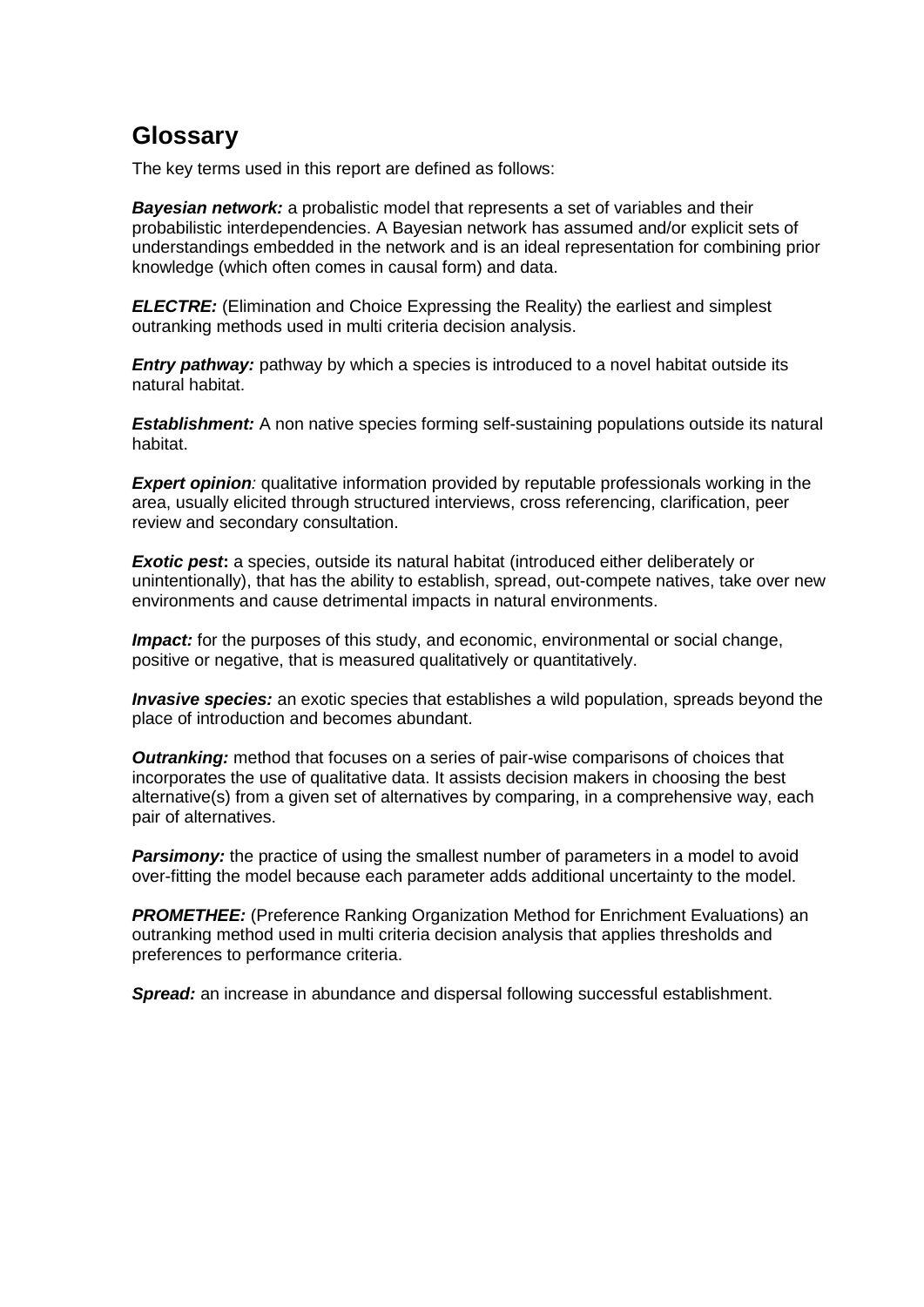## Glossary

The key terms used in this report are defined as follows:

***Bayesian network:*** a probalistic model that represents a set of variables and their probabilistic interdependencies. A Bayesian network has assumed and/or explicit sets of understandings embedded in the network and is an ideal representation for combining prior knowledge (which often comes in causal form) and data.

***ELECTRE:*** (Elimination and Choice Expressing the Reality) the earliest and simplest outranking methods used in multi criteria decision analysis.

***Entry pathway:*** pathway by which a species is introduced to a novel habitat outside its natural habitat.

***Establishment:*** A non native species forming self-sustaining populations outside its natural habitat.

***Expert opinion****:* qualitative information provided by reputable professionals working in the area, usually elicited through structured interviews, cross referencing, clarification, peer review and secondary consultation.

***Exotic pest*****:** a species, outside its natural habitat (introduced either deliberately or unintentionally), that has the ability to establish, spread, out-compete natives, take over new environments and cause detrimental impacts in natural environments.

***Impact:*** for the purposes of this study, and economic, environmental or social change, positive or negative, that is measured qualitatively or quantitatively.

***Invasive species:*** an exotic species that establishes a wild population, spreads beyond the place of introduction and becomes abundant.

***Outranking:*** method that focuses on a series of pair-wise comparisons of choices that incorporates the use of qualitative data. It assists decision makers in choosing the best alternative(s) from a given set of alternatives by comparing, in a comprehensive way, each pair of alternatives.

***Parsimony:*** the practice of using the smallest number of parameters in a model to avoid over-fitting the model because each parameter adds additional uncertainty to the model.

***PROMETHEE:*** (Preference Ranking Organization Method for Enrichment Evaluations) an outranking method used in multi criteria decision analysis that applies thresholds and preferences to performance criteria.

***Spread:*** an increase in abundance and dispersal following successful establishment.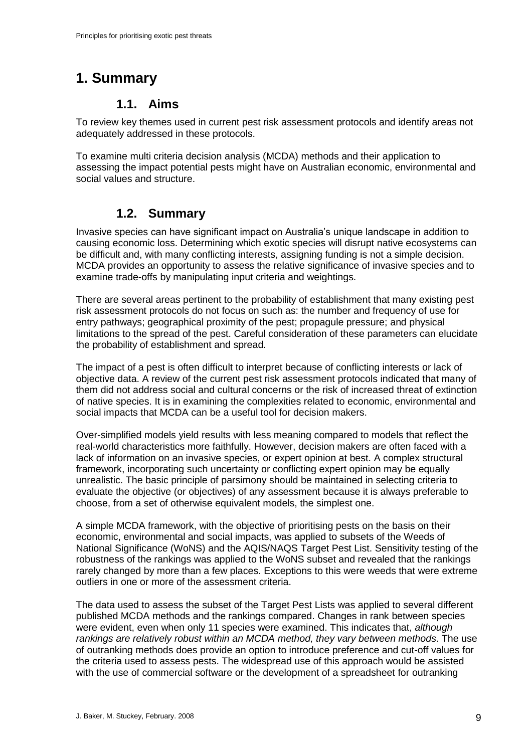# 1. Summary

## 1.1. Aims

To review key themes used in current pest risk assessment protocols and identify areas not adequately addressed in these protocols.

To examine multi criteria decision analysis (MCDA) methods and their application to assessing the impact potential pests might have on Australian economic, environmental and social values and structure.

## 1.2. Summary

Invasive species can have significant impact on Australia's unique landscape in addition to causing economic loss. Determining which exotic species will disrupt native ecosystems can be difficult and, with many conflicting interests, assigning funding is not a simple decision. MCDA provides an opportunity to assess the relative significance of invasive species and to examine trade-offs by manipulating input criteria and weightings.

There are several areas pertinent to the probability of establishment that many existing pest risk assessment protocols do not focus on such as: the number and frequency of use for entry pathways; geographical proximity of the pest; propagule pressure; and physical limitations to the spread of the pest. Careful consideration of these parameters can elucidate the probability of establishment and spread.

The impact of a pest is often difficult to interpret because of conflicting interests or lack of objective data. A review of the current pest risk assessment protocols indicated that many of them did not address social and cultural concerns or the risk of increased threat of extinction of native species. It is in examining the complexities related to economic, environmental and social impacts that MCDA can be a useful tool for decision makers.

Over-simplified models yield results with less meaning compared to models that reflect the real-world characteristics more faithfully. However, decision makers are often faced with a lack of information on an invasive species, or expert opinion at best. A complex structural framework, incorporating such uncertainty or conflicting expert opinion may be equally unrealistic. The basic principle of parsimony should be maintained in selecting criteria to evaluate the objective (or objectives) of any assessment because it is always preferable to choose, from a set of otherwise equivalent models, the simplest one.

A simple MCDA framework, with the objective of prioritising pests on the basis on their economic, environmental and social impacts, was applied to subsets of the Weeds of National Significance (WoNS) and the AQIS/NAQS Target Pest List. Sensitivity testing of the robustness of the rankings was applied to the WoNS subset and revealed that the rankings rarely changed by more than a few places. Exceptions to this were weeds that were extreme outliers in one or more of the assessment criteria.

The data used to assess the subset of the Target Pest Lists was applied to several different published MCDA methods and the rankings compared. Changes in rank between species were evident, even when only 11 species were examined. This indicates that, *although rankings are relatively robust within an MCDA method, they vary between methods*. The use of outranking methods does provide an option to introduce preference and cut-off values for the criteria used to assess pests. The widespread use of this approach would be assisted with the use of commercial software or the development of a spreadsheet for outranking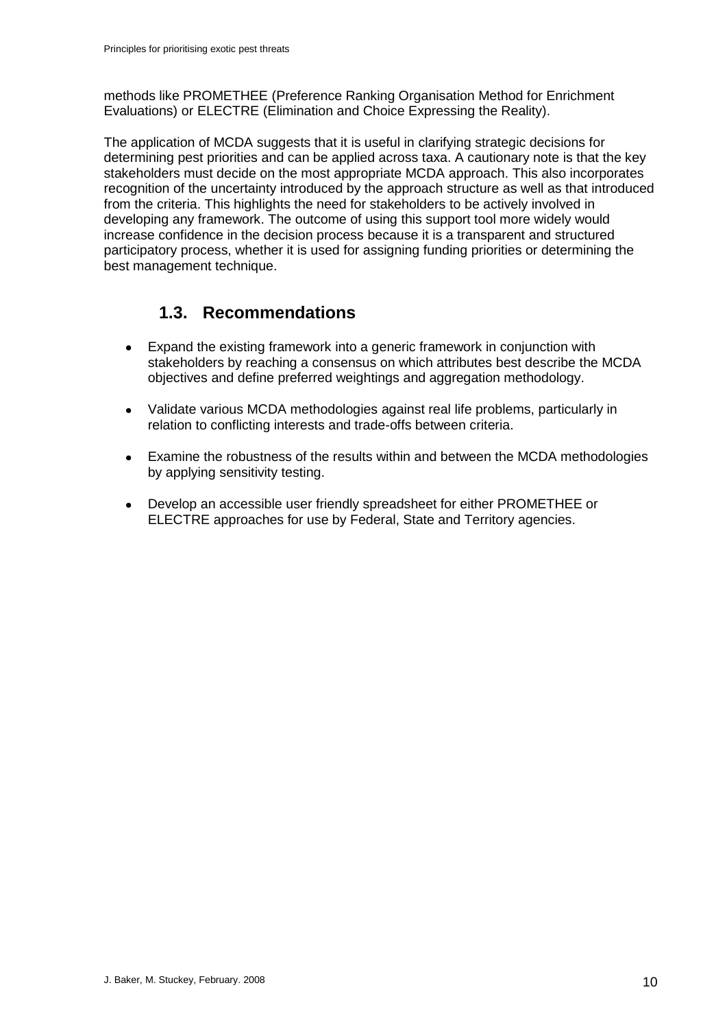methods like PROMETHEE (Preference Ranking Organisation Method for Enrichment Evaluations) or ELECTRE (Elimination and Choice Expressing the Reality).

The application of MCDA suggests that it is useful in clarifying strategic decisions for determining pest priorities and can be applied across taxa. A cautionary note is that the key stakeholders must decide on the most appropriate MCDA approach. This also incorporates recognition of the uncertainty introduced by the approach structure as well as that introduced from the criteria. This highlights the need for stakeholders to be actively involved in developing any framework. The outcome of using this support tool more widely would increase confidence in the decision process because it is a transparent and structured participatory process, whether it is used for assigning funding priorities or determining the best management technique.

## 1.3. Recommendations

- Expand the existing framework into a generic framework in conjunction with stakeholders by reaching a consensus on which attributes best describe the MCDA objectives and define preferred weightings and aggregation methodology.
- Validate various MCDA methodologies against real life problems, particularly in relation to conflicting interests and trade-offs between criteria.
- Examine the robustness of the results within and between the MCDA methodologies by applying sensitivity testing.
- Develop an accessible user friendly spreadsheet for either PROMETHEE or ELECTRE approaches for use by Federal, State and Territory agencies.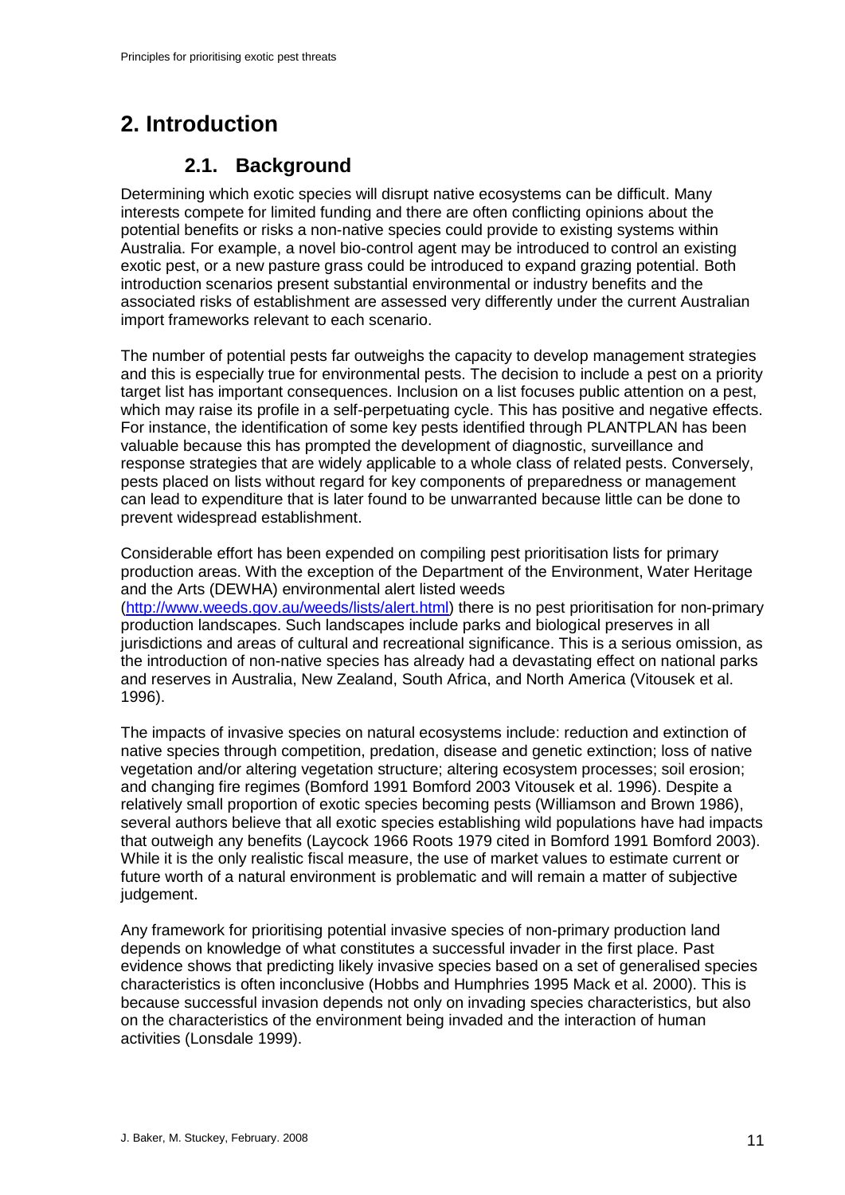# 2. Introduction

## 2.1. Background

Determining which exotic species will disrupt native ecosystems can be difficult. Many interests compete for limited funding and there are often conflicting opinions about the potential benefits or risks a non-native species could provide to existing systems within Australia. For example, a novel bio-control agent may be introduced to control an existing exotic pest, or a new pasture grass could be introduced to expand grazing potential. Both introduction scenarios present substantial environmental or industry benefits and the associated risks of establishment are assessed very differently under the current Australian import frameworks relevant to each scenario.

The number of potential pests far outweighs the capacity to develop management strategies and this is especially true for environmental pests. The decision to include a pest on a priority target list has important consequences. Inclusion on a list focuses public attention on a pest, which may raise its profile in a self-perpetuating cycle. This has positive and negative effects. For instance, the identification of some key pests identified through PLANTPLAN has been valuable because this has prompted the development of diagnostic, surveillance and response strategies that are widely applicable to a whole class of related pests. Conversely, pests placed on lists without regard for key components of preparedness or management can lead to expenditure that is later found to be unwarranted because little can be done to prevent widespread establishment.

Considerable effort has been expended on compiling pest prioritisation lists for primary production areas. With the exception of the Department of the Environment, Water Heritage and the Arts (DEWHA) environmental alert listed weeds (http://www.weeds.gov.au/weeds/lists/alert.html) there is no pest prioritisation for non-primary production landscapes. Such landscapes include parks and biological preserves in all jurisdictions and areas of cultural and recreational significance. This is a serious omission, as the introduction of non-native species has already had a devastating effect on national parks and reserves in Australia, New Zealand, South Africa, and North America (Vitousek et al. 1996).

The impacts of invasive species on natural ecosystems include: reduction and extinction of native species through competition, predation, disease and genetic extinction; loss of native vegetation and/or altering vegetation structure; altering ecosystem processes; soil erosion; and changing fire regimes (Bomford 1991 Bomford 2003 Vitousek et al. 1996). Despite a relatively small proportion of exotic species becoming pests (Williamson and Brown 1986), several authors believe that all exotic species establishing wild populations have had impacts that outweigh any benefits (Laycock 1966 Roots 1979 cited in Bomford 1991 Bomford 2003). While it is the only realistic fiscal measure, the use of market values to estimate current or future worth of a natural environment is problematic and will remain a matter of subjective judgement.

Any framework for prioritising potential invasive species of non-primary production land depends on knowledge of what constitutes a successful invader in the first place. Past evidence shows that predicting likely invasive species based on a set of generalised species characteristics is often inconclusive (Hobbs and Humphries 1995 Mack et al. 2000). This is because successful invasion depends not only on invading species characteristics, but also on the characteristics of the environment being invaded and the interaction of human activities (Lonsdale 1999).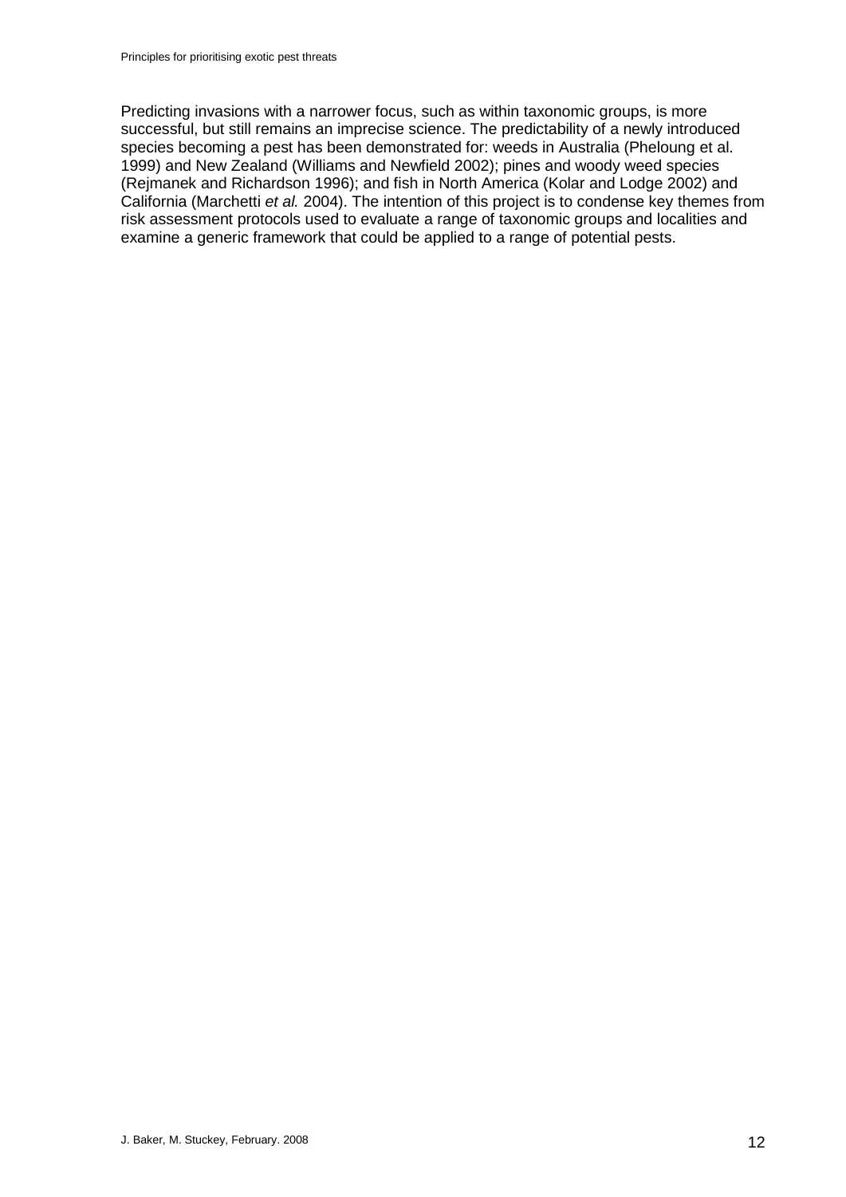Predicting invasions with a narrower focus, such as within taxonomic groups, is more successful, but still remains an imprecise science. The predictability of a newly introduced species becoming a pest has been demonstrated for: weeds in Australia (Pheloung et al. 1999) and New Zealand (Williams and Newfield 2002); pines and woody weed species (Rejmanek and Richardson 1996); and fish in North America (Kolar and Lodge 2002) and California (Marchetti *et al.* 2004). The intention of this project is to condense key themes from risk assessment protocols used to evaluate a range of taxonomic groups and localities and examine a generic framework that could be applied to a range of potential pests.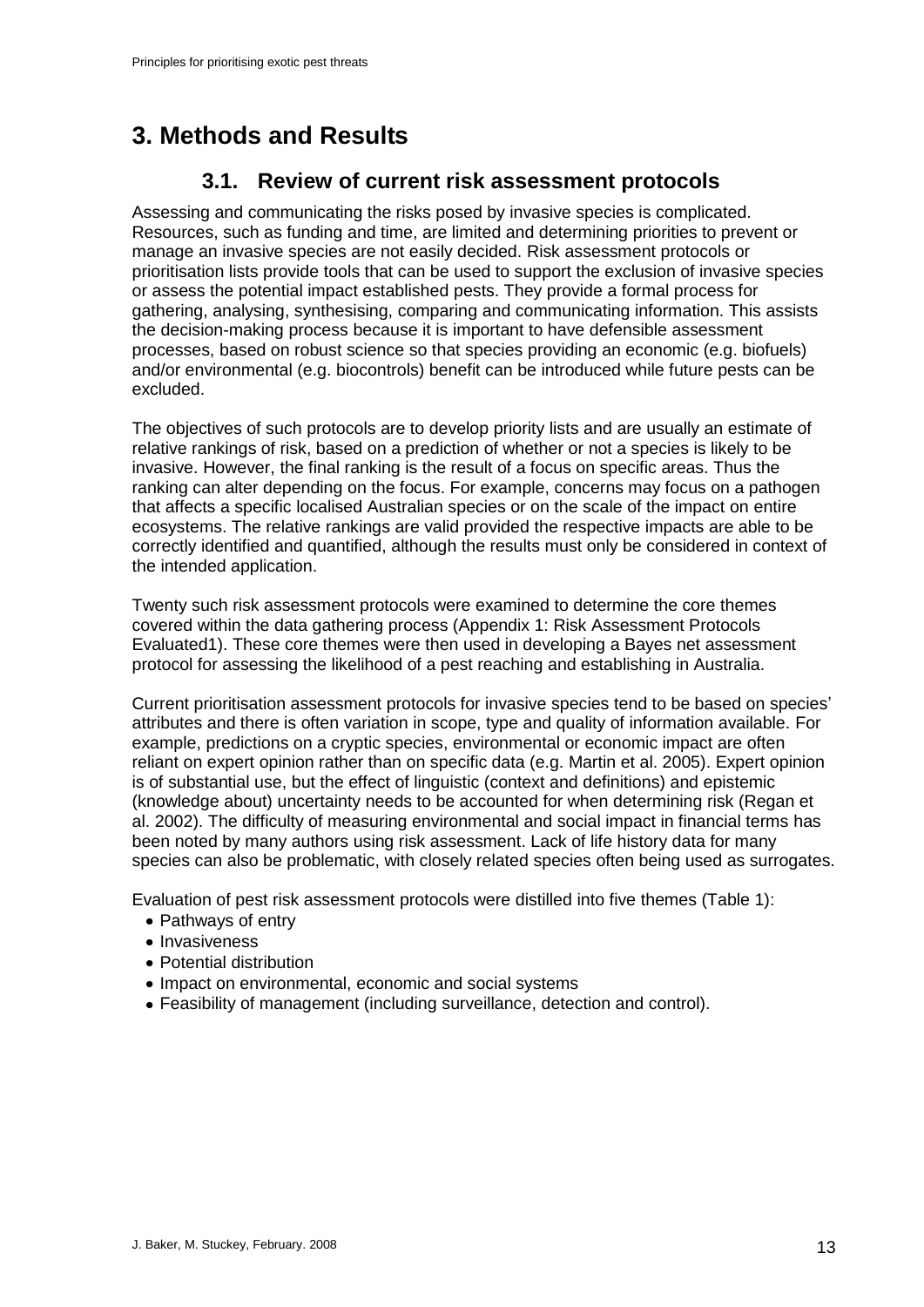# 3. Methods and Results

## 3.1. Review of current risk assessment protocols

Assessing and communicating the risks posed by invasive species is complicated. Resources, such as funding and time, are limited and determining priorities to prevent or manage an invasive species are not easily decided. Risk assessment protocols or prioritisation lists provide tools that can be used to support the exclusion of invasive species or assess the potential impact established pests. They provide a formal process for gathering, analysing, synthesising, comparing and communicating information. This assists the decision-making process because it is important to have defensible assessment processes, based on robust science so that species providing an economic (e.g. biofuels) and/or environmental (e.g. biocontrols) benefit can be introduced while future pests can be excluded.

The objectives of such protocols are to develop priority lists and are usually an estimate of relative rankings of risk, based on a prediction of whether or not a species is likely to be invasive. However, the final ranking is the result of a focus on specific areas. Thus the ranking can alter depending on the focus. For example, concerns may focus on a pathogen that affects a specific localised Australian species or on the scale of the impact on entire ecosystems. The relative rankings are valid provided the respective impacts are able to be correctly identified and quantified, although the results must only be considered in context of the intended application.

Twenty such risk assessment protocols were examined to determine the core themes covered within the data gathering process (Appendix 1: Risk Assessment Protocols Evaluated1). These core themes were then used in developing a Bayes net assessment protocol for assessing the likelihood of a pest reaching and establishing in Australia.

Current prioritisation assessment protocols for invasive species tend to be based on species' attributes and there is often variation in scope, type and quality of information available. For example, predictions on a cryptic species, environmental or economic impact are often reliant on expert opinion rather than on specific data (e.g. Martin et al. 2005). Expert opinion is of substantial use, but the effect of linguistic (context and definitions) and epistemic (knowledge about) uncertainty needs to be accounted for when determining risk (Regan et al. 2002). The difficulty of measuring environmental and social impact in financial terms has been noted by many authors using risk assessment. Lack of life history data for many species can also be problematic, with closely related species often being used as surrogates.

Evaluation of pest risk assessment protocols were distilled into five themes (Table 1):

- Pathways of entry
- Invasiveness
- Potential distribution
- Impact on environmental, economic and social systems
- Feasibility of management (including surveillance, detection and control).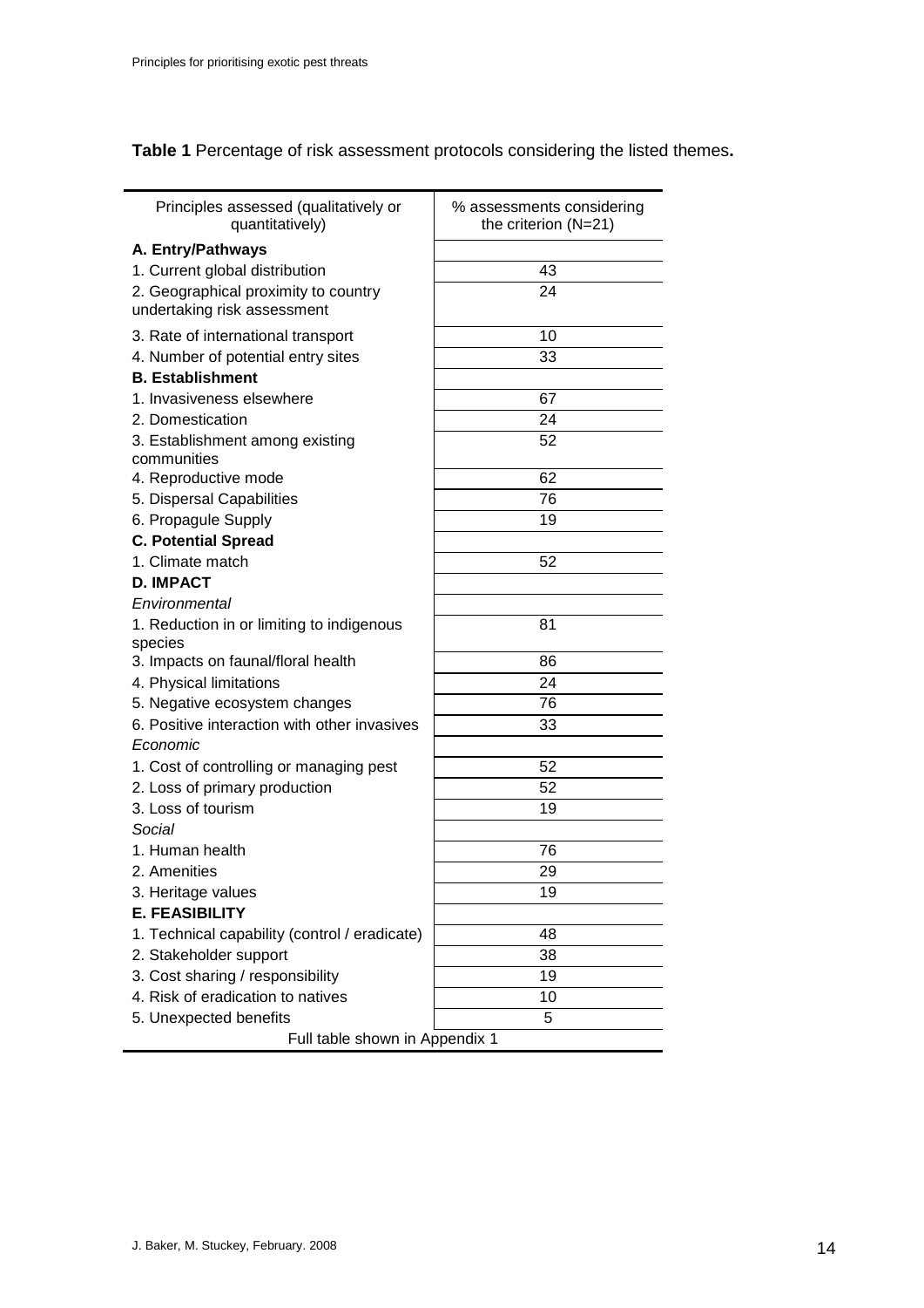**Table 1** Percentage of risk assessment protocols considering the listed themes**.**

| Principles assessed (qualitatively or quantitatively) | % assessments considering the criterion (N=21) |
|---|---|
| **A. Entry/Pathways** | |
| 1. Current global distribution | 43 |
| 2. Geographical proximity to country undertaking risk assessment | 24 |
| 3. Rate of international transport | 10 |
| 4. Number of potential entry sites | 33 |
| **B. Establishment** | |
| 1. Invasiveness elsewhere | 67 |
| 2. Domestication | 24 |
| 3. Establishment among existing communities | 52 |
| 4. Reproductive mode | 62 |
| 5. Dispersal Capabilities | 76 |
| 6. Propagule Supply | 19 |
| **C. Potential Spread** | |
| 1. Climate match | 52 |
| **D. IMPACT** | |
| *Environmental* | |
| 1. Reduction in or limiting to indigenous species | 81 |
| 3. Impacts on faunal/floral health | 86 |
| 4. Physical limitations | 24 |
| 5. Negative ecosystem changes | 76 |
| 6. Positive interaction with other invasives | 33 |
| *Economic* | |
| 1. Cost of controlling or managing pest | 52 |
| 2. Loss of primary production | 52 |
| 3. Loss of tourism | 19 |
| *Social* | |
| 1. Human health | 76 |
| 2. Amenities | 29 |
| 3. Heritage values | 19 |
| **E. FEASIBILITY** | |
| 1. Technical capability (control / eradicate) | 48 |
| 2. Stakeholder support | 38 |
| 3. Cost sharing / responsibility | 19 |
| 4. Risk of eradication to natives | 10 |
| 5. Unexpected benefits | 5 |
| Full table shown in Appendix 1 | |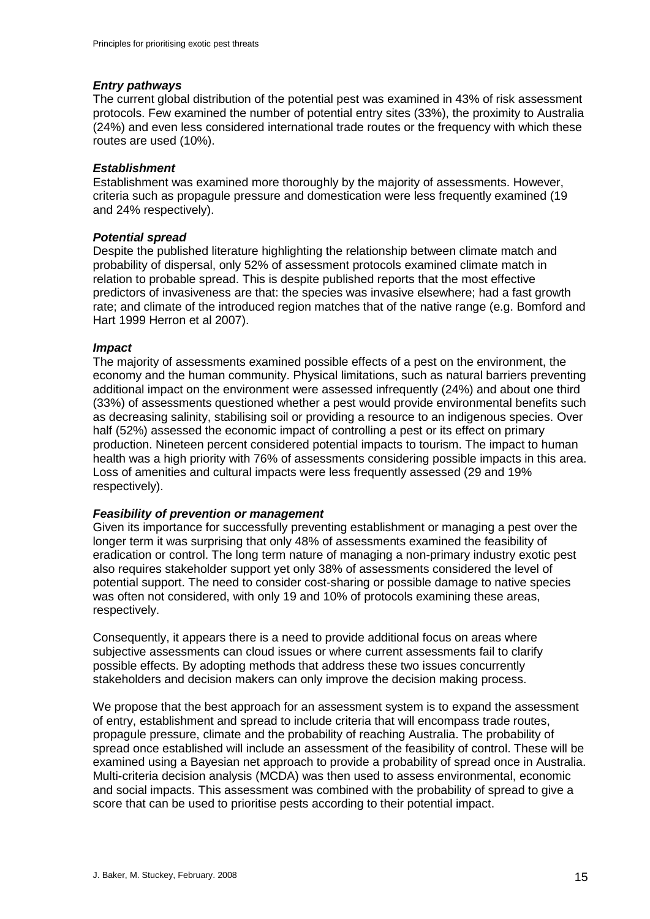### *Entry pathways*

The current global distribution of the potential pest was examined in 43% of risk assessment protocols. Few examined the number of potential entry sites (33%), the proximity to Australia (24%) and even less considered international trade routes or the frequency with which these routes are used (10%).

### *Establishment*

Establishment was examined more thoroughly by the majority of assessments. However, criteria such as propagule pressure and domestication were less frequently examined (19 and 24% respectively).

### *Potential spread*

Despite the published literature highlighting the relationship between climate match and probability of dispersal, only 52% of assessment protocols examined climate match in relation to probable spread. This is despite published reports that the most effective predictors of invasiveness are that: the species was invasive elsewhere; had a fast growth rate; and climate of the introduced region matches that of the native range (e.g. Bomford and Hart 1999 Herron et al 2007).

### *Impact*

The majority of assessments examined possible effects of a pest on the environment, the economy and the human community. Physical limitations, such as natural barriers preventing additional impact on the environment were assessed infrequently (24%) and about one third (33%) of assessments questioned whether a pest would provide environmental benefits such as decreasing salinity, stabilising soil or providing a resource to an indigenous species. Over half (52%) assessed the economic impact of controlling a pest or its effect on primary production. Nineteen percent considered potential impacts to tourism. The impact to human health was a high priority with 76% of assessments considering possible impacts in this area. Loss of amenities and cultural impacts were less frequently assessed (29 and 19% respectively).

### *Feasibility of prevention or management*

Given its importance for successfully preventing establishment or managing a pest over the longer term it was surprising that only 48% of assessments examined the feasibility of eradication or control. The long term nature of managing a non-primary industry exotic pest also requires stakeholder support yet only 38% of assessments considered the level of potential support. The need to consider cost-sharing or possible damage to native species was often not considered, with only 19 and 10% of protocols examining these areas, respectively.

Consequently, it appears there is a need to provide additional focus on areas where subjective assessments can cloud issues or where current assessments fail to clarify possible effects. By adopting methods that address these two issues concurrently stakeholders and decision makers can only improve the decision making process.

We propose that the best approach for an assessment system is to expand the assessment of entry, establishment and spread to include criteria that will encompass trade routes, propagule pressure, climate and the probability of reaching Australia. The probability of spread once established will include an assessment of the feasibility of control. These will be examined using a Bayesian net approach to provide a probability of spread once in Australia. Multi-criteria decision analysis (MCDA) was then used to assess environmental, economic and social impacts. This assessment was combined with the probability of spread to give a score that can be used to prioritise pests according to their potential impact.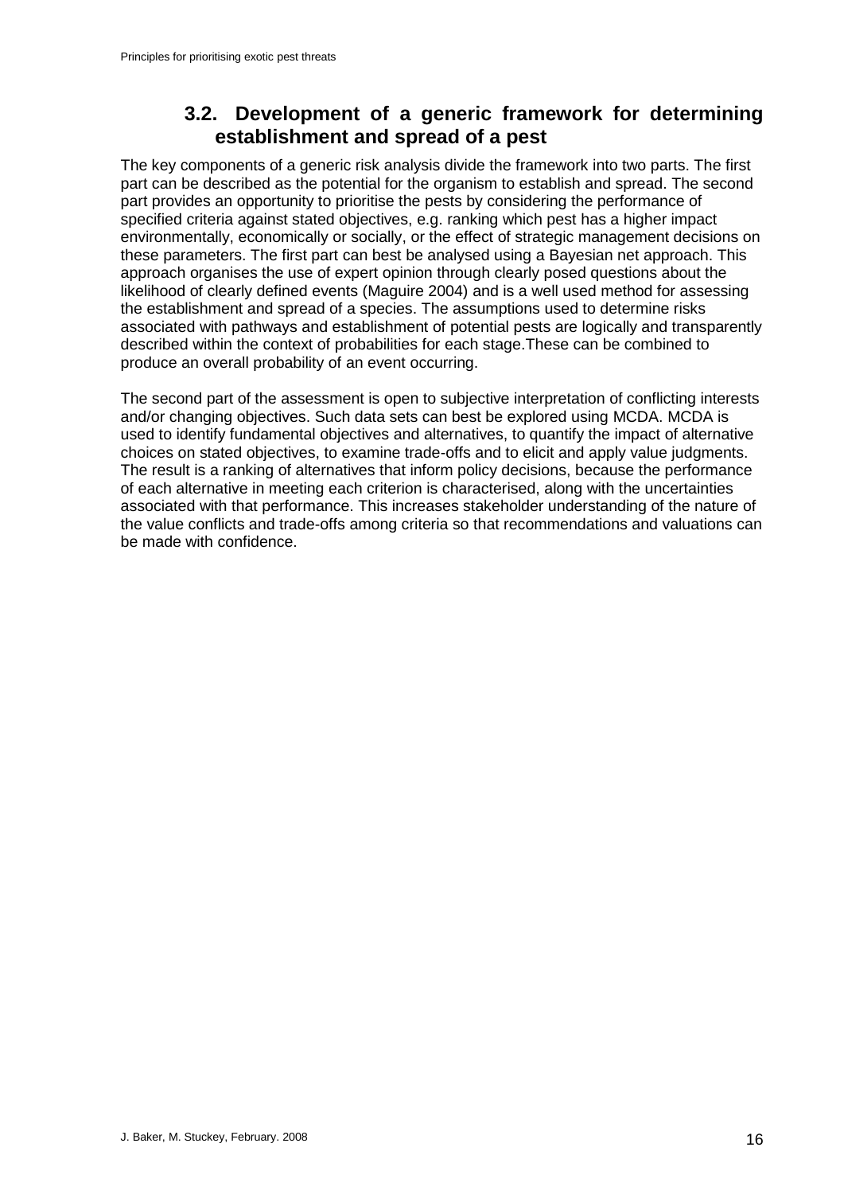## 3.2. Development of a generic framework for determining establishment and spread of a pest

The key components of a generic risk analysis divide the framework into two parts. The first part can be described as the potential for the organism to establish and spread. The second part provides an opportunity to prioritise the pests by considering the performance of specified criteria against stated objectives, e.g. ranking which pest has a higher impact environmentally, economically or socially, or the effect of strategic management decisions on these parameters. The first part can best be analysed using a Bayesian net approach. This approach organises the use of expert opinion through clearly posed questions about the likelihood of clearly defined events (Maguire 2004) and is a well used method for assessing the establishment and spread of a species. The assumptions used to determine risks associated with pathways and establishment of potential pests are logically and transparently described within the context of probabilities for each stage.These can be combined to produce an overall probability of an event occurring.

The second part of the assessment is open to subjective interpretation of conflicting interests and/or changing objectives. Such data sets can best be explored using MCDA. MCDA is used to identify fundamental objectives and alternatives, to quantify the impact of alternative choices on stated objectives, to examine trade-offs and to elicit and apply value judgments. The result is a ranking of alternatives that inform policy decisions, because the performance of each alternative in meeting each criterion is characterised, along with the uncertainties associated with that performance. This increases stakeholder understanding of the nature of the value conflicts and trade-offs among criteria so that recommendations and valuations can be made with confidence.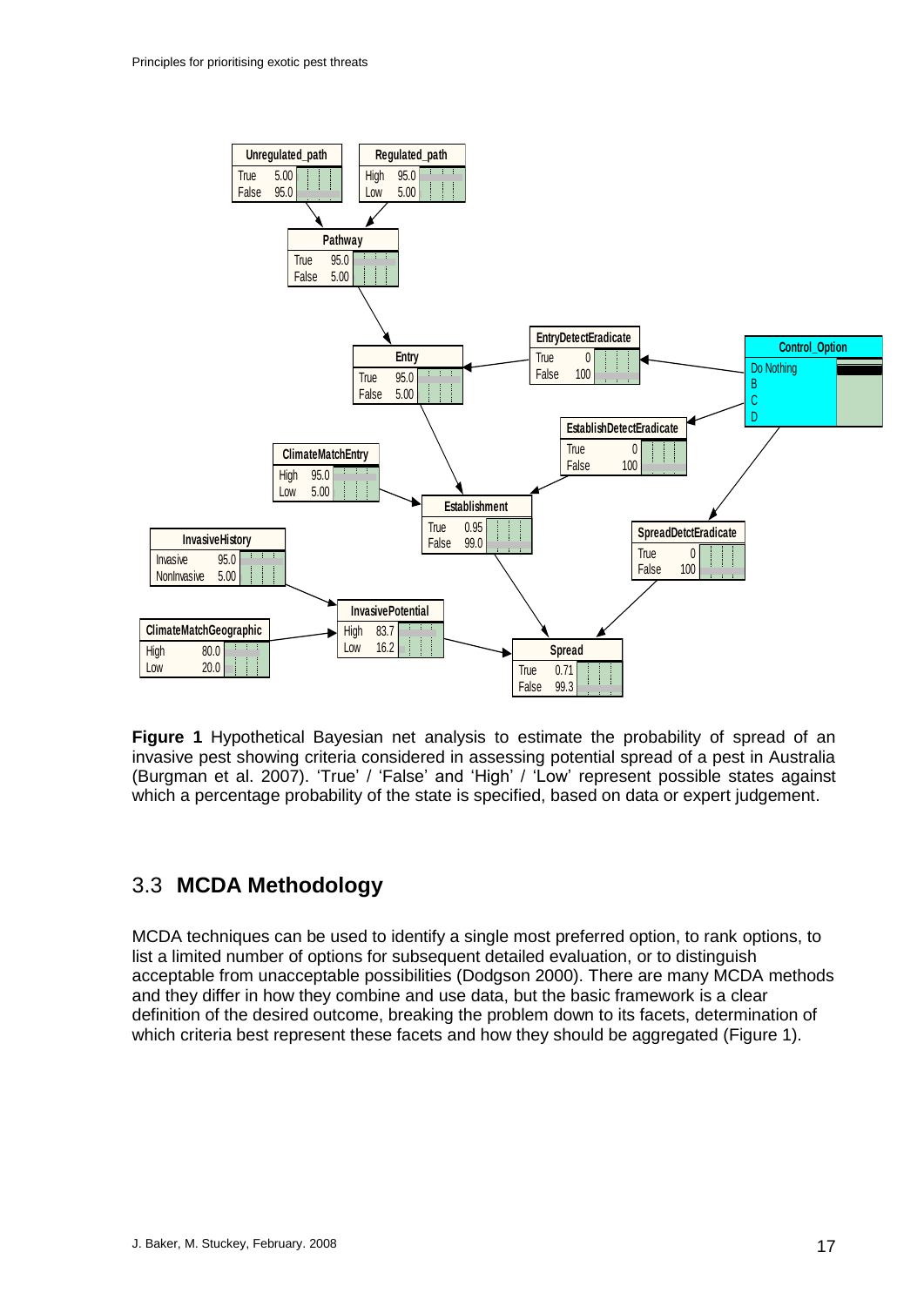**Figure 1** Hypothetical Bayesian net analysis to estimate the probability of spread of an invasive pest showing criteria considered in assessing potential spread of a pest in Australia (Burgman et al. 2007). 'True' / 'False' and 'High' / 'Low' represent possible states against which a percentage probability of the state is specified, based on data or expert judgement.

## 3.3 **MCDA Methodology**

MCDA techniques can be used to identify a single most preferred option, to rank options, to list a limited number of options for subsequent detailed evaluation, or to distinguish acceptable from unacceptable possibilities (Dodgson 2000). There are many MCDA methods and they differ in how they combine and use data, but the basic framework is a clear definition of the desired outcome, breaking the problem down to its facets, determination of which criteria best represent these facets and how they should be aggregated (Figure 1).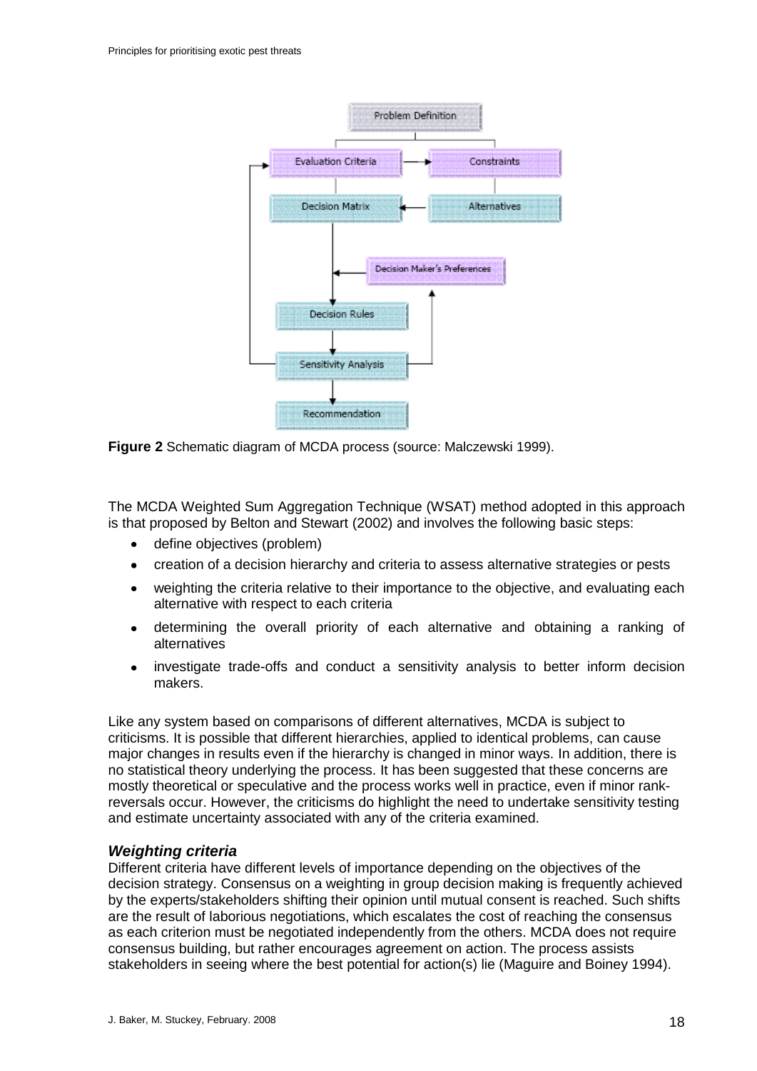Problem Definition

Evaluation Criteria

Constraints

Decision Matrix

Alternatives

Decision Maker's Preferences

Decision Rules

Sensitivity Analysis

Recommendation

**Figure 2** Schematic diagram of MCDA process (source: Malczewski 1999).

The MCDA Weighted Sum Aggregation Technique (WSAT) method adopted in this approach is that proposed by Belton and Stewart (2002) and involves the following basic steps:

- define objectives (problem)
- creation of a decision hierarchy and criteria to assess alternative strategies or pests
- weighting the criteria relative to their importance to the objective, and evaluating each alternative with respect to each criteria
- determining the overall priority of each alternative and obtaining a ranking of alternatives
- investigate trade-offs and conduct a sensitivity analysis to better inform decision makers.

Like any system based on comparisons of different alternatives, MCDA is subject to criticisms. It is possible that different hierarchies, applied to identical problems, can cause major changes in results even if the hierarchy is changed in minor ways. In addition, there is no statistical theory underlying the process. It has been suggested that these concerns are mostly theoretical or speculative and the process works well in practice, even if minor rank-reversals occur. However, the criticisms do highlight the need to undertake sensitivity testing and estimate uncertainty associated with any of the criteria examined.

### *Weighting criteria*

Different criteria have different levels of importance depending on the objectives of the decision strategy. Consensus on a weighting in group decision making is frequently achieved by the experts/stakeholders shifting their opinion until mutual consent is reached. Such shifts are the result of laborious negotiations, which escalates the cost of reaching the consensus as each criterion must be negotiated independently from the others. MCDA does not require consensus building, but rather encourages agreement on action. The process assists stakeholders in seeing where the best potential for action(s) lie (Maguire and Boiney 1994).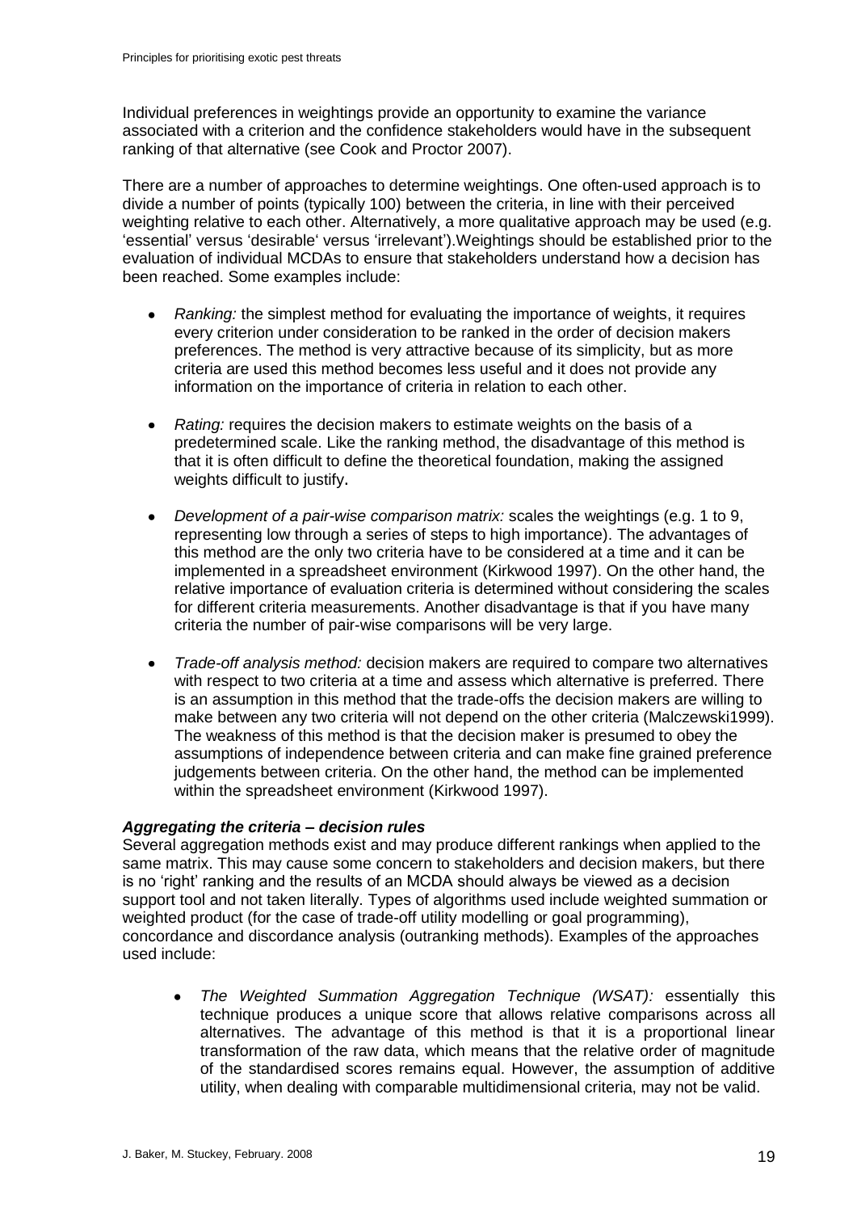Individual preferences in weightings provide an opportunity to examine the variance associated with a criterion and the confidence stakeholders would have in the subsequent ranking of that alternative (see Cook and Proctor 2007).

There are a number of approaches to determine weightings. One often-used approach is to divide a number of points (typically 100) between the criteria, in line with their perceived weighting relative to each other. Alternatively, a more qualitative approach may be used (e.g. 'essential' versus 'desirable' versus 'irrelevant').Weightings should be established prior to the evaluation of individual MCDAs to ensure that stakeholders understand how a decision has been reached. Some examples include:

- *Ranking:* the simplest method for evaluating the importance of weights, it requires every criterion under consideration to be ranked in the order of decision makers preferences. The method is very attractive because of its simplicity, but as more criteria are used this method becomes less useful and it does not provide any information on the importance of criteria in relation to each other.

- *Rating:* requires the decision makers to estimate weights on the basis of a predetermined scale. Like the ranking method, the disadvantage of this method is that it is often difficult to define the theoretical foundation, making the assigned weights difficult to justify.

- *Development of a pair-wise comparison matrix:* scales the weightings (e.g. 1 to 9, representing low through a series of steps to high importance). The advantages of this method are the only two criteria have to be considered at a time and it can be implemented in a spreadsheet environment (Kirkwood 1997). On the other hand, the relative importance of evaluation criteria is determined without considering the scales for different criteria measurements. Another disadvantage is that if you have many criteria the number of pair-wise comparisons will be very large.

- *Trade-off analysis method:* decision makers are required to compare two alternatives with respect to two criteria at a time and assess which alternative is preferred. There is an assumption in this method that the trade-offs the decision makers are willing to make between any two criteria will not depend on the other criteria (Malczewski1999). The weakness of this method is that the decision maker is presumed to obey the assumptions of independence between criteria and can make fine grained preference judgements between criteria. On the other hand, the method can be implemented within the spreadsheet environment (Kirkwood 1997).

***Aggregating the criteria – decision rules***

Several aggregation methods exist and may produce different rankings when applied to the same matrix. This may cause some concern to stakeholders and decision makers, but there is no 'right' ranking and the results of an MCDA should always be viewed as a decision support tool and not taken literally. Types of algorithms used include weighted summation or weighted product (for the case of trade-off utility modelling or goal programming), concordance and discordance analysis (outranking methods). Examples of the approaches used include:

- *The Weighted Summation Aggregation Technique (WSAT):* essentially this technique produces a unique score that allows relative comparisons across all alternatives. The advantage of this method is that it is a proportional linear transformation of the raw data, which means that the relative order of magnitude of the standardised scores remains equal. However, the assumption of additive utility, when dealing with comparable multidimensional criteria, may not be valid.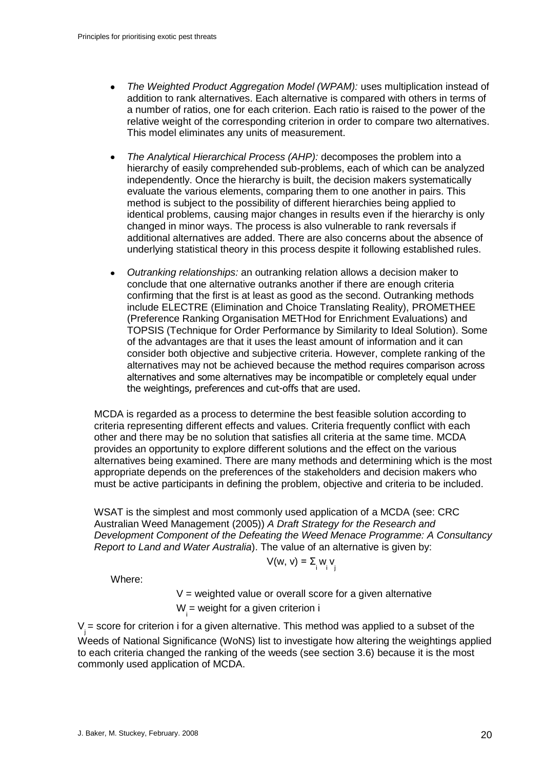- *The Weighted Product Aggregation Model (WPAM):* uses multiplication instead of addition to rank alternatives. Each alternative is compared with others in terms of a number of ratios, one for each criterion. Each ratio is raised to the power of the relative weight of the corresponding criterion in order to compare two alternatives. This model eliminates any units of measurement.

- *The Analytical Hierarchical Process (AHP):* decomposes the problem into a hierarchy of easily comprehended sub-problems, each of which can be analyzed independently. Once the hierarchy is built, the decision makers systematically evaluate the various elements, comparing them to one another in pairs. This method is subject to the possibility of different hierarchies being applied to identical problems, causing major changes in results even if the hierarchy is only changed in minor ways. The process is also vulnerable to rank reversals if additional alternatives are added. There are also concerns about the absence of underlying statistical theory in this process despite it following established rules.

- *Outranking relationships:* an outranking relation allows a decision maker to conclude that one alternative outranks another if there are enough criteria confirming that the first is at least as good as the second. Outranking methods include ELECTRE (Elimination and Choice Translating Reality), PROMETHEE (Preference Ranking Organisation METHod for Enrichment Evaluations) and TOPSIS (Technique for Order Performance by Similarity to Ideal Solution). Some of the advantages are that it uses the least amount of information and it can consider both objective and subjective criteria. However, complete ranking of the alternatives may not be achieved because the method requires comparison across alternatives and some alternatives may be incompatible or completely equal under the weightings, preferences and cut-offs that are used.

MCDA is regarded as a process to determine the best feasible solution according to criteria representing different effects and values. Criteria frequently conflict with each other and there may be no solution that satisfies all criteria at the same time. MCDA provides an opportunity to explore different solutions and the effect on the various alternatives being examined. There are many methods and determining which is the most appropriate depends on the preferences of the stakeholders and decision makers who must be active participants in defining the problem, objective and criteria to be included.

WSAT is the simplest and most commonly used application of a MCDA (see: CRC Australian Weed Management (2005)) *A Draft Strategy for the Research and Development Component of the Defeating the Weed Menace Programme: A Consultancy Report to Land and Water Australia*). The value of an alternative is given by:

$$V(w, v) = \Sigma_i w_i v_j$$

Where:

$V$ = weighted value or overall score for a given alternative

$W_i$ = weight for a given criterion i

$V_j$ = score for criterion i for a given alternative. This method was applied to a subset of the Weeds of National Significance (WoNS) list to investigate how altering the weightings applied to each criteria changed the ranking of the weeds (see section 3.6) because it is the most commonly used application of MCDA.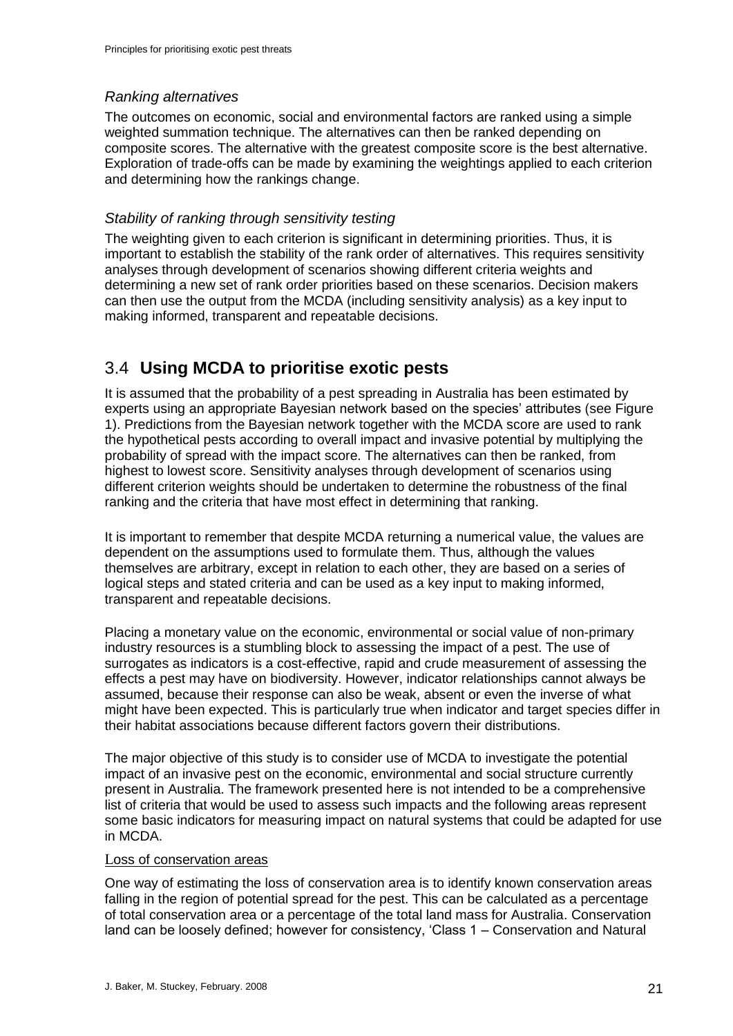### *Ranking alternatives*

The outcomes on economic, social and environmental factors are ranked using a simple weighted summation technique. The alternatives can then be ranked depending on composite scores. The alternative with the greatest composite score is the best alternative. Exploration of trade-offs can be made by examining the weightings applied to each criterion and determining how the rankings change.

### *Stability of ranking through sensitivity testing*

The weighting given to each criterion is significant in determining priorities. Thus, it is important to establish the stability of the rank order of alternatives. This requires sensitivity analyses through development of scenarios showing different criteria weights and determining a new set of rank order priorities based on these scenarios. Decision makers can then use the output from the MCDA (including sensitivity analysis) as a key input to making informed, transparent and repeatable decisions.

## 3.4 **Using MCDA to prioritise exotic pests**

It is assumed that the probability of a pest spreading in Australia has been estimated by experts using an appropriate Bayesian network based on the species' attributes (see Figure 1). Predictions from the Bayesian network together with the MCDA score are used to rank the hypothetical pests according to overall impact and invasive potential by multiplying the probability of spread with the impact score. The alternatives can then be ranked, from highest to lowest score. Sensitivity analyses through development of scenarios using different criterion weights should be undertaken to determine the robustness of the final ranking and the criteria that have most effect in determining that ranking.

It is important to remember that despite MCDA returning a numerical value, the values are dependent on the assumptions used to formulate them. Thus, although the values themselves are arbitrary, except in relation to each other, they are based on a series of logical steps and stated criteria and can be used as a key input to making informed, transparent and repeatable decisions.

Placing a monetary value on the economic, environmental or social value of non-primary industry resources is a stumbling block to assessing the impact of a pest. The use of surrogates as indicators is a cost-effective, rapid and crude measurement of assessing the effects a pest may have on biodiversity. However, indicator relationships cannot always be assumed, because their response can also be weak, absent or even the inverse of what might have been expected. This is particularly true when indicator and target species differ in their habitat associations because different factors govern their distributions.

The major objective of this study is to consider use of MCDA to investigate the potential impact of an invasive pest on the economic, environmental and social structure currently present in Australia. The framework presented here is not intended to be a comprehensive list of criteria that would be used to assess such impacts and the following areas represent some basic indicators for measuring impact on natural systems that could be adapted for use in MCDA.

<u>Loss of conservation areas</u>

One way of estimating the loss of conservation area is to identify known conservation areas falling in the region of potential spread for the pest. This can be calculated as a percentage of total conservation area or a percentage of the total land mass for Australia. Conservation land can be loosely defined; however for consistency, 'Class 1 – Conservation and Natural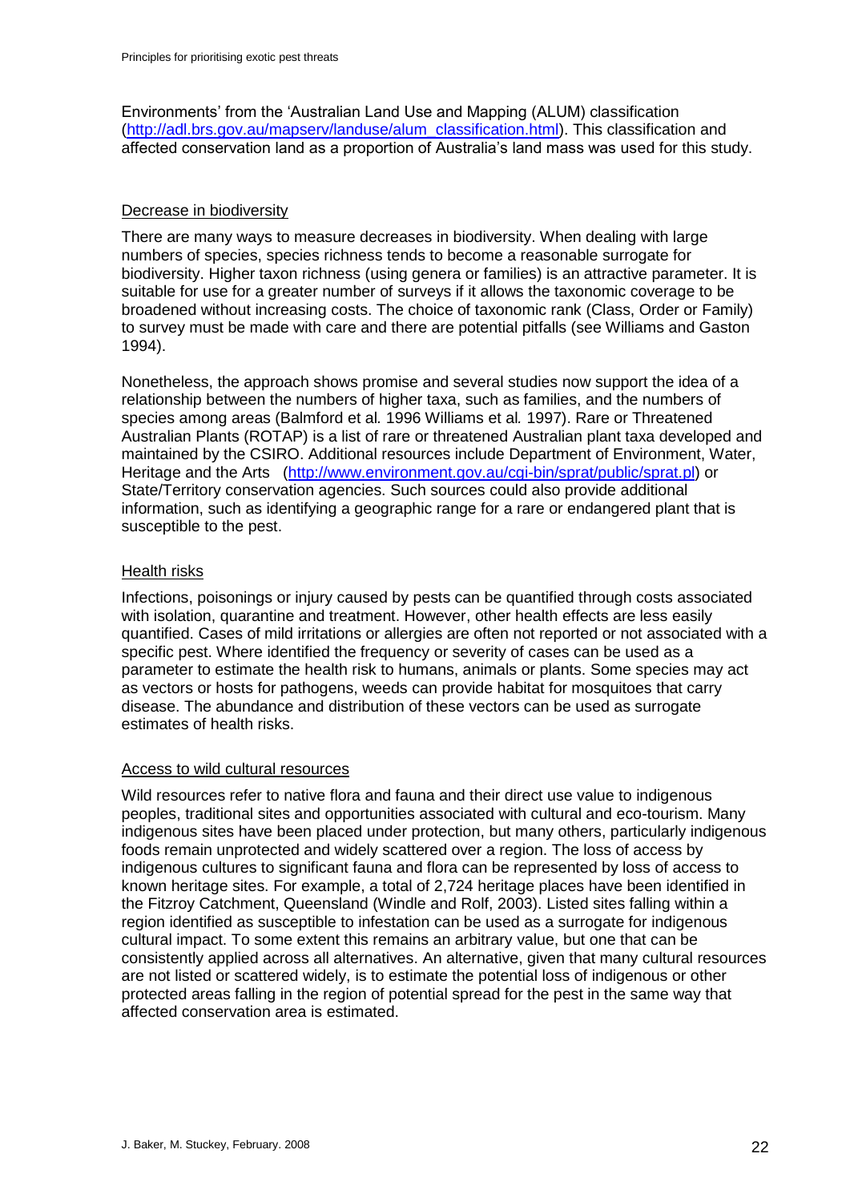Environments' from the 'Australian Land Use and Mapping (ALUM) classification (http://adl.brs.gov.au/mapserv/landuse/alum_classification.html). This classification and affected conservation land as a proportion of Australia's land mass was used for this study.

### Decrease in biodiversity

There are many ways to measure decreases in biodiversity. When dealing with large numbers of species, species richness tends to become a reasonable surrogate for biodiversity. Higher taxon richness (using genera or families) is an attractive parameter. It is suitable for use for a greater number of surveys if it allows the taxonomic coverage to be broadened without increasing costs. The choice of taxonomic rank (Class, Order or Family) to survey must be made with care and there are potential pitfalls (see Williams and Gaston 1994).

Nonetheless, the approach shows promise and several studies now support the idea of a relationship between the numbers of higher taxa, such as families, and the numbers of species among areas (Balmford et al*.* 1996 Williams et al*.* 1997). Rare or Threatened Australian Plants (ROTAP) is a list of rare or threatened Australian plant taxa developed and maintained by the CSIRO. Additional resources include Department of Environment, Water, Heritage and the Arts (http://www.environment.gov.au/cgi-bin/sprat/public/sprat.pl) or State/Territory conservation agencies. Such sources could also provide additional information, such as identifying a geographic range for a rare or endangered plant that is susceptible to the pest.

### Health risks

Infections, poisonings or injury caused by pests can be quantified through costs associated with isolation, quarantine and treatment. However, other health effects are less easily quantified. Cases of mild irritations or allergies are often not reported or not associated with a specific pest. Where identified the frequency or severity of cases can be used as a parameter to estimate the health risk to humans, animals or plants. Some species may act as vectors or hosts for pathogens, weeds can provide habitat for mosquitoes that carry disease. The abundance and distribution of these vectors can be used as surrogate estimates of health risks.

### Access to wild cultural resources

Wild resources refer to native flora and fauna and their direct use value to indigenous peoples, traditional sites and opportunities associated with cultural and eco-tourism. Many indigenous sites have been placed under protection, but many others, particularly indigenous foods remain unprotected and widely scattered over a region. The loss of access by indigenous cultures to significant fauna and flora can be represented by loss of access to known heritage sites. For example, a total of 2,724 heritage places have been identified in the Fitzroy Catchment, Queensland (Windle and Rolf, 2003). Listed sites falling within a region identified as susceptible to infestation can be used as a surrogate for indigenous cultural impact. To some extent this remains an arbitrary value, but one that can be consistently applied across all alternatives. An alternative, given that many cultural resources are not listed or scattered widely, is to estimate the potential loss of indigenous or other protected areas falling in the region of potential spread for the pest in the same way that affected conservation area is estimated.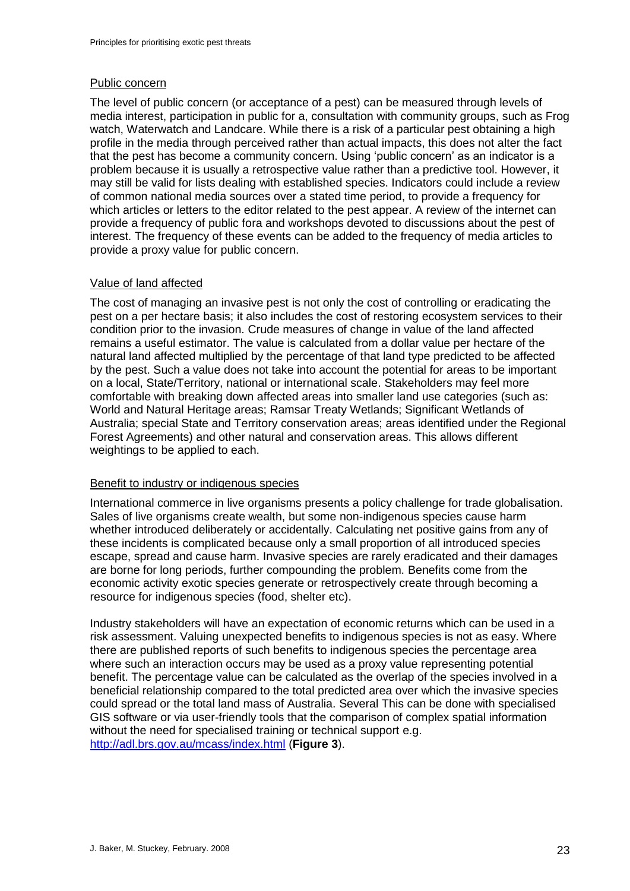Public concern

The level of public concern (or acceptance of a pest) can be measured through levels of media interest, participation in public for a, consultation with community groups, such as Frog watch, Waterwatch and Landcare. While there is a risk of a particular pest obtaining a high profile in the media through perceived rather than actual impacts, this does not alter the fact that the pest has become a community concern. Using 'public concern' as an indicator is a problem because it is usually a retrospective value rather than a predictive tool. However, it may still be valid for lists dealing with established species. Indicators could include a review of common national media sources over a stated time period, to provide a frequency for which articles or letters to the editor related to the pest appear. A review of the internet can provide a frequency of public fora and workshops devoted to discussions about the pest of interest. The frequency of these events can be added to the frequency of media articles to provide a proxy value for public concern.

Value of land affected

The cost of managing an invasive pest is not only the cost of controlling or eradicating the pest on a per hectare basis; it also includes the cost of restoring ecosystem services to their condition prior to the invasion. Crude measures of change in value of the land affected remains a useful estimator. The value is calculated from a dollar value per hectare of the natural land affected multiplied by the percentage of that land type predicted to be affected by the pest. Such a value does not take into account the potential for areas to be important on a local, State/Territory, national or international scale. Stakeholders may feel more comfortable with breaking down affected areas into smaller land use categories (such as: World and Natural Heritage areas; Ramsar Treaty Wetlands; Significant Wetlands of Australia; special State and Territory conservation areas; areas identified under the Regional Forest Agreements) and other natural and conservation areas. This allows different weightings to be applied to each.

Benefit to industry or indigenous species

International commerce in live organisms presents a policy challenge for trade globalisation. Sales of live organisms create wealth, but some non-indigenous species cause harm whether introduced deliberately or accidentally. Calculating net positive gains from any of these incidents is complicated because only a small proportion of all introduced species escape, spread and cause harm. Invasive species are rarely eradicated and their damages are borne for long periods, further compounding the problem. Benefits come from the economic activity exotic species generate or retrospectively create through becoming a resource for indigenous species (food, shelter etc).

Industry stakeholders will have an expectation of economic returns which can be used in a risk assessment. Valuing unexpected benefits to indigenous species is not as easy. Where there are published reports of such benefits to indigenous species the percentage area where such an interaction occurs may be used as a proxy value representing potential benefit. The percentage value can be calculated as the overlap of the species involved in a beneficial relationship compared to the total predicted area over which the invasive species could spread or the total land mass of Australia. Several This can be done with specialised GIS software or via user-friendly tools that the comparison of complex spatial information without the need for specialised training or technical support e.g. http://adl.brs.gov.au/mcass/index.html (**Figure 3**).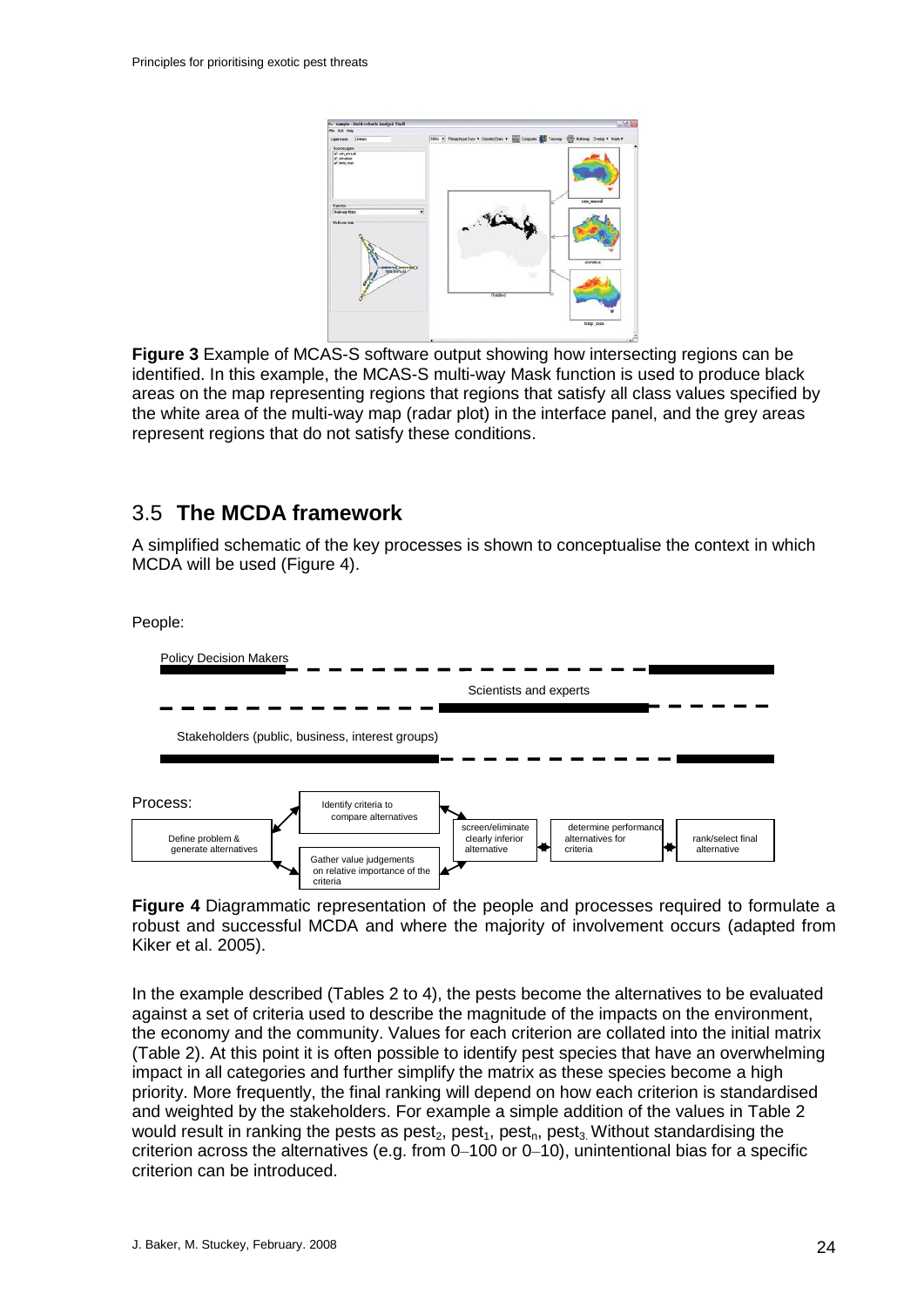**Figure 3** Example of MCAS-S software output showing how intersecting regions can be identified. In this example, the MCAS-S multi-way Mask function is used to produce black areas on the map representing regions that regions that satisfy all class values specified by the white area of the multi-way map (radar plot) in the interface panel, and the grey areas represent regions that do not satisfy these conditions.

## 3.5 The MCDA framework

A simplified schematic of the key processes is shown to conceptualise the context in which MCDA will be used (Figure 4).

People:

Policy Decision Makers

Scientists and experts

Stakeholders (public, business, interest groups)

Process:

Define problem & generate alternatives

Identify criteria to compare alternatives

Gather value judgements on relative importance of the criteria

screen/eliminate clearly inferior alternative

determine performance alternatives for criteria

rank/select final alternative

**Figure 4** Diagrammatic representation of the people and processes required to formulate a robust and successful MCDA and where the majority of involvement occurs (adapted from Kiker et al. 2005).

In the example described (Tables 2 to 4), the pests become the alternatives to be evaluated against a set of criteria used to describe the magnitude of the impacts on the environment, the economy and the community. Values for each criterion are collated into the initial matrix (Table 2). At this point it is often possible to identify pest species that have an overwhelming impact in all categories and further simplify the matrix as these species become a high priority. More frequently, the final ranking will depend on how each criterion is standardised and weighted by the stakeholders. For example a simple addition of the values in Table 2 would result in ranking the pests as $pest_2$, $pest_1$, $pest_n$, $pest_3$. Without standardising the criterion across the alternatives (e.g. from 0–100 or 0–10), unintentional bias for a specific criterion can be introduced.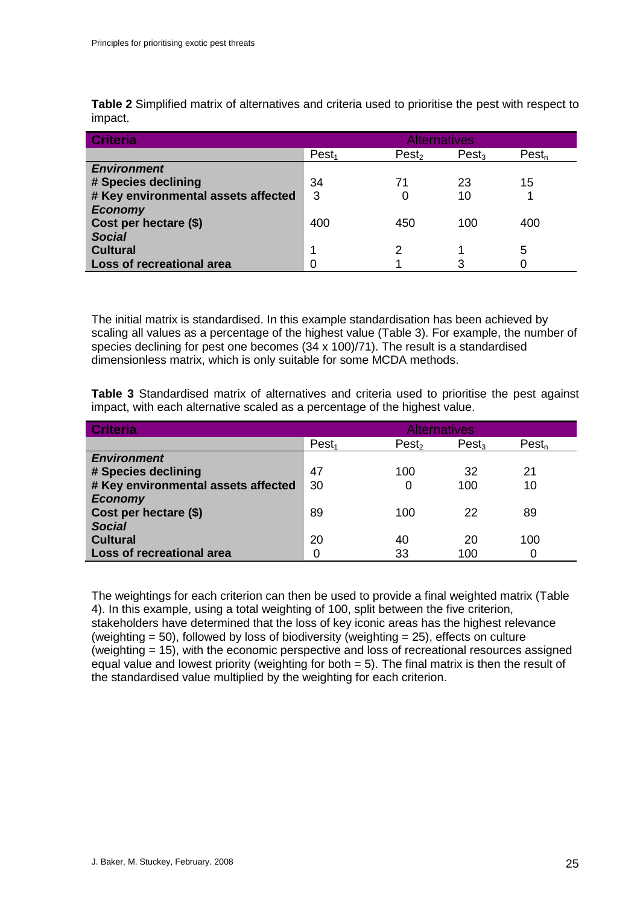**Table 2** Simplified matrix of alternatives and criteria used to prioritise the pest with respect to impact.

| Criteria | Alternatives | | | |
|---|---|---|---|---|
| | $Pest_1$ | $Pest_2$ | $Pest_3$ | $Pest_n$ |
| ***Environment*** | | | | |
| **# Species declining** | 34 | 71 | 23 | 15 |
| **# Key environmental assets affected** | 3 | 0 | 10 | 1 |
| ***Economy*** | | | | |
| **Cost per hectare ($)** | 400 | 450 | 100 | 400 |
| ***Social*** | | | | |
| **Cultural** | 1 | 2 | 1 | 5 |
| **Loss of recreational area** | 0 | 1 | 3 | 0 |

The initial matrix is standardised. In this example standardisation has been achieved by scaling all values as a percentage of the highest value (Table 3). For example, the number of species declining for pest one becomes (34 x 100)/71). The result is a standardised dimensionless matrix, which is only suitable for some MCDA methods.

**Table 3** Standardised matrix of alternatives and criteria used to prioritise the pest against impact, with each alternative scaled as a percentage of the highest value.

| Criteria | Alternatives | | | |
|---|---|---|---|---|
| | $Pest_1$ | $Pest_2$ | $Pest_3$ | $Pest_n$ |
| ***Environment*** | | | | |
| **# Species declining** | 47 | 100 | 32 | 21 |
| **# Key environmental assets affected** | 30 | 0 | 100 | 10 |
| ***Economy*** | | | | |
| **Cost per hectare ($)** | 89 | 100 | 22 | 89 |
| ***Social*** | | | | |
| **Cultural** | 20 | 40 | 20 | 100 |
| **Loss of recreational area** | 0 | 33 | 100 | 0 |

The weightings for each criterion can then be used to provide a final weighted matrix (Table 4). In this example, using a total weighting of 100, split between the five criterion, stakeholders have determined that the loss of key iconic areas has the highest relevance (weighting = 50), followed by loss of biodiversity (weighting = 25), effects on culture (weighting = 15), with the economic perspective and loss of recreational resources assigned equal value and lowest priority (weighting for both = 5). The final matrix is then the result of the standardised value multiplied by the weighting for each criterion.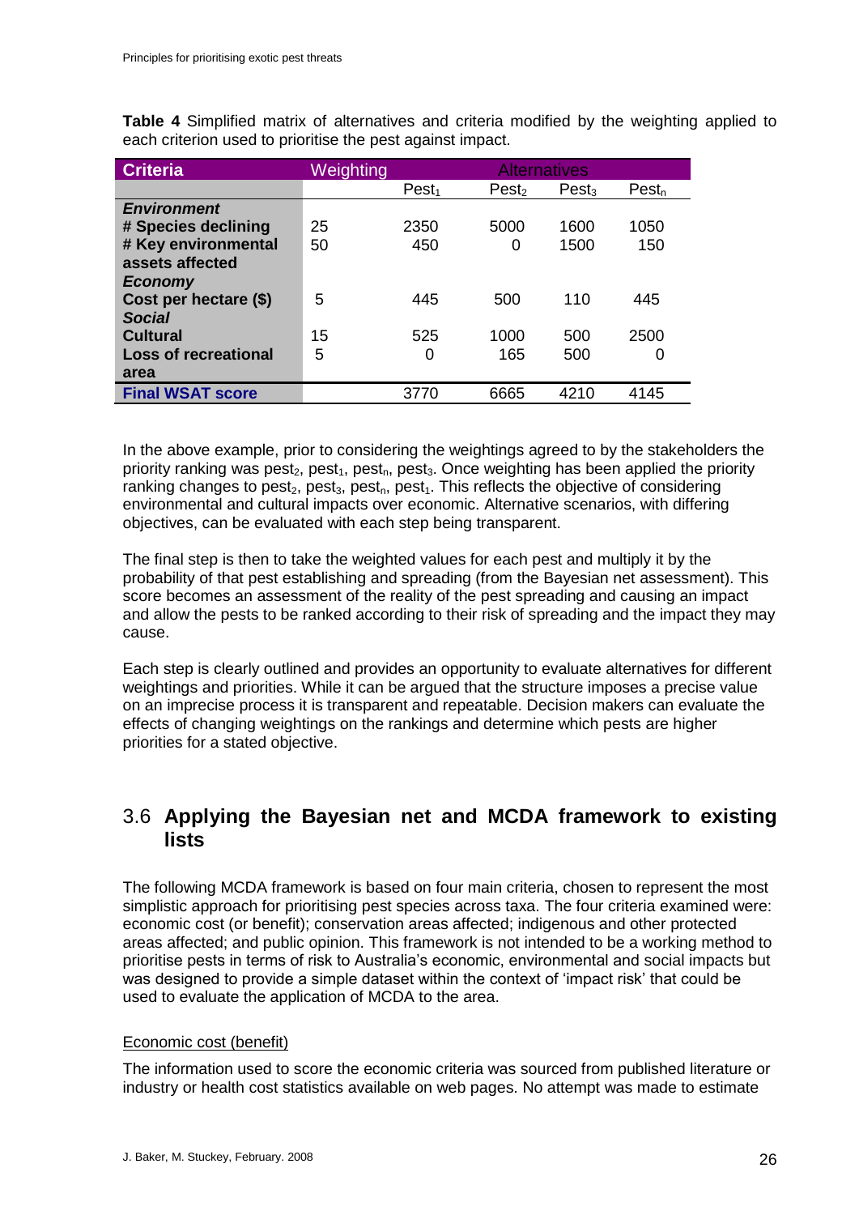**Table 4** Simplified matrix of alternatives and criteria modified by the weighting applied to each criterion used to prioritise the pest against impact.

| Criteria | Weighting | Alternatives | | | |
|---|---|---|---|---|---|
| | | $Pest_1$ | $Pest_2$ | $Pest_3$ | $Pest_n$ |
| ***Environment*** | | | | | |
| **# Species declining** | 25 | 2350 | 5000 | 1600 | 1050 |
| **# Key environmental assets affected** | 50 | 450 | 0 | 1500 | 150 |
| ***Economy*** | | | | | |
| **Cost per hectare ($)** | 5 | 445 | 500 | 110 | 445 |
| ***Social*** | | | | | |
| **Cultural** | 15 | 525 | 1000 | 500 | 2500 |
| **Loss of recreational area** | 5 | 0 | 165 | 500 | 0 |
| **Final WSAT score** | | 3770 | 6665 | 4210 | 4145 |

In the above example, prior to considering the weightings agreed to by the stakeholders the priority ranking was $pest_2$, $pest_1$, $pest_n$, $pest_3$. Once weighting has been applied the priority ranking changes to $pest_2$, $pest_3$, $pest_n$, $pest_1$. This reflects the objective of considering environmental and cultural impacts over economic. Alternative scenarios, with differing objectives, can be evaluated with each step being transparent.

The final step is then to take the weighted values for each pest and multiply it by the probability of that pest establishing and spreading (from the Bayesian net assessment). This score becomes an assessment of the reality of the pest spreading and causing an impact and allow the pests to be ranked according to their risk of spreading and the impact they may cause.

Each step is clearly outlined and provides an opportunity to evaluate alternatives for different weightings and priorities. While it can be argued that the structure imposes a precise value on an imprecise process it is transparent and repeatable. Decision makers can evaluate the effects of changing weightings on the rankings and determine which pests are higher priorities for a stated objective.

## 3.6 Applying the Bayesian net and MCDA framework to existing lists

The following MCDA framework is based on four main criteria, chosen to represent the most simplistic approach for prioritising pest species across taxa. The four criteria examined were: economic cost (or benefit); conservation areas affected; indigenous and other protected areas affected; and public opinion. This framework is not intended to be a working method to prioritise pests in terms of risk to Australia's economic, environmental and social impacts but was designed to provide a simple dataset within the context of 'impact risk' that could be used to evaluate the application of MCDA to the area.

Economic cost (benefit)

The information used to score the economic criteria was sourced from published literature or industry or health cost statistics available on web pages. No attempt was made to estimate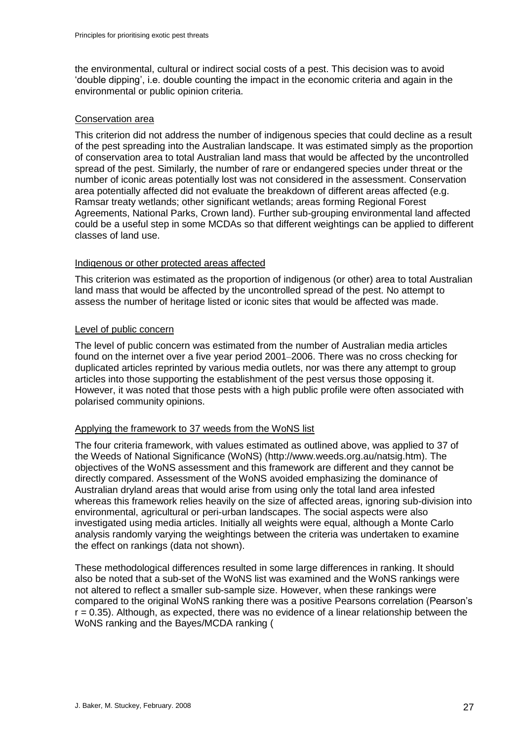the environmental, cultural or indirect social costs of a pest. This decision was to avoid 'double dipping', i.e. double counting the impact in the economic criteria and again in the environmental or public opinion criteria.

### Conservation area

This criterion did not address the number of indigenous species that could decline as a result of the pest spreading into the Australian landscape. It was estimated simply as the proportion of conservation area to total Australian land mass that would be affected by the uncontrolled spread of the pest. Similarly, the number of rare or endangered species under threat or the number of iconic areas potentially lost was not considered in the assessment. Conservation area potentially affected did not evaluate the breakdown of different areas affected (e.g. Ramsar treaty wetlands; other significant wetlands; areas forming Regional Forest Agreements, National Parks, Crown land). Further sub-grouping environmental land affected could be a useful step in some MCDAs so that different weightings can be applied to different classes of land use.

### Indigenous or other protected areas affected

This criterion was estimated as the proportion of indigenous (or other) area to total Australian land mass that would be affected by the uncontrolled spread of the pest. No attempt to assess the number of heritage listed or iconic sites that would be affected was made.

### Level of public concern

The level of public concern was estimated from the number of Australian media articles found on the internet over a five year period 2001–2006. There was no cross checking for duplicated articles reprinted by various media outlets, nor was there any attempt to group articles into those supporting the establishment of the pest versus those opposing it. However, it was noted that those pests with a high public profile were often associated with polarised community opinions.

### Applying the framework to 37 weeds from the WoNS list

The four criteria framework, with values estimated as outlined above, was applied to 37 of the Weeds of National Significance (WoNS) (http://www.weeds.org.au/natsig.htm). The objectives of the WoNS assessment and this framework are different and they cannot be directly compared. Assessment of the WoNS avoided emphasizing the dominance of Australian dryland areas that would arise from using only the total land area infested whereas this framework relies heavily on the size of affected areas, ignoring sub-division into environmental, agricultural or peri-urban landscapes. The social aspects were also investigated using media articles. Initially all weights were equal, although a Monte Carlo analysis randomly varying the weightings between the criteria was undertaken to examine the effect on rankings (data not shown).

These methodological differences resulted in some large differences in ranking. It should also be noted that a sub-set of the WoNS list was examined and the WoNS rankings were not altered to reflect a smaller sub-sample size. However, when these rankings were compared to the original WoNS ranking there was a positive Pearsons correlation (Pearson's $r = 0.35$). Although, as expected, there was no evidence of a linear relationship between the WoNS ranking and the Bayes/MCDA ranking (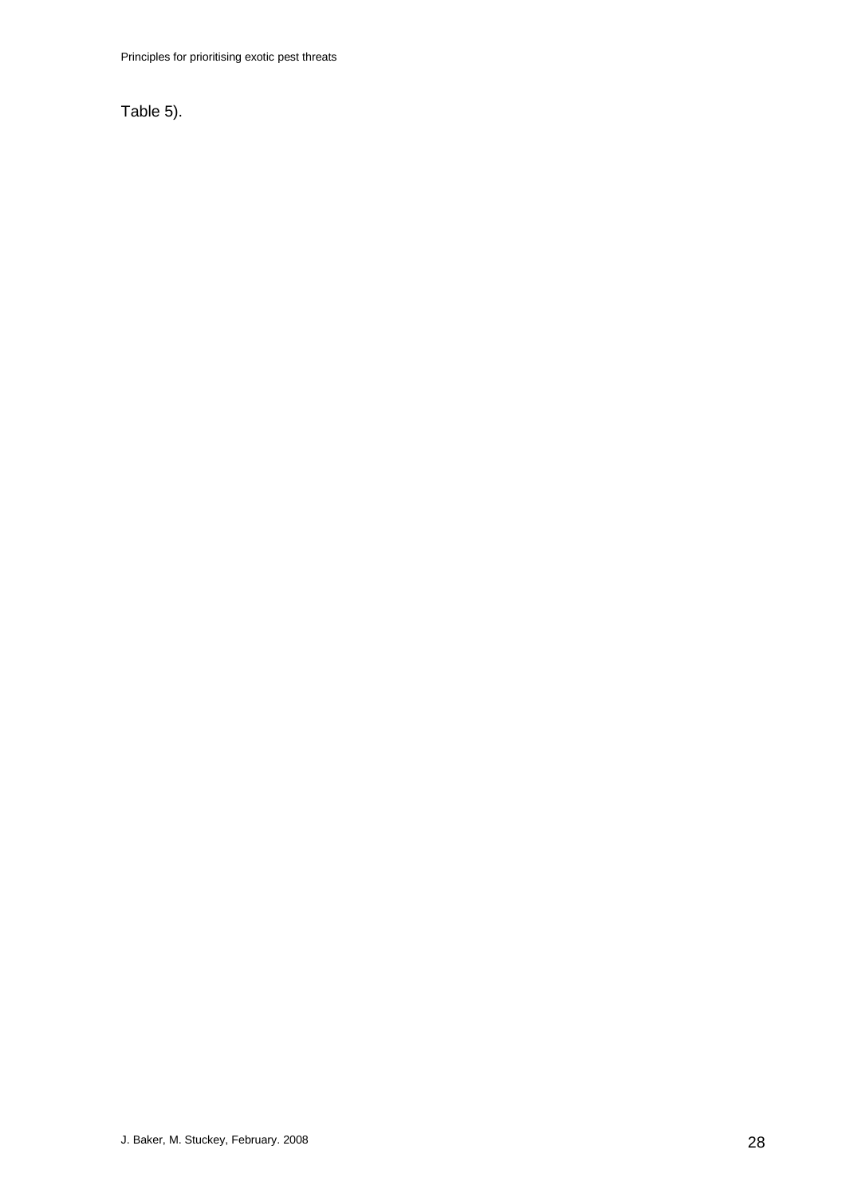Table 5).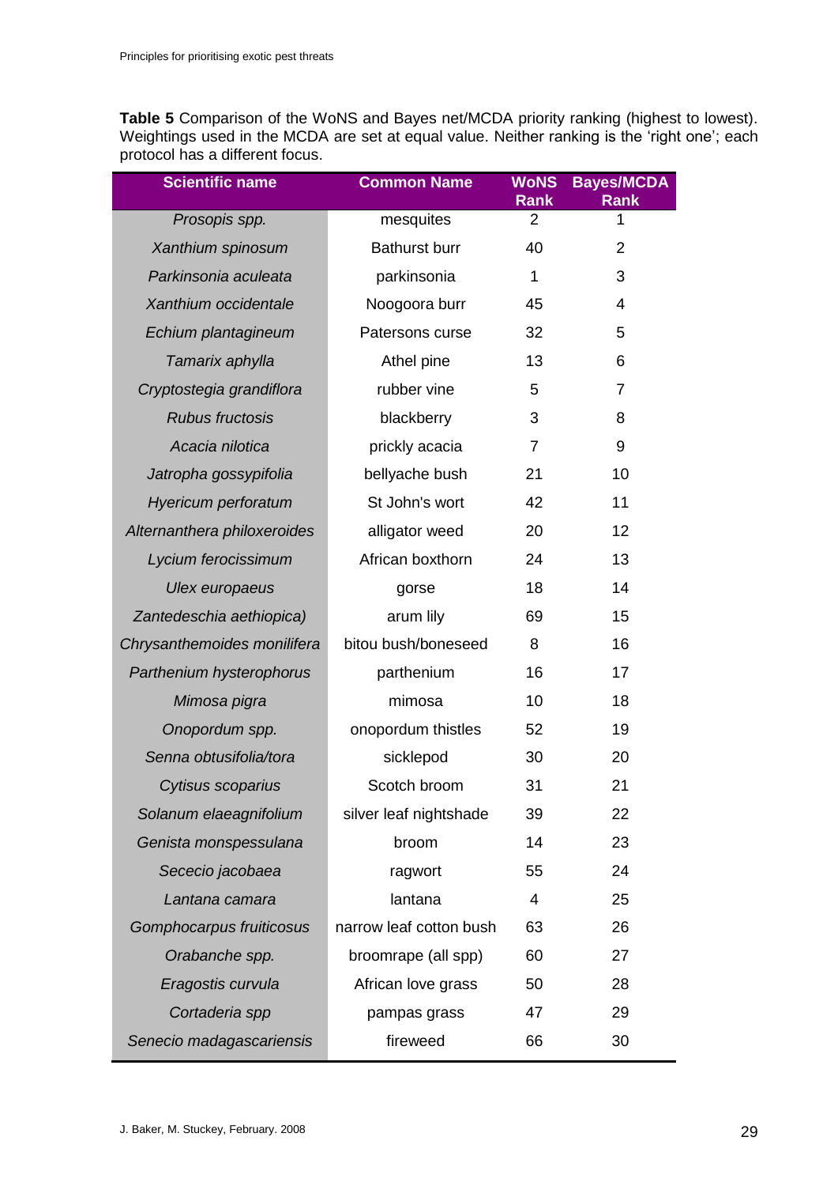**Table 5** Comparison of the WoNS and Bayes net/MCDA priority ranking (highest to lowest). Weightings used in the MCDA are set at equal value. Neither ranking is the 'right one'; each protocol has a different focus.

| Scientific name | Common Name | WoNS Rank | Bayes/MCDA Rank |
|---|---|---|---|
| *Prosopis spp.* | mesquites | 2 | 1 |
| *Xanthium spinosum* | Bathurst burr | 40 | 2 |
| *Parkinsonia aculeata* | parkinsonia | 1 | 3 |
| *Xanthium occidentale* | Noogoora burr | 45 | 4 |
| *Echium plantagineum* | Patersons curse | 32 | 5 |
| *Tamarix aphylla* | Athel pine | 13 | 6 |
| *Cryptostegia grandiflora* | rubber vine | 5 | 7 |
| *Rubus fructosis* | blackberry | 3 | 8 |
| *Acacia nilotica* | prickly acacia | 7 | 9 |
| *Jatropha gossypifolia* | bellyache bush | 21 | 10 |
| *Hyericum perforatum* | St John's wort | 42 | 11 |
| *Alternanthera philoxeroides* | alligator weed | 20 | 12 |
| *Lycium ferocissimum* | African boxthorn | 24 | 13 |
| *Ulex europaeus* | gorse | 18 | 14 |
| *Zantedeschia aethiopica)* | arum lily | 69 | 15 |
| *Chrysanthemoides monilifera* | bitou bush/boneseed | 8 | 16 |
| *Parthenium hysterophorus* | parthenium | 16 | 17 |
| *Mimosa pigra* | mimosa | 10 | 18 |
| *Onopordum spp.* | onopordum thistles | 52 | 19 |
| *Senna obtusifolia/tora* | sicklepod | 30 | 20 |
| *Cytisus scoparius* | Scotch broom | 31 | 21 |
| *Solanum elaeagnifolium* | silver leaf nightshade | 39 | 22 |
| *Genista monspessulana* | broom | 14 | 23 |
| *Sececio jacobaea* | ragwort | 55 | 24 |
| *Lantana camara* | lantana | 4 | 25 |
| *Gomphocarpus fruiticosus* | narrow leaf cotton bush | 63 | 26 |
| *Orabanche spp.* | broomrape (all spp) | 60 | 27 |
| *Eragostis curvula* | African love grass | 50 | 28 |
| *Cortaderia spp* | pampas grass | 47 | 29 |
| *Senecio madagascariensis* | fireweed | 66 | 30 |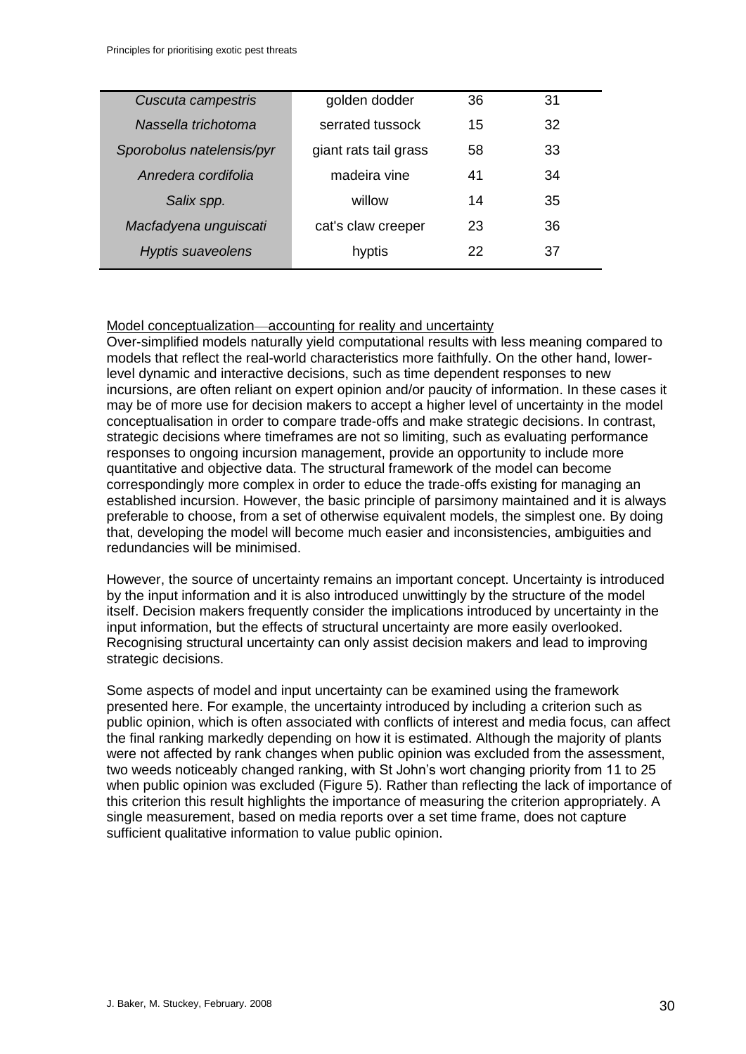| | | | |
|---|---|---|---|
| *Cuscuta campestris* | golden dodder | 36 | 31 |
| *Nassella trichotoma* | serrated tussock | 15 | 32 |
| *Sporobolus natelensis/pyr* | giant rats tail grass | 58 | 33 |
| *Anredera cordifolia* | madeira vine | 41 | 34 |
| *Salix spp.* | willow | 14 | 35 |
| *Macfadyena unguiscati* | cat's claw creeper | 23 | 36 |
| *Hyptis suaveolens* | hyptis | 22 | 37 |

Model conceptualization—accounting for reality and uncertainty

Over-simplified models naturally yield computational results with less meaning compared to models that reflect the real-world characteristics more faithfully. On the other hand, lower-level dynamic and interactive decisions, such as time dependent responses to new incursions, are often reliant on expert opinion and/or paucity of information. In these cases it may be of more use for decision makers to accept a higher level of uncertainty in the model conceptualisation in order to compare trade-offs and make strategic decisions. In contrast, strategic decisions where timeframes are not so limiting, such as evaluating performance responses to ongoing incursion management, provide an opportunity to include more quantitative and objective data. The structural framework of the model can become correspondingly more complex in order to educe the trade-offs existing for managing an established incursion. However, the basic principle of parsimony maintained and it is always preferable to choose, from a set of otherwise equivalent models, the simplest one. By doing that, developing the model will become much easier and inconsistencies, ambiguities and redundancies will be minimised.

However, the source of uncertainty remains an important concept. Uncertainty is introduced by the input information and it is also introduced unwittingly by the structure of the model itself. Decision makers frequently consider the implications introduced by uncertainty in the input information, but the effects of structural uncertainty are more easily overlooked. Recognising structural uncertainty can only assist decision makers and lead to improving strategic decisions.

Some aspects of model and input uncertainty can be examined using the framework presented here. For example, the uncertainty introduced by including a criterion such as public opinion, which is often associated with conflicts of interest and media focus, can affect the final ranking markedly depending on how it is estimated. Although the majority of plants were not affected by rank changes when public opinion was excluded from the assessment, two weeds noticeably changed ranking, with St John's wort changing priority from 11 to 25 when public opinion was excluded (Figure 5). Rather than reflecting the lack of importance of this criterion this result highlights the importance of measuring the criterion appropriately. A single measurement, based on media reports over a set time frame, does not capture sufficient qualitative information to value public opinion.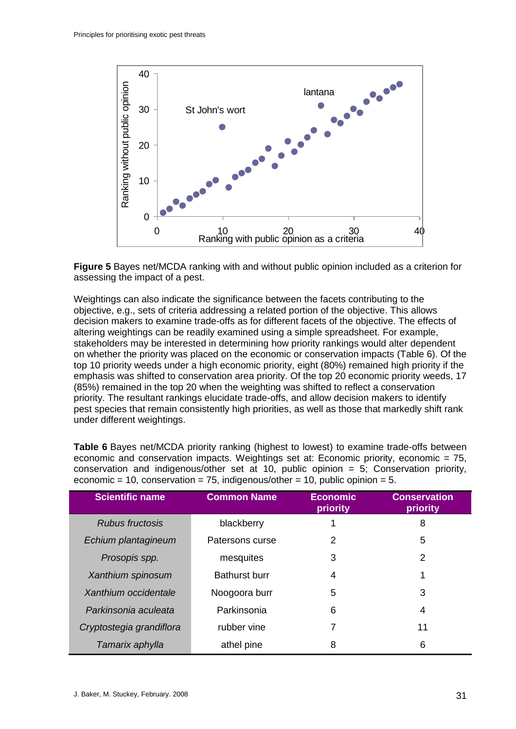40
30
20
10
0
Ranking without public opinion
0
10
20
30
40
Ranking with public opinion as a criteria
lantana
St John's wort

**Figure 5** Bayes net/MCDA ranking with and without public opinion included as a criterion for assessing the impact of a pest.

Weightings can also indicate the significance between the facets contributing to the objective, e.g., sets of criteria addressing a related portion of the objective. This allows decision makers to examine trade-offs as for different facets of the objective. The effects of altering weightings can be readily examined using a simple spreadsheet. For example, stakeholders may be interested in determining how priority rankings would alter dependent on whether the priority was placed on the economic or conservation impacts (Table 6). Of the top 10 priority weeds under a high economic priority, eight (80%) remained high priority if the emphasis was shifted to conservation area priority. Of the top 20 economic priority weeds, 17 (85%) remained in the top 20 when the weighting was shifted to reflect a conservation priority. The resultant rankings elucidate trade-offs, and allow decision makers to identify pest species that remain consistently high priorities, as well as those that markedly shift rank under different weightings.

**Table 6** Bayes net/MCDA priority ranking (highest to lowest) to examine trade-offs between economic and conservation impacts. Weightings set at: Economic priority, economic = 75, conservation and indigenous/other set at 10, public opinion = 5; Conservation priority, economic = 10, conservation = 75, indigenous/other = 10, public opinion = 5.

| Scientific name | Common Name | Economic priority | Conservation priority |
|---|---|---|---|
| *Rubus fructosis* | blackberry | 1 | 8 |
| *Echium plantagineum* | Patersons curse | 2 | 5 |
| *Prosopis spp.* | mesquites | 3 | 2 |
| *Xanthium spinosum* | Bathurst burr | 4 | 1 |
| *Xanthium occidentale* | Noogoora burr | 5 | 3 |
| *Parkinsonia aculeata* | Parkinsonia | 6 | 4 |
| *Cryptostegia grandiflora* | rubber vine | 7 | 11 |
| *Tamarix aphylla* | athel pine | 8 | 6 |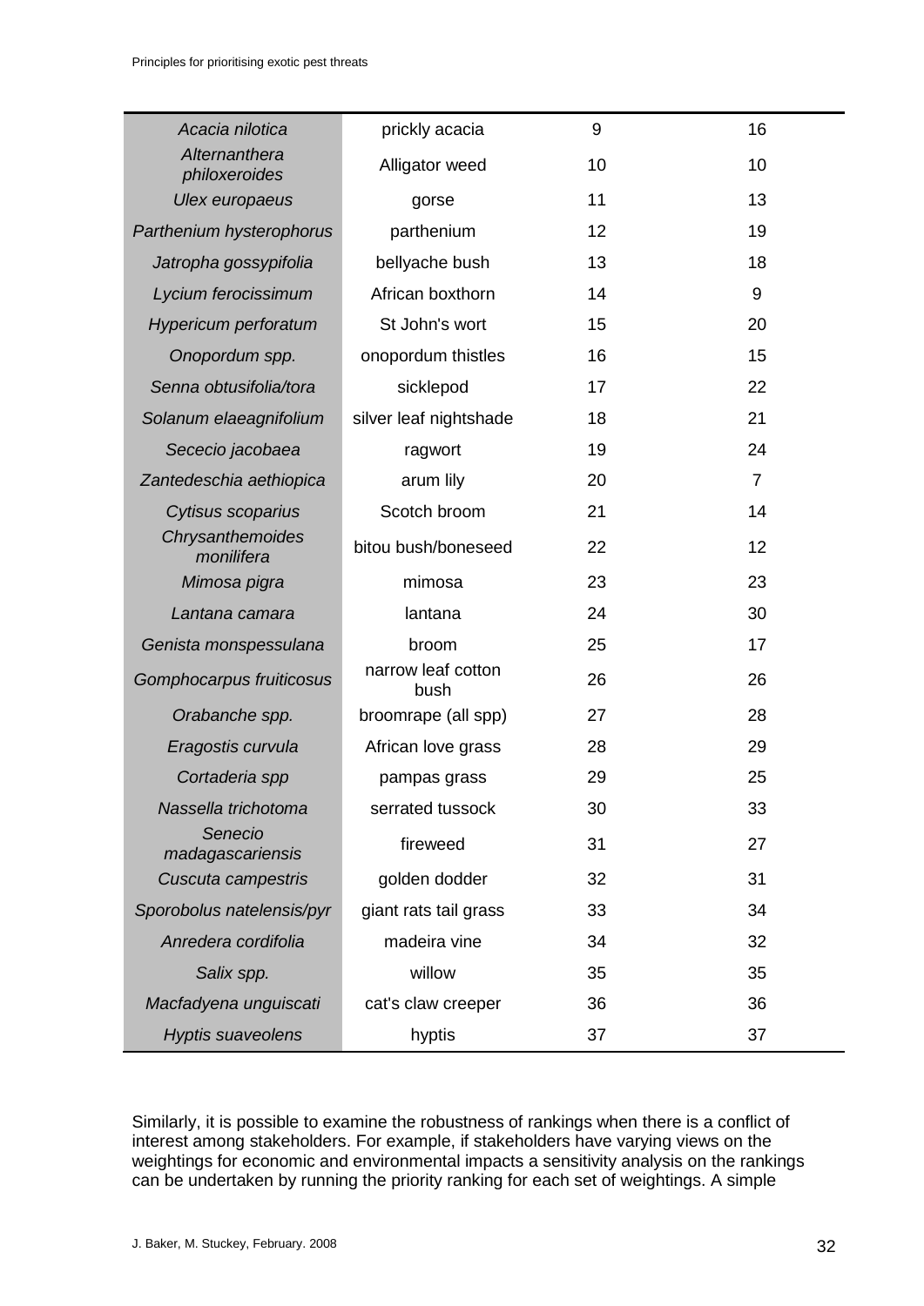| | | | |
|---|---|---|---|
| *Acacia nilotica* | prickly acacia | 9 | 16 |
| *Alternanthera philoxeroides* | Alligator weed | 10 | 10 |
| *Ulex europaeus* | gorse | 11 | 13 |
| *Parthenium hysterophorus* | parthenium | 12 | 19 |
| *Jatropha gossypifolia* | bellyache bush | 13 | 18 |
| *Lycium ferocissimum* | African boxthorn | 14 | 9 |
| *Hypericum perforatum* | St John's wort | 15 | 20 |
| *Onopordum spp.* | onopordum thistles | 16 | 15 |
| *Senna obtusifolia/tora* | sicklepod | 17 | 22 |
| *Solanum elaeagnifolium* | silver leaf nightshade | 18 | 21 |
| *Sececio jacobaea* | ragwort | 19 | 24 |
| *Zantedeschia aethiopica* | arum lily | 20 | 7 |
| *Cytisus scoparius* | Scotch broom | 21 | 14 |
| *Chrysanthemoides monilifera* | bitou bush/boneseed | 22 | 12 |
| *Mimosa pigra* | mimosa | 23 | 23 |
| *Lantana camara* | lantana | 24 | 30 |
| *Genista monspessulana* | broom | 25 | 17 |
| *Gomphocarpus fruiticosus* | narrow leaf cotton bush | 26 | 26 |
| *Orabanche spp.* | broomrape (all spp) | 27 | 28 |
| *Eragostis curvula* | African love grass | 28 | 29 |
| *Cortaderia spp* | pampas grass | 29 | 25 |
| *Nassella trichotoma* | serrated tussock | 30 | 33 |
| *Senecio madagascariensis* | fireweed | 31 | 27 |
| *Cuscuta campestris* | golden dodder | 32 | 31 |
| *Sporobolus natelensis/pyr* | giant rats tail grass | 33 | 34 |
| *Anredera cordifolia* | madeira vine | 34 | 32 |
| *Salix spp.* | willow | 35 | 35 |
| *Macfadyena unguiscati* | cat's claw creeper | 36 | 36 |
| *Hyptis suaveolens* | hyptis | 37 | 37 |

Similarly, it is possible to examine the robustness of rankings when there is a conflict of interest among stakeholders. For example, if stakeholders have varying views on the weightings for economic and environmental impacts a sensitivity analysis on the rankings can be undertaken by running the priority ranking for each set of weightings. A simple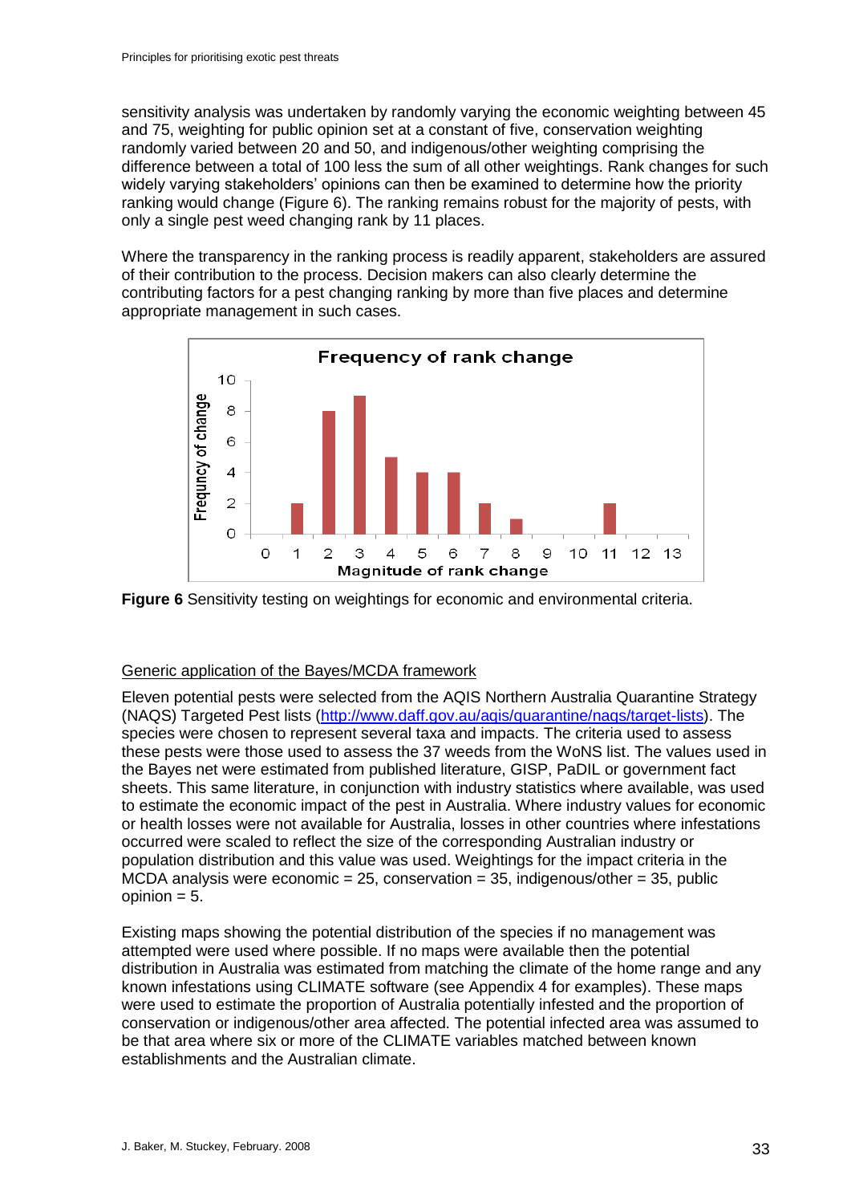sensitivity analysis was undertaken by randomly varying the economic weighting between 45 and 75, weighting for public opinion set at a constant of five, conservation weighting randomly varied between 20 and 50, and indigenous/other weighting comprising the difference between a total of 100 less the sum of all other weightings. Rank changes for such widely varying stakeholders' opinions can then be examined to determine how the priority ranking would change (Figure 6). The ranking remains robust for the majority of pests, with only a single pest weed changing rank by 11 places.

Where the transparency in the ranking process is readily apparent, stakeholders are assured of their contribution to the process. Decision makers can also clearly determine the contributing factors for a pest changing ranking by more than five places and determine appropriate management in such cases.

Frequency of rank change

Frequncy of change

10
8
6
4
2
0

0 1 2 3 4 5 6 7 8 9 10 11 12 13

Magnitude of rank change

**Figure 6** Sensitivity testing on weightings for economic and environmental criteria.

Generic application of the Bayes/MCDA framework

Eleven potential pests were selected from the AQIS Northern Australia Quarantine Strategy (NAQS) Targeted Pest lists (http://www.daff.gov.au/aqis/quarantine/naqs/target-lists). The species were chosen to represent several taxa and impacts. The criteria used to assess these pests were those used to assess the 37 weeds from the WoNS list. The values used in the Bayes net were estimated from published literature, GISP, PaDIL or government fact sheets. This same literature, in conjunction with industry statistics where available, was used to estimate the economic impact of the pest in Australia. Where industry values for economic or health losses were not available for Australia, losses in other countries where infestations occurred were scaled to reflect the size of the corresponding Australian industry or population distribution and this value was used. Weightings for the impact criteria in the MCDA analysis were economic = 25, conservation = 35, indigenous/other = 35, public opinion = 5.

Existing maps showing the potential distribution of the species if no management was attempted were used where possible. If no maps were available then the potential distribution in Australia was estimated from matching the climate of the home range and any known infestations using CLIMATE software (see Appendix 4 for examples). These maps were used to estimate the proportion of Australia potentially infested and the proportion of conservation or indigenous/other area affected. The potential infected area was assumed to be that area where six or more of the CLIMATE variables matched between known establishments and the Australian climate.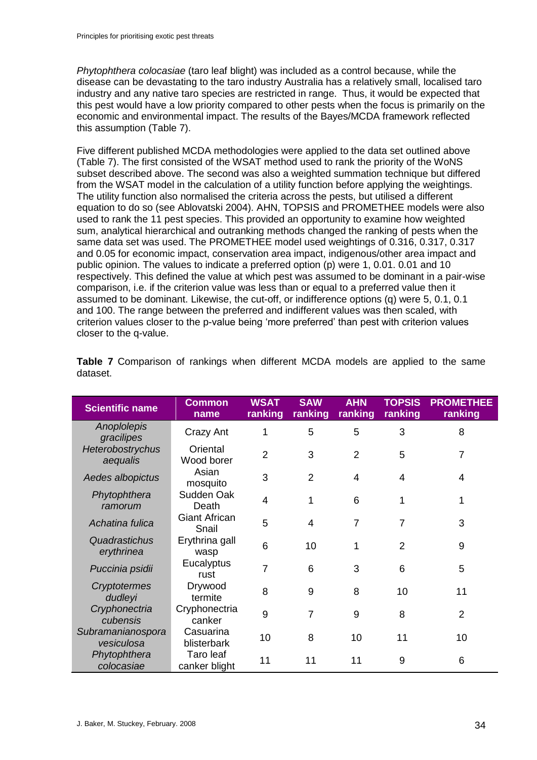*Phytophthera colocasiae* (taro leaf blight) was included as a control because, while the disease can be devastating to the taro industry Australia has a relatively small, localised taro industry and any native taro species are restricted in range. Thus, it would be expected that this pest would have a low priority compared to other pests when the focus is primarily on the economic and environmental impact. The results of the Bayes/MCDA framework reflected this assumption (Table 7).

Five different published MCDA methodologies were applied to the data set outlined above (Table 7). The first consisted of the WSAT method used to rank the priority of the WoNS subset described above. The second was also a weighted summation technique but differed from the WSAT model in the calculation of a utility function before applying the weightings. The utility function also normalised the criteria across the pests, but utilised a different equation to do so (see Ablovatski 2004). AHN, TOPSIS and PROMETHEE models were also used to rank the 11 pest species. This provided an opportunity to examine how weighted sum, analytical hierarchical and outranking methods changed the ranking of pests when the same data set was used. The PROMETHEE model used weightings of 0.316, 0.317, 0.317 and 0.05 for economic impact, conservation area impact, indigenous/other area impact and public opinion. The values to indicate a preferred option (p) were 1, 0.01. 0.01 and 10 respectively. This defined the value at which pest was assumed to be dominant in a pair-wise comparison, i.e. if the criterion value was less than or equal to a preferred value then it assumed to be dominant. Likewise, the cut-off, or indifference options (q) were 5, 0.1, 0.1 and 100. The range between the preferred and indifferent values was then scaled, with criterion values closer to the p-value being 'more preferred' than pest with criterion values closer to the q-value.

**Table 7** Comparison of rankings when different MCDA models are applied to the same dataset.

| Scientific name | Common name | WSAT ranking | SAW ranking | AHN ranking | TOPSIS ranking | PROMETHEE ranking |
|---|---|---|---|---|---|---|
| *Anoplolepis gracilipes* | Crazy Ant | 1 | 5 | 5 | 3 | 8 |
| *Heterobostrychus aequalis* | Oriental Wood borer | 2 | 3 | 2 | 5 | 7 |
| *Aedes albopictus* | Asian mosquito | 3 | 2 | 4 | 4 | 4 |
| *Phytophthera ramorum* | Sudden Oak Death | 4 | 1 | 6 | 1 | 1 |
| *Achatina fulica* | Giant African Snail | 5 | 4 | 7 | 7 | 3 |
| *Quadrastichus erythrinea* | Erythrina gall wasp | 6 | 10 | 1 | 2 | 9 |
| *Puccinia psidii* | Eucalyptus rust | 7 | 6 | 3 | 6 | 5 |
| *Cryptotermes dudleyi* | Drywood termite | 8 | 9 | 8 | 10 | 11 |
| *Cryphonectria cubensis* | Cryphonectria canker | 9 | 7 | 9 | 8 | 2 |
| *Subramanianospora vesiculosa* | Casuarina blisterbark | 10 | 8 | 10 | 11 | 10 |
| *Phytophthera colocasiae* | Taro leaf canker blight | 11 | 11 | 11 | 9 | 6 |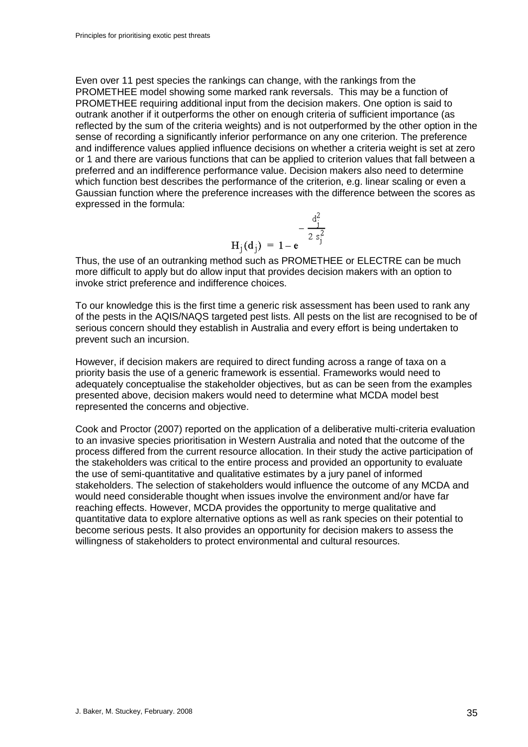Even over 11 pest species the rankings can change, with the rankings from the PROMETHEE model showing some marked rank reversals. This may be a function of PROMETHEE requiring additional input from the decision makers. One option is said to outrank another if it outperforms the other on enough criteria of sufficient importance (as reflected by the sum of the criteria weights) and is not outperformed by the other option in the sense of recording a significantly inferior performance on any one criterion. The preference and indifference values applied influence decisions on whether a criteria weight is set at zero or 1 and there are various functions that can be applied to criterion values that fall between a preferred and an indifference performance value. Decision makers also need to determine which function best describes the performance of the criterion, e.g. linear scaling or even a Gaussian function where the preference increases with the difference between the scores as expressed in the formula:

$$H_j(d_j) = 1 - e^{-\frac{d_j^2}{2 s_j^2}}$$

Thus, the use of an outranking method such as PROMETHEE or ELECTRE can be much more difficult to apply but do allow input that provides decision makers with an option to invoke strict preference and indifference choices.

To our knowledge this is the first time a generic risk assessment has been used to rank any of the pests in the AQIS/NAQS targeted pest lists. All pests on the list are recognised to be of serious concern should they establish in Australia and every effort is being undertaken to prevent such an incursion.

However, if decision makers are required to direct funding across a range of taxa on a priority basis the use of a generic framework is essential. Frameworks would need to adequately conceptualise the stakeholder objectives, but as can be seen from the examples presented above, decision makers would need to determine what MCDA model best represented the concerns and objective.

Cook and Proctor (2007) reported on the application of a deliberative multi-criteria evaluation to an invasive species prioritisation in Western Australia and noted that the outcome of the process differed from the current resource allocation. In their study the active participation of the stakeholders was critical to the entire process and provided an opportunity to evaluate the use of semi-quantitative and qualitative estimates by a jury panel of informed stakeholders. The selection of stakeholders would influence the outcome of any MCDA and would need considerable thought when issues involve the environment and/or have far reaching effects. However, MCDA provides the opportunity to merge qualitative and quantitative data to explore alternative options as well as rank species on their potential to become serious pests. It also provides an opportunity for decision makers to assess the willingness of stakeholders to protect environmental and cultural resources.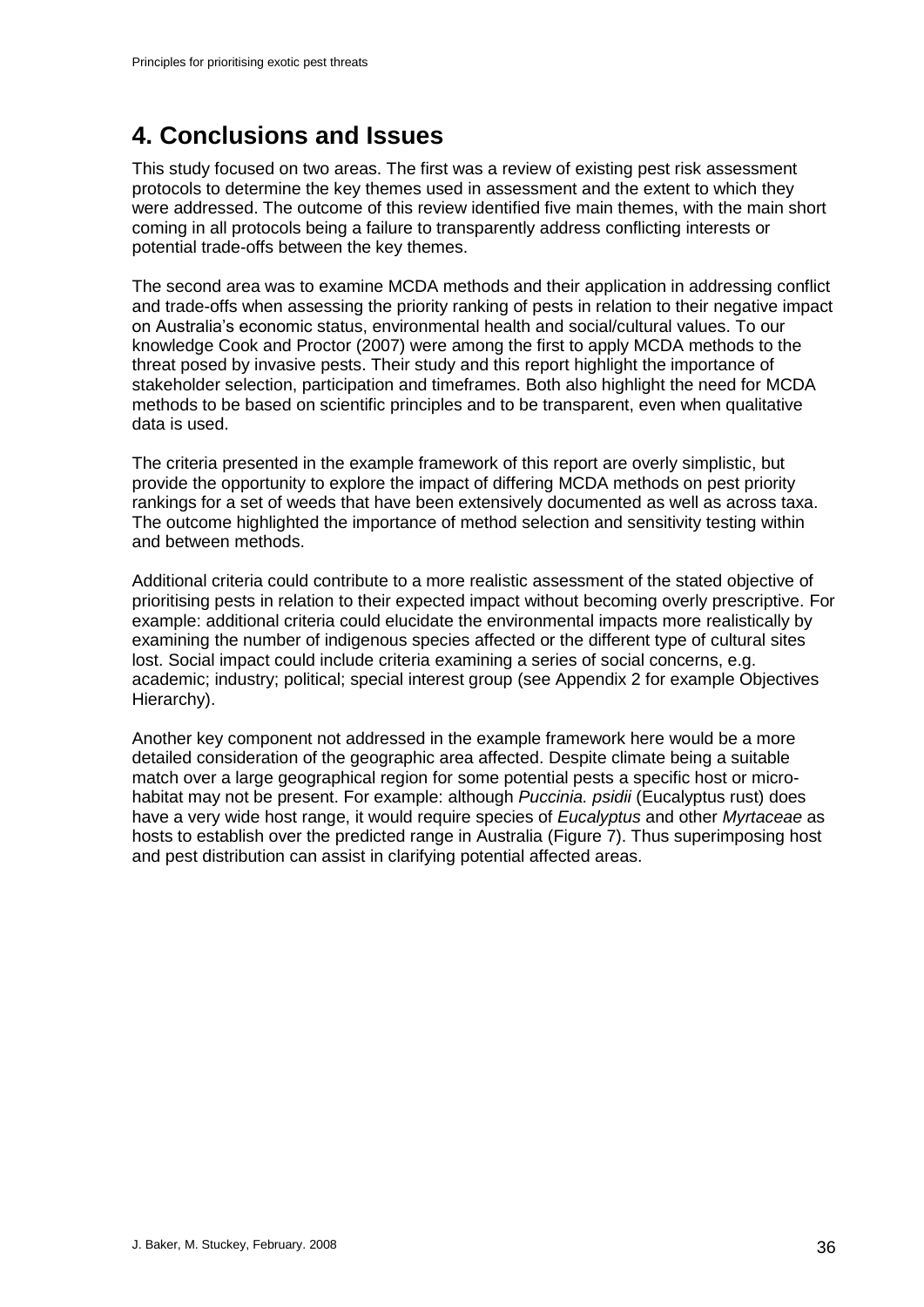# 4. Conclusions and Issues

This study focused on two areas. The first was a review of existing pest risk assessment protocols to determine the key themes used in assessment and the extent to which they were addressed. The outcome of this review identified five main themes, with the main short coming in all protocols being a failure to transparently address conflicting interests or potential trade-offs between the key themes.

The second area was to examine MCDA methods and their application in addressing conflict and trade-offs when assessing the priority ranking of pests in relation to their negative impact on Australia's economic status, environmental health and social/cultural values. To our knowledge Cook and Proctor (2007) were among the first to apply MCDA methods to the threat posed by invasive pests. Their study and this report highlight the importance of stakeholder selection, participation and timeframes. Both also highlight the need for MCDA methods to be based on scientific principles and to be transparent, even when qualitative data is used.

The criteria presented in the example framework of this report are overly simplistic, but provide the opportunity to explore the impact of differing MCDA methods on pest priority rankings for a set of weeds that have been extensively documented as well as across taxa. The outcome highlighted the importance of method selection and sensitivity testing within and between methods.

Additional criteria could contribute to a more realistic assessment of the stated objective of prioritising pests in relation to their expected impact without becoming overly prescriptive. For example: additional criteria could elucidate the environmental impacts more realistically by examining the number of indigenous species affected or the different type of cultural sites lost. Social impact could include criteria examining a series of social concerns, e.g. academic; industry; political; special interest group (see Appendix 2 for example Objectives Hierarchy).

Another key component not addressed in the example framework here would be a more detailed consideration of the geographic area affected. Despite climate being a suitable match over a large geographical region for some potential pests a specific host or micro-habitat may not be present. For example: although *Puccinia. psidii* (Eucalyptus rust) does have a very wide host range, it would require species of *Eucalyptus* and other *Myrtaceae* as hosts to establish over the predicted range in Australia (Figure 7). Thus superimposing host and pest distribution can assist in clarifying potential affected areas.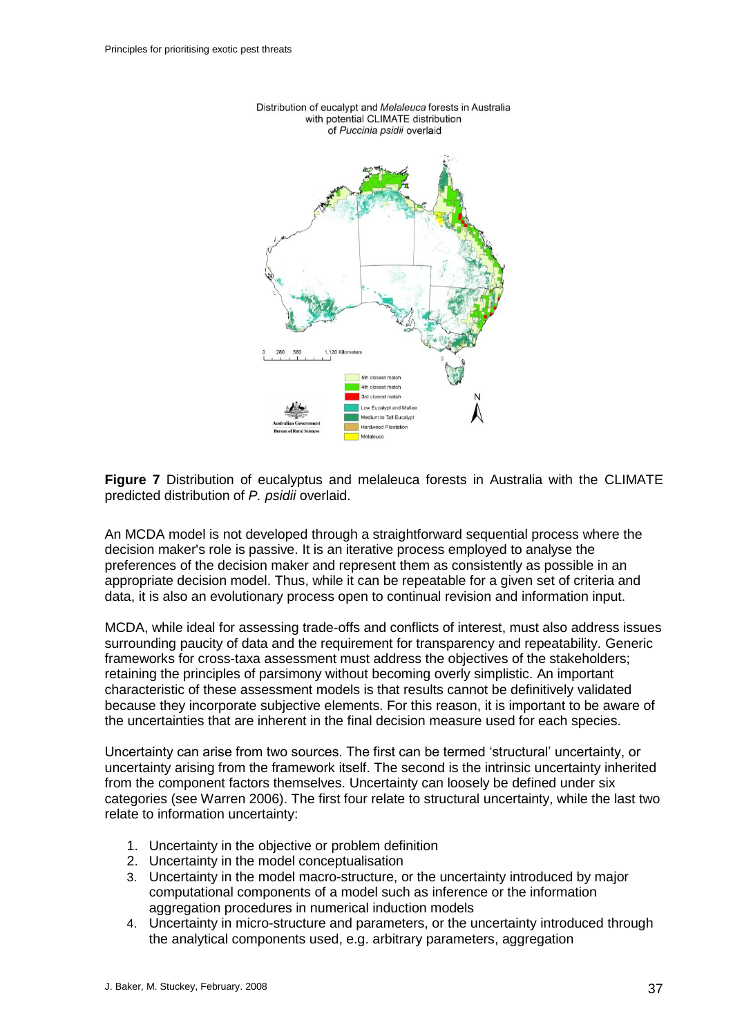Distribution of eucalypt and *Melaleuca* forests in Australia
with potential CLIMATE distribution
of *Puccinia psidii* overlaid

0 280 560 1,120 Kilometers

5th closest match
4th closest match
3rd closest match
Low Eucalypt and Mallee
Medium to Tall Eucalypt
Hardwood Plantation
Melaleuca

N

Australian Government
Bureau of Rural Sciences

**Figure 7** Distribution of eucalyptus and melaleuca forests in Australia with the CLIMATE predicted distribution of *P. psidii* overlaid.

An MCDA model is not developed through a straightforward sequential process where the decision maker's role is passive. It is an iterative process employed to analyse the preferences of the decision maker and represent them as consistently as possible in an appropriate decision model. Thus, while it can be repeatable for a given set of criteria and data, it is also an evolutionary process open to continual revision and information input.

MCDA, while ideal for assessing trade-offs and conflicts of interest, must also address issues surrounding paucity of data and the requirement for transparency and repeatability. Generic frameworks for cross-taxa assessment must address the objectives of the stakeholders; retaining the principles of parsimony without becoming overly simplistic. An important characteristic of these assessment models is that results cannot be definitively validated because they incorporate subjective elements. For this reason, it is important to be aware of the uncertainties that are inherent in the final decision measure used for each species.

Uncertainty can arise from two sources. The first can be termed 'structural' uncertainty, or uncertainty arising from the framework itself. The second is the intrinsic uncertainty inherited from the component factors themselves. Uncertainty can loosely be defined under six categories (see Warren 2006). The first four relate to structural uncertainty, while the last two relate to information uncertainty:

1. Uncertainty in the objective or problem definition
2. Uncertainty in the model conceptualisation
3. Uncertainty in the model macro-structure, or the uncertainty introduced by major computational components of a model such as inference or the information aggregation procedures in numerical induction models
4. Uncertainty in micro-structure and parameters, or the uncertainty introduced through the analytical components used, e.g. arbitrary parameters, aggregation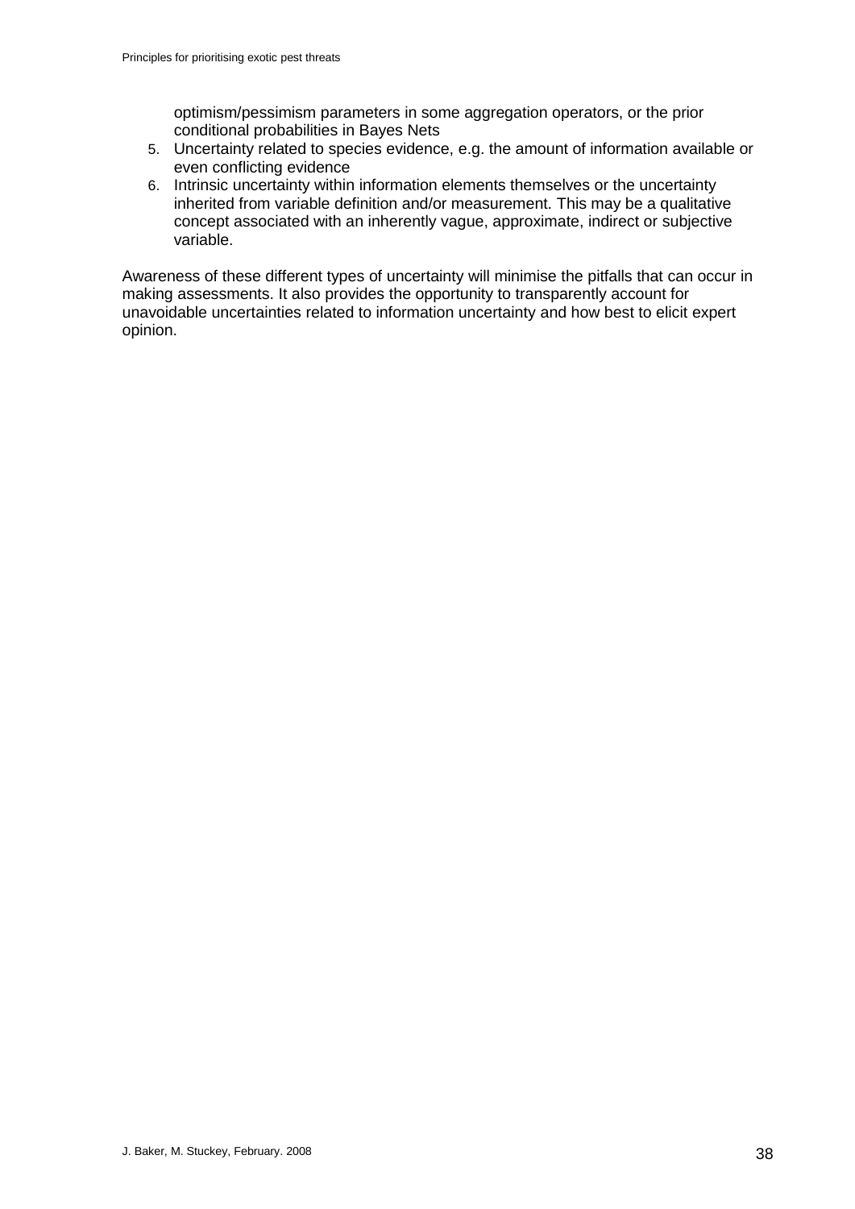optimism/pessimism parameters in some aggregation operators, or the prior conditional probabilities in Bayes Nets

5. Uncertainty related to species evidence, e.g. the amount of information available or even conflicting evidence
6. Intrinsic uncertainty within information elements themselves or the uncertainty inherited from variable definition and/or measurement. This may be a qualitative concept associated with an inherently vague, approximate, indirect or subjective variable.

Awareness of these different types of uncertainty will minimise the pitfalls that can occur in making assessments. It also provides the opportunity to transparently account for unavoidable uncertainties related to information uncertainty and how best to elicit expert opinion.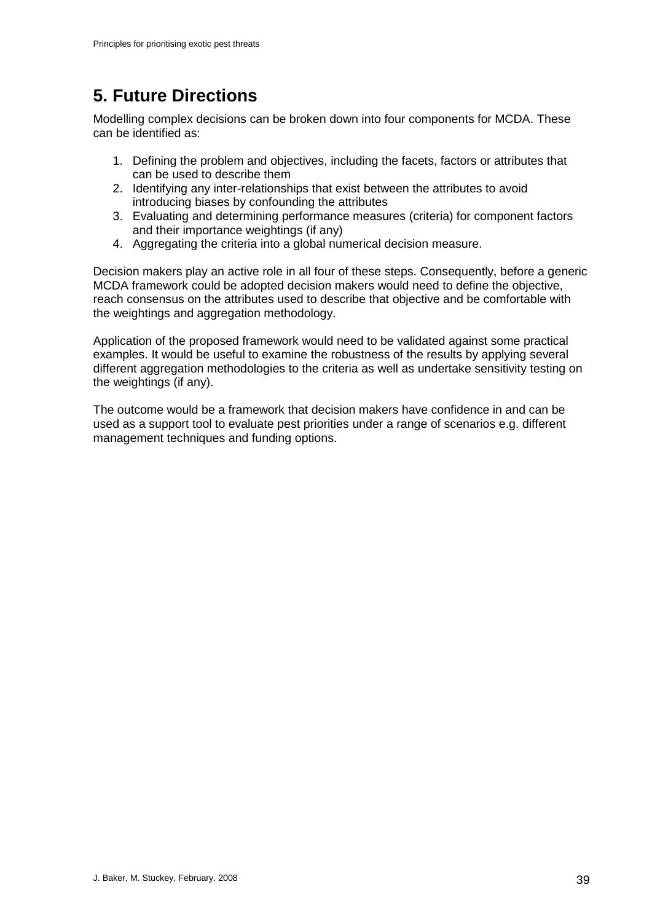# 5. Future Directions

Modelling complex decisions can be broken down into four components for MCDA. These can be identified as:

1. Defining the problem and objectives, including the facets, factors or attributes that can be used to describe them
2. Identifying any inter-relationships that exist between the attributes to avoid introducing biases by confounding the attributes
3. Evaluating and determining performance measures (criteria) for component factors and their importance weightings (if any)
4. Aggregating the criteria into a global numerical decision measure.

Decision makers play an active role in all four of these steps. Consequently, before a generic MCDA framework could be adopted decision makers would need to define the objective, reach consensus on the attributes used to describe that objective and be comfortable with the weightings and aggregation methodology.

Application of the proposed framework would need to be validated against some practical examples. It would be useful to examine the robustness of the results by applying several different aggregation methodologies to the criteria as well as undertake sensitivity testing on the weightings (if any).

The outcome would be a framework that decision makers have confidence in and can be used as a support tool to evaluate pest priorities under a range of scenarios e.g. different management techniques and funding options.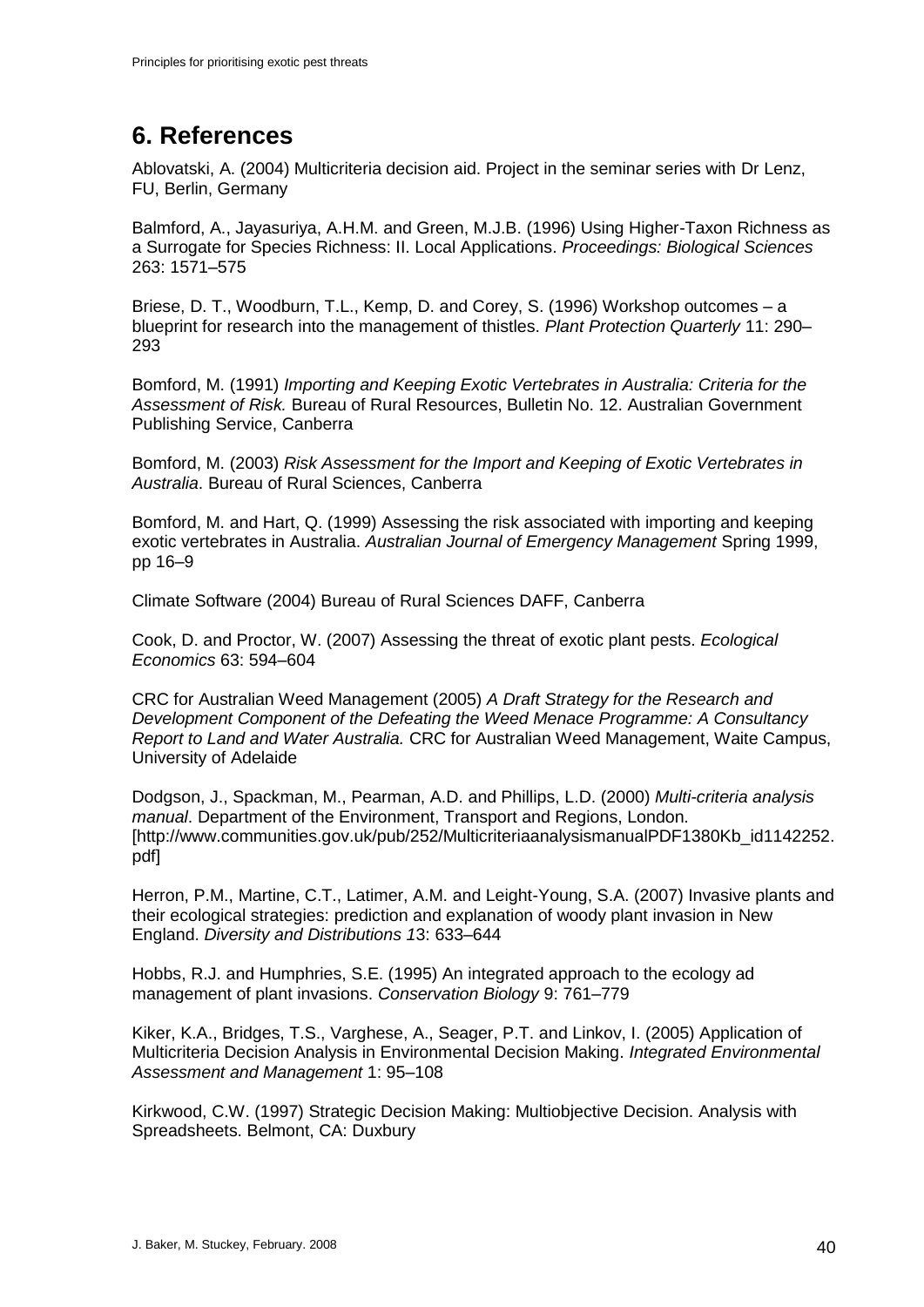# 6. References

Ablovatski, A. (2004) Multicriteria decision aid. Project in the seminar series with Dr Lenz, FU, Berlin, Germany

Balmford, A., Jayasuriya, A.H.M. and Green, M.J.B. (1996) Using Higher-Taxon Richness as a Surrogate for Species Richness: II. Local Applications. *Proceedings: Biological Sciences* 263: 1571–575

Briese, D. T., Woodburn, T.L., Kemp, D. and Corey, S. (1996) Workshop outcomes – a blueprint for research into the management of thistles. *Plant Protection Quarterly* 11: 290–293

Bomford, M. (1991) *Importing and Keeping Exotic Vertebrates in Australia: Criteria for the Assessment of Risk.* Bureau of Rural Resources, Bulletin No. 12. Australian Government Publishing Service, Canberra

Bomford, M. (2003) *Risk Assessment for the Import and Keeping of Exotic Vertebrates in Australia*. Bureau of Rural Sciences, Canberra

Bomford, M. and Hart, Q. (1999) Assessing the risk associated with importing and keeping exotic vertebrates in Australia. *Australian Journal of Emergency Management* Spring 1999, pp 16–9

Climate Software (2004) Bureau of Rural Sciences DAFF, Canberra

Cook, D. and Proctor, W. (2007) Assessing the threat of exotic plant pests. *Ecological Economics* 63: 594–604

CRC for Australian Weed Management (2005) *A Draft Strategy for the Research and Development Component of the Defeating the Weed Menace Programme: A Consultancy Report to Land and Water Australia.* CRC for Australian Weed Management, Waite Campus, University of Adelaide

Dodgson, J., Spackman, M., Pearman, A.D. and Phillips, L.D. (2000) *Multi-criteria analysis manual*. Department of the Environment, Transport and Regions, London. [http://www.communities.gov.uk/pub/252/MulticriteriaanalysismanualPDF1380Kb_id1142252.pdf]

Herron, P.M., Martine, C.T., Latimer, A.M. and Leight-Young, S.A. (2007) Invasive plants and their ecological strategies: prediction and explanation of woody plant invasion in New England. *Diversity and Distributions 1*3: 633–644

Hobbs, R.J. and Humphries, S.E. (1995) An integrated approach to the ecology ad management of plant invasions. *Conservation Biology* 9: 761–779

Kiker, K.A., Bridges, T.S., Varghese, A., Seager, P.T. and Linkov, I. (2005) Application of Multicriteria Decision Analysis in Environmental Decision Making. *Integrated Environmental Assessment and Management* 1: 95–108

Kirkwood, C.W. (1997) Strategic Decision Making: Multiobjective Decision. Analysis with Spreadsheets. Belmont, CA: Duxbury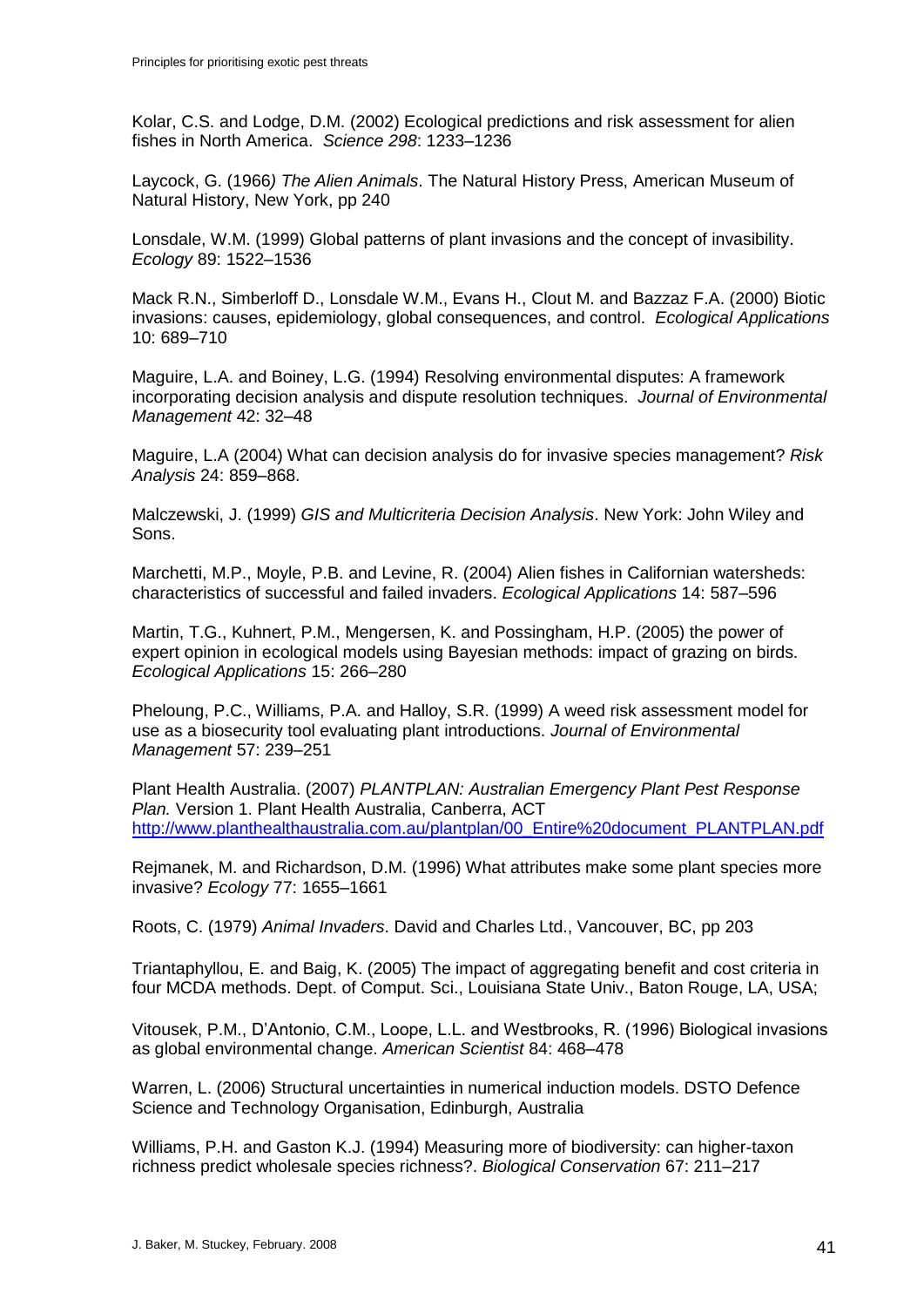Kolar, C.S. and Lodge, D.M. (2002) Ecological predictions and risk assessment for alien fishes in North America. *Science 298*: 1233–1236

Laycock, G. (1966*) The Alien Animals*. The Natural History Press, American Museum of Natural History, New York, pp 240

Lonsdale, W.M. (1999) Global patterns of plant invasions and the concept of invasibility. *Ecology* 89: 1522–1536

Mack R.N., Simberloff D., Lonsdale W.M., Evans H., Clout M. and Bazzaz F.A. (2000) Biotic invasions: causes, epidemiology, global consequences, and control. *Ecological Applications* 10: 689–710

Maguire, L.A. and Boiney, L.G. (1994) Resolving environmental disputes: A framework incorporating decision analysis and dispute resolution techniques. *Journal of Environmental Management* 42: 32–48

Maguire, L.A (2004) What can decision analysis do for invasive species management? *Risk Analysis* 24: 859–868.

Malczewski, J. (1999) *GIS and Multicriteria Decision Analysis*. New York: John Wiley and Sons.

Marchetti, M.P., Moyle, P.B. and Levine, R. (2004) Alien fishes in Californian watersheds: characteristics of successful and failed invaders. *Ecological Applications* 14: 587–596

Martin, T.G., Kuhnert, P.M., Mengersen, K. and Possingham, H.P. (2005) the power of expert opinion in ecological models using Bayesian methods: impact of grazing on birds. *Ecological Applications* 15: 266–280

Pheloung, P.C., Williams, P.A. and Halloy, S.R. (1999) A weed risk assessment model for use as a biosecurity tool evaluating plant introductions. *Journal of Environmental Management* 57: 239–251

Plant Health Australia. (2007) *PLANTPLAN: Australian Emergency Plant Pest Response Plan.* Version 1. Plant Health Australia, Canberra, ACT
http://www.planthealthaustralia.com.au/plantplan/00_Entire%20document_PLANTPLAN.pdf

Rejmanek, M. and Richardson, D.M. (1996) What attributes make some plant species more invasive? *Ecology* 77: 1655–1661

Roots, C. (1979) *Animal Invaders*. David and Charles Ltd., Vancouver, BC, pp 203

Triantaphyllou, E. and Baig, K. (2005) The impact of aggregating benefit and cost criteria in four MCDA methods. Dept. of Comput. Sci., Louisiana State Univ., Baton Rouge, LA, USA;

Vitousek, P.M., D'Antonio, C.M., Loope, L.L. and Westbrooks, R. (1996) Biological invasions as global environmental change. *American Scientist* 84: 468–478

Warren, L. (2006) Structural uncertainties in numerical induction models. DSTO Defence Science and Technology Organisation, Edinburgh, Australia

Williams, P.H. and Gaston K.J. (1994) Measuring more of biodiversity: can higher-taxon richness predict wholesale species richness?. *Biological Conservation* 67: 211–217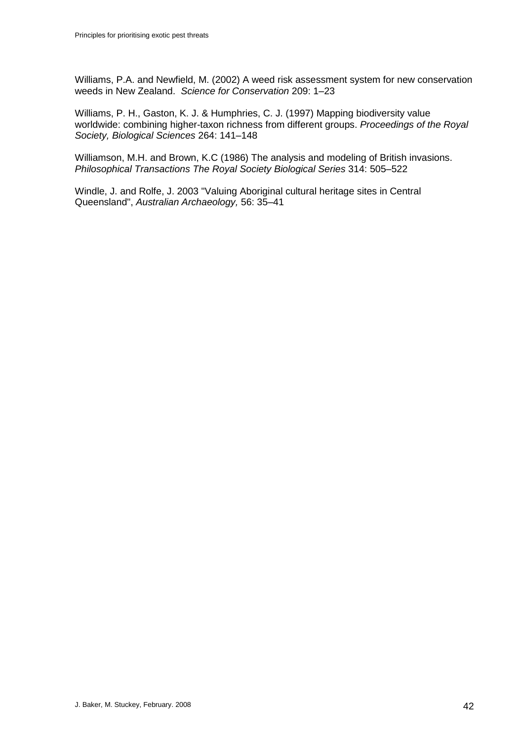Williams, P.A. and Newfield, M. (2002) A weed risk assessment system for new conservation weeds in New Zealand. *Science for Conservation* 209: 1–23

Williams, P. H., Gaston, K. J. & Humphries, C. J. (1997) Mapping biodiversity value worldwide: combining higher-taxon richness from different groups. *Proceedings of the Royal Society, Biological Sciences* 264: 141–148

Williamson, M.H. and Brown, K.C (1986) The analysis and modeling of British invasions. *Philosophical Transactions The Royal Society Biological Series* 314: 505–522

Windle, J. and Rolfe, J. 2003 "Valuing Aboriginal cultural heritage sites in Central Queensland", *Australian Archaeology,* 56: 35–41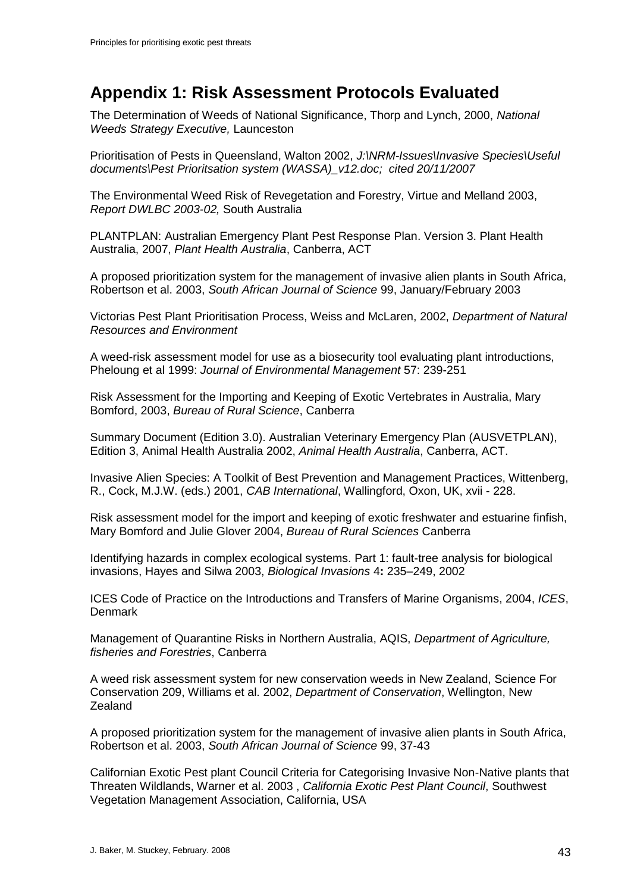## Appendix 1: Risk Assessment Protocols Evaluated

The Determination of Weeds of National Significance, Thorp and Lynch, 2000, *National Weeds Strategy Executive,* Launceston

Prioritisation of Pests in Queensland, Walton 2002, *J:\NRM-Issues\Invasive Species\Useful documents\Pest Prioritsation system (WASSA)_v12.doc; cited 20/11/2007*

The Environmental Weed Risk of Revegetation and Forestry, Virtue and Melland 2003, *Report DWLBC 2003-02,* South Australia

PLANTPLAN: Australian Emergency Plant Pest Response Plan. Version 3. Plant Health Australia, 2007, *Plant Health Australia*, Canberra, ACT

A proposed prioritization system for the management of invasive alien plants in South Africa, Robertson et al. 2003, *South African Journal of Science* 99, January/February 2003

Victorias Pest Plant Prioritisation Process, Weiss and McLaren, 2002, *Department of Natural Resources and Environment*

A weed-risk assessment model for use as a biosecurity tool evaluating plant introductions, Pheloung et al 1999: *Journal of Environmental Management* 57: 239-251

Risk Assessment for the Importing and Keeping of Exotic Vertebrates in Australia, Mary Bomford, 2003, *Bureau of Rural Science*, Canberra

Summary Document (Edition 3.0). Australian Veterinary Emergency Plan (AUSVETPLAN), Edition 3, Animal Health Australia 2002, *Animal Health Australia*, Canberra, ACT.

Invasive Alien Species: A Toolkit of Best Prevention and Management Practices, Wittenberg, R., Cock, M.J.W. (eds.) 2001, *CAB International*, Wallingford, Oxon, UK, xvii - 228.

Risk assessment model for the import and keeping of exotic freshwater and estuarine finfish, Mary Bomford and Julie Glover 2004, *Bureau of Rural Sciences* Canberra

Identifying hazards in complex ecological systems. Part 1: fault-tree analysis for biological invasions, Hayes and Silwa 2003, *Biological Invasions* 4**:** 235–249, 2002

ICES Code of Practice on the Introductions and Transfers of Marine Organisms, 2004, *ICES*, Denmark

Management of Quarantine Risks in Northern Australia, AQIS, *Department of Agriculture, fisheries and Forestries*, Canberra

A weed risk assessment system for new conservation weeds in New Zealand, Science For Conservation 209, Williams et al. 2002, *Department of Conservation*, Wellington, New Zealand

A proposed prioritization system for the management of invasive alien plants in South Africa, Robertson et al. 2003, *South African Journal of Science* 99, 37-43

Californian Exotic Pest plant Council Criteria for Categorising Invasive Non-Native plants that Threaten Wildlands, Warner et al. 2003 , *California Exotic Pest Plant Council*, Southwest Vegetation Management Association, California, USA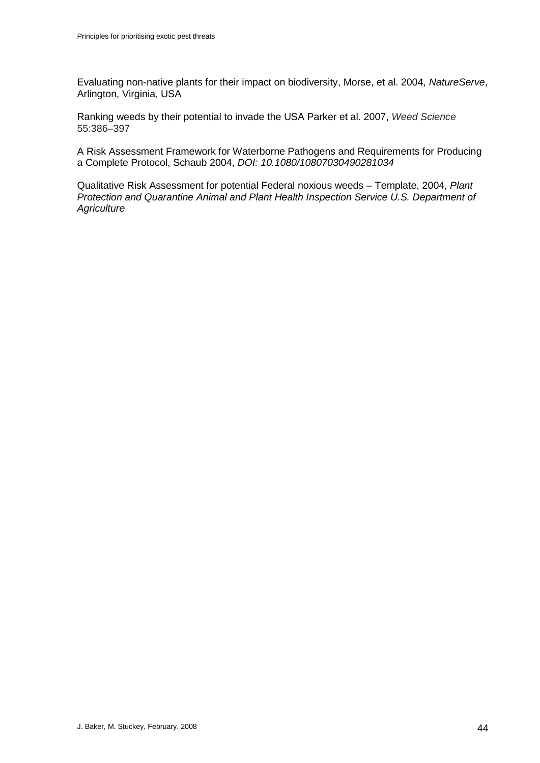Evaluating non-native plants for their impact on biodiversity, Morse, et al. 2004, *NatureServe*, Arlington, Virginia, USA

Ranking weeds by their potential to invade the USA Parker et al. 2007, *Weed Science* 55:386–397

A Risk Assessment Framework for Waterborne Pathogens and Requirements for Producing a Complete Protocol, Schaub 2004, *DOI: 10.1080/10807030490281034*

Qualitative Risk Assessment for potential Federal noxious weeds – Template, 2004, *Plant Protection and Quarantine Animal and Plant Health Inspection Service U.S. Department of Agriculture*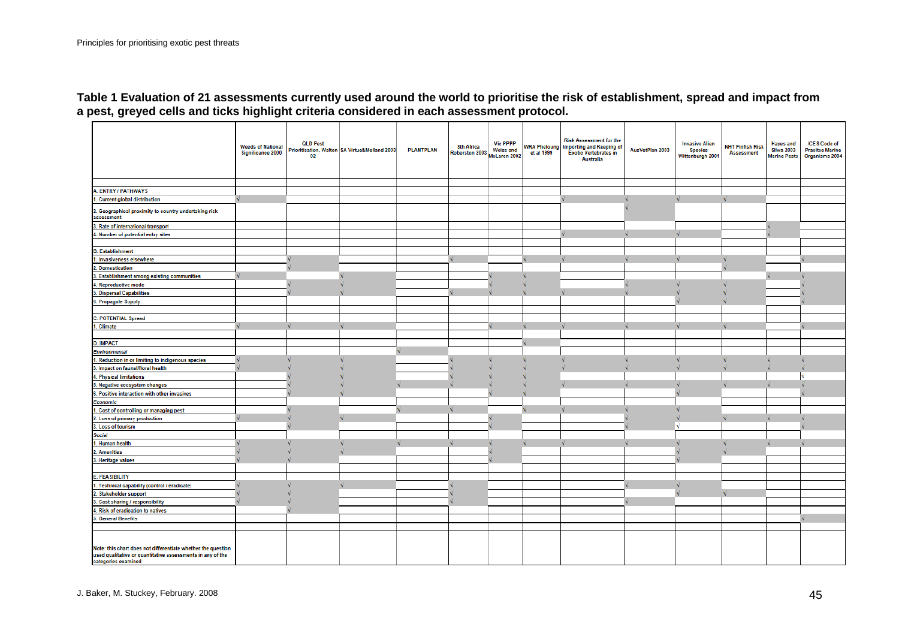**Table 1 Evaluation of 21 assessments currently used around the world to prioritise the risk of establishment, spread and impact from a pest, greyed cells and ticks highlight criteria considered in each assessment protocol.**

| | Weeds of National Significance 2000 | QLD Pest Prioritisation, Walton 02 | SA Virtue&Melland 2003 | PLANTPLAN | Sth Africa Roberston 2003 | Vic PPPP Weiss and McLaren 2002 | WRA Pheloung et al 1999 | Risk Assessment for the Importing and Keeping of Exotic Vertebrates in Australia | AusVetPlan 2003 | Invasive Alien Species Wittenburgh 2001 | NHT Finfish Risk Assessment | Hayes and Silwa 2003 Marine Pests | ICES Code of Prasitee Marine Organisms 2004 |
|---|---|---|---|---|---|---|---|---|---|---|---|---|---|
| **A. ENTRY / PATHWAYS** | | | | | | | | | | | | | |
| 1. Current global distribution | √ | | | | | | | √ | √ | √ | √ | | |
| 2. Geographical proximity to country undertaking risk assessment | | | | | | | | | √ | | | | |
| 3. Rate of international transport | | | | | | | | | | | | √ | |
| 4. Number of potential entry sites | | | | | | | | √ | √ | √ | | √ | |
| **B. Establishment** | | | | | | | | | | | | | |
| 1. Invasiveness elsewhere | | √ | | | √ | | √ | √ | √ | √ | √ | | √ |
| 2. Domestication | | √ | | | | | | | | | √ | | |
| 3. Establishment among existing communities | √ | | √ | | | √ | √ | | | | | √ | √ |
| 4. Reproductive mode | | √ | √ | | | √ | √ | | √ | √ | √ | | √ |
| 5. Dispersal Capabilities | | √ | √ | | √ | √ | √ | √ | √ | √ | √ | | √ |
| 6. Propagule Supply | | | | | | | | | | √ | √ | | √ |
| **C. POTENTIAL Spread** | | | | | | | | | | | | | |
| 1. Climate | √ | √ | √ | | | √ | √ | √ | √ | √ | √ | | √ |
| **D. IMPACT** | | | | | | | √ | | | | | | |
| *Environmental* | | | | √ | | | | | | | | | |
| 1. Reduction in or limiting to indigenous species | √ | √ | √ | | √ | √ | √ | √ | √ | √ | √ | √ | √ |
| 3. impact on faunal/floral health | √ | √ | √ | | √ | √ | √ | √ | √ | √ | √ | √ | √ |
| 4. Physical limitations | | √ | √ | | √ | √ | √ | | | | | | √ |
| 5. Negative ecosystem changes | | √ | √ | √ | √ | √ | √ | √ | √ | √ | √ | √ | √ |
| 6. Positive interaction with other invasives | | √ | √ | | | √ | √ | | | √ | | | √ |
| *Economic* | | | | | | | | | | | | | |
| 1. Cost of controlling or managing pest | | √ | | √ | √ | | √ | √ | | √ | | | |
| 2. Loss of primary production | √ | √ | √ | | | √ | | | √ | √ | √ | √ | √ |
| 3. Loss of tourism | | √ | | | | √ | | | √ | √ | | | √ |
| *Social* | | | | | | | | | | | | | |
| 1. Human health | √ | √ | √ | √ | √ | √ | √ | √ | √ | √ | √ | √ | √ |
| 2. Amenities | √ | √ | √ | | | √ | | | | √ | √ | | |
| 3. Heritage values | √ | √ | | | | √ | | | | √ | | | |
| **E. FEASIBILITY** | | | | | | | | | | | | | |
| 1. Technical capability (control / eradicate) | √ | √ | √ | | √ | | | | √ | √ | | | |
| 2. Stakeholder support | √ | √ | | | √ | | | | | √ | √ | | |
| 3. Cost sharing / responsibility | √ | √ | | | √ | | | | √ | | | | |
| 4. Risk of eradication to natives | | √ | | | | | | | | | | | |
| 5. General Benefits | | | | | | | | | | | | | √ |
| Note: this chart does not differentiate whether the question used qualitative or quantitative assessments in any of the categories examined | | | | | | | | | | | | | |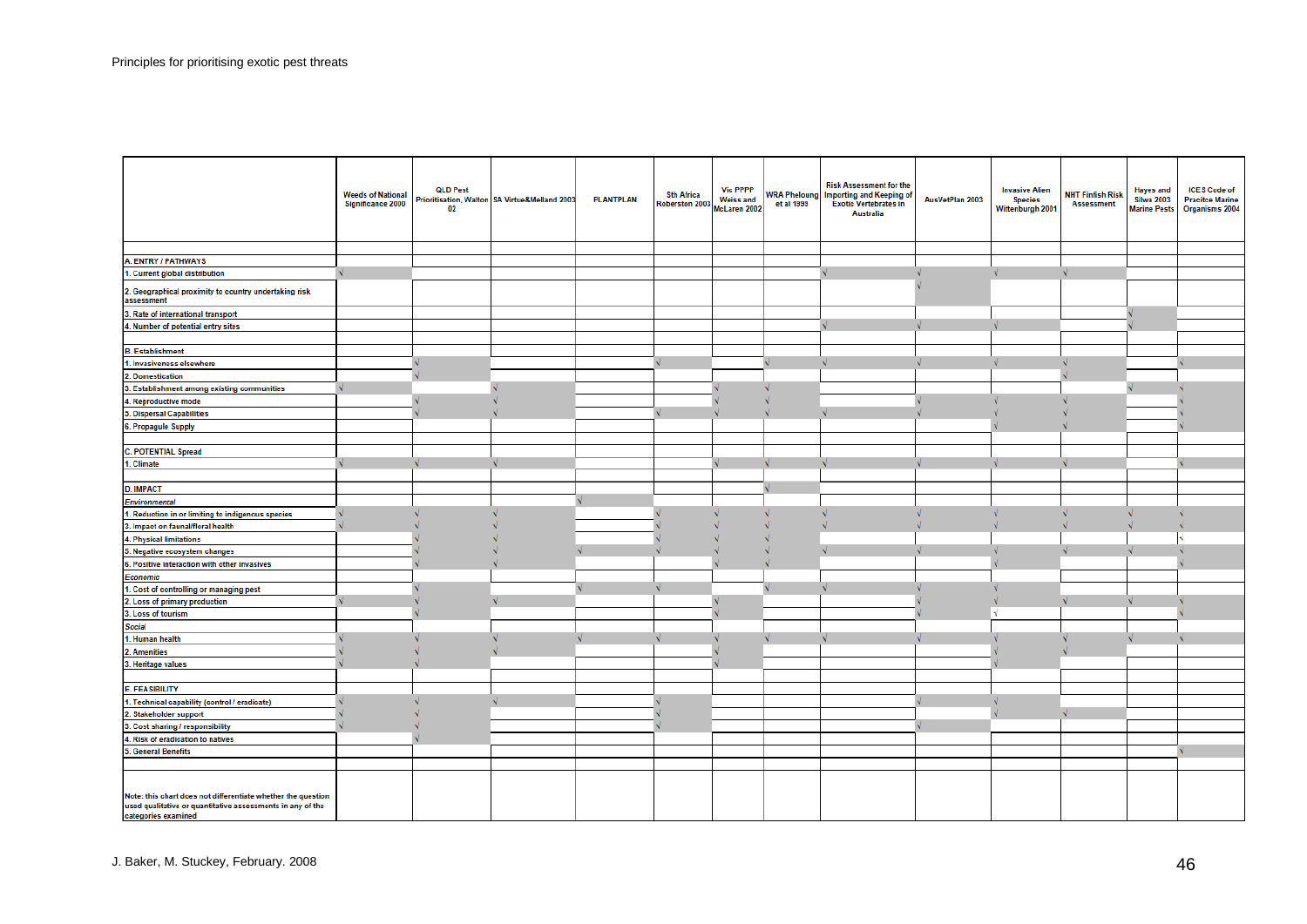Principles for prioritising exotic pest threats

| | Weeds of National Significance 2000 | QLD Pest Prioritisation, Walton 02 | SA Virtue&Melland 2003 | PLANTPLAN | Sth Africa Roberston 2003 | Vic PPPP Weiss and McLaren 2002 | WRA Pheloung et al 1999 | Risk Assessment for the Importing and Keeping of Exotic Vertebrates in Australia | AusVetPlan 2003 | Invasive Alien Species Wittenburgh 2001 | NHT Finfish Risk Assessment | Hayes and Silwa 2003 Marine Pests | ICES Code of Practice Marine Organisms 2004 |
|---|---|---|---|---|---|---|---|---|---|---|---|---|---|
| **A. ENTRY / PATHWAYS** | | | | | | | | | | | | | |
| 1. Current global distribution | √ | | | | | | | √ | √ | √ | √ | | |
| 2. Geographical proximity to country undertaking risk assessment | | | | | | | | | √ | | | | |
| 3. Rate of international transport | | | | | | | | | | | | √ | |
| 4. Number of potential entry sites | | | | | | | | √ | √ | √ | | √ | |
| | | | | | | | | | | | | | |
| **B. Establishment** | | | | | | | | | | | | | |
| 1. Invasiveness elsewhere | | √ | | | √ | | √ | √ | √ | √ | √ | | √ |
| 2. Domestication | | √ | | | | | | | | | √ | | |
| 3. Establishment among existing communities | √ | | √ | | | √ | √ | | | | | √ | √ |
| 4. Reproductive mode | | √ | √ | | | √ | √ | | √ | √ | √ | | √ |
| 5. Dispersal Capabilities | | √ | √ | | √ | √ | √ | √ | √ | √ | √ | | √ |
| 6. Propagule Supply | | | | | | | | | | √ | √ | | √ |
| | | | | | | | | | | | | | |
| **C. POTENTIAL Spread** | | | | | | | | | | | | | |
| 1. Climate | √ | √ | √ | | | √ | √ | √ | √ | √ | √ | | √ |
| | | | | | | | | | | | | | |
| **D. IMPACT** | | | | | | | √ | | | | | | |
| *Environmental* | | | | √ | | | | | | | | | |
| 1. Reduction in or limiting to indigenous species | √ | √ | √ | | √ | √ | √ | √ | √ | √ | √ | √ | √ |
| 3. Impact on faunal/floral health | √ | √ | √ | | √ | √ | √ | √ | √ | √ | √ | √ | √ |
| 4. Physical limitations | | √ | √ | | √ | √ | √ | | | | | | √ |
| 5. Negative ecosystem changes | | √ | √ | √ | √ | √ | √ | √ | √ | √ | √ | √ | √ |
| 6. Positive interaction with other invasives | | √ | √ | | | √ | √ | | | √ | | | √ |
| *Economic* | | | | | | | | | | | | | |
| 1. Cost of controlling or managing pest | | √ | | √ | √ | | √ | √ | √ | √ | | | |
| 2. Loss of primary production | √ | √ | √ | | | √ | | | √ | √ | √ | √ | √ |
| 3. Loss of tourism | | √ | | | | √ | | | √ | √ | | | √ |
| *Social* | | | | | | | | | | | | | |
| 1. Human health | √ | √ | √ | √ | √ | √ | √ | √ | √ | √ | √ | √ | √ |
| 2. Amenities | √ | √ | √ | | | √ | | | | √ | √ | | |
| 3. Heritage values | √ | √ | | | | √ | | | | √ | | | |
| | | | | | | | | | | | | | |
| **E. FEASIBILITY** | | | | | | | | | | | | | |
| 1. Technical capability (control / eradicate) | √ | √ | √ | | √ | | | | √ | √ | | | |
| 2. Stakeholder support | √ | √ | | | √ | | | | | √ | √ | | |
| 3. Cost sharing / responsibility | √ | √ | | | √ | | | | √ | | | | |
| 4. Risk of eradication to natives | | √ | | | | | | | | | | | |
| 5. General Benefits | | | | | | | | | | | | | √ |
| | | | | | | | | | | | | | |
| Note: this chart does not differentiate whether the question used qualitative or quantitative assessments in any of the categories examined | | | | | | | | | | | | | |

J. Baker, M. Stuckey, February. 2008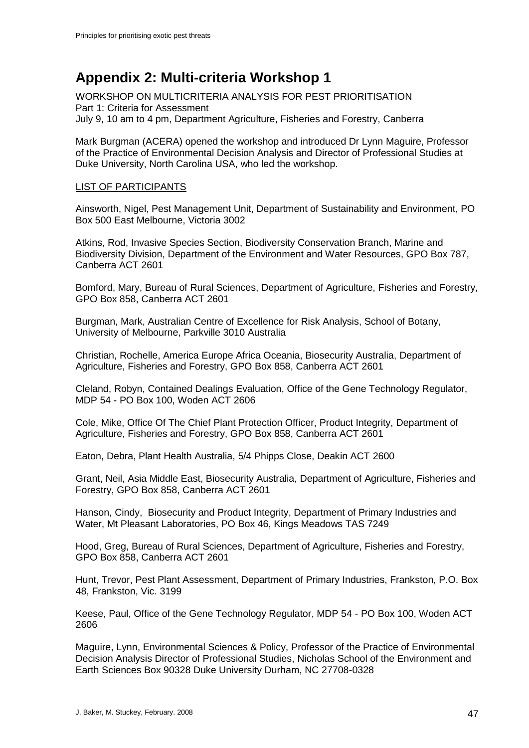# Appendix 2: Multi-criteria Workshop 1

WORKSHOP ON MULTICRITERIA ANALYSIS FOR PEST PRIORITISATION
Part 1: Criteria for Assessment
July 9, 10 am to 4 pm, Department Agriculture, Fisheries and Forestry, Canberra

Mark Burgman (ACERA) opened the workshop and introduced Dr Lynn Maguire, Professor of the Practice of Environmental Decision Analysis and Director of Professional Studies at Duke University, North Carolina USA, who led the workshop.

<u>LIST OF PARTICIPANTS</u>

Ainsworth, Nigel, Pest Management Unit, Department of Sustainability and Environment, PO Box 500 East Melbourne, Victoria 3002

Atkins, Rod, Invasive Species Section, Biodiversity Conservation Branch, Marine and Biodiversity Division, Department of the Environment and Water Resources, GPO Box 787, Canberra ACT 2601

Bomford, Mary, Bureau of Rural Sciences, Department of Agriculture, Fisheries and Forestry, GPO Box 858, Canberra ACT 2601

Burgman, Mark, Australian Centre of Excellence for Risk Analysis, School of Botany, University of Melbourne, Parkville 3010 Australia

Christian, Rochelle, America Europe Africa Oceania, Biosecurity Australia, Department of Agriculture, Fisheries and Forestry, GPO Box 858, Canberra ACT 2601

Cleland, Robyn, Contained Dealings Evaluation, Office of the Gene Technology Regulator, MDP 54 - PO Box 100, Woden ACT 2606

Cole, Mike, Office Of The Chief Plant Protection Officer, Product Integrity, Department of Agriculture, Fisheries and Forestry, GPO Box 858, Canberra ACT 2601

Eaton, Debra, Plant Health Australia, 5/4 Phipps Close, Deakin ACT 2600

Grant, Neil, Asia Middle East, Biosecurity Australia, Department of Agriculture, Fisheries and Forestry, GPO Box 858, Canberra ACT 2601

Hanson, Cindy, Biosecurity and Product Integrity, Department of Primary Industries and Water, Mt Pleasant Laboratories, PO Box 46, Kings Meadows TAS 7249

Hood, Greg, Bureau of Rural Sciences, Department of Agriculture, Fisheries and Forestry, GPO Box 858, Canberra ACT 2601

Hunt, Trevor, Pest Plant Assessment, Department of Primary Industries, Frankston, P.O. Box 48, Frankston, Vic. 3199

Keese, Paul, Office of the Gene Technology Regulator, MDP 54 - PO Box 100, Woden ACT 2606

Maguire, Lynn, Environmental Sciences & Policy, Professor of the Practice of Environmental Decision Analysis Director of Professional Studies, Nicholas School of the Environment and Earth Sciences Box 90328 Duke University Durham, NC 27708-0328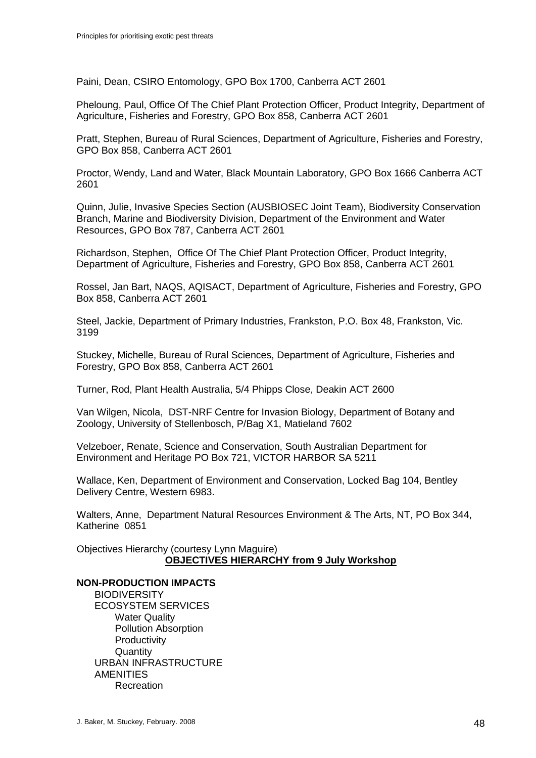Paini, Dean, CSIRO Entomology, GPO Box 1700, Canberra ACT 2601

Pheloung, Paul, Office Of The Chief Plant Protection Officer, Product Integrity, Department of Agriculture, Fisheries and Forestry, GPO Box 858, Canberra ACT 2601

Pratt, Stephen, Bureau of Rural Sciences, Department of Agriculture, Fisheries and Forestry, GPO Box 858, Canberra ACT 2601

Proctor, Wendy, Land and Water, Black Mountain Laboratory, GPO Box 1666 Canberra ACT 2601

Quinn, Julie, Invasive Species Section (AUSBIOSEC Joint Team), Biodiversity Conservation Branch, Marine and Biodiversity Division, Department of the Environment and Water Resources, GPO Box 787, Canberra ACT 2601

Richardson, Stephen, Office Of The Chief Plant Protection Officer, Product Integrity, Department of Agriculture, Fisheries and Forestry, GPO Box 858, Canberra ACT 2601

Rossel, Jan Bart, NAQS, AQISACT, Department of Agriculture, Fisheries and Forestry, GPO Box 858, Canberra ACT 2601

Steel, Jackie, Department of Primary Industries, Frankston, P.O. Box 48, Frankston, Vic. 3199

Stuckey, Michelle, Bureau of Rural Sciences, Department of Agriculture, Fisheries and Forestry, GPO Box 858, Canberra ACT 2601

Turner, Rod, Plant Health Australia, 5/4 Phipps Close, Deakin ACT 2600

Van Wilgen, Nicola, DST-NRF Centre for Invasion Biology, Department of Botany and Zoology, University of Stellenbosch, P/Bag X1, Matieland 7602

Velzeboer, Renate, Science and Conservation, South Australian Department for Environment and Heritage PO Box 721, VICTOR HARBOR SA 5211

Wallace, Ken, Department of Environment and Conservation, Locked Bag 104, Bentley Delivery Centre, Western 6983.

Walters, Anne, Department Natural Resources Environment & The Arts, NT, PO Box 344, Katherine 0851

Objectives Hierarchy (courtesy Lynn Maguire)

**OBJECTIVES HIERARCHY from 9 July Workshop**

**NON-PRODUCTION IMPACTS**

- BIODIVERSITY
- ECOSYSTEM SERVICES
  - Water Quality
  - Pollution Absorption
  - Productivity
  - Quantity
- URBAN INFRASTRUCTURE
- AMENITIES
  - Recreation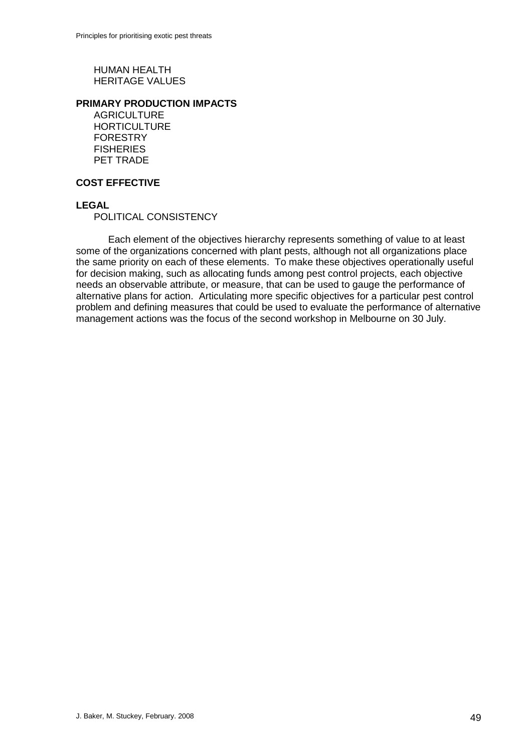HUMAN HEALTH
HERITAGE VALUES

**PRIMARY PRODUCTION IMPACTS**

AGRICULTURE
HORTICULTURE
FORESTRY
FISHERIES
PET TRADE

**COST EFFECTIVE**

**LEGAL**

POLITICAL CONSISTENCY

Each element of the objectives hierarchy represents something of value to at least some of the organizations concerned with plant pests, although not all organizations place the same priority on each of these elements. To make these objectives operationally useful for decision making, such as allocating funds among pest control projects, each objective needs an observable attribute, or measure, that can be used to gauge the performance of alternative plans for action. Articulating more specific objectives for a particular pest control problem and defining measures that could be used to evaluate the performance of alternative management actions was the focus of the second workshop in Melbourne on 30 July.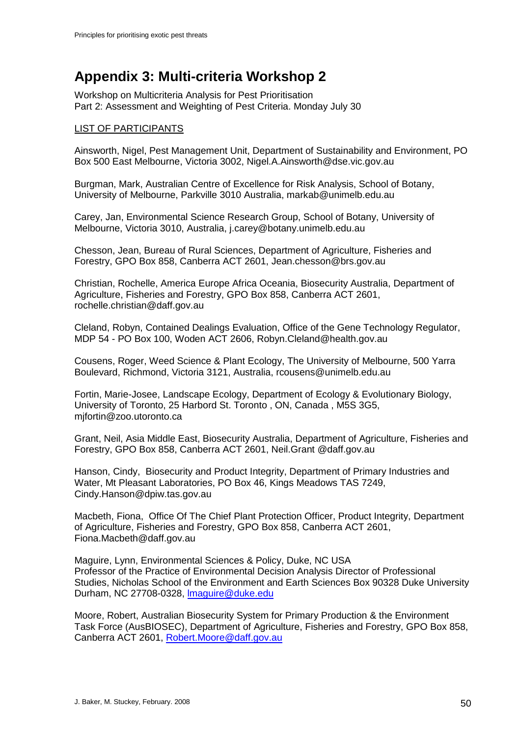# Appendix 3: Multi-criteria Workshop 2

Workshop on Multicriteria Analysis for Pest Prioritisation
Part 2: Assessment and Weighting of Pest Criteria. Monday July 30

<u>LIST OF PARTICIPANTS</u>

Ainsworth, Nigel, Pest Management Unit, Department of Sustainability and Environment, PO Box 500 East Melbourne, Victoria 3002, Nigel.A.Ainsworth@dse.vic.gov.au

Burgman, Mark, Australian Centre of Excellence for Risk Analysis, School of Botany, University of Melbourne, Parkville 3010 Australia, markab@unimelb.edu.au

Carey, Jan, Environmental Science Research Group, School of Botany, University of Melbourne, Victoria 3010, Australia, j.carey@botany.unimelb.edu.au

Chesson, Jean, Bureau of Rural Sciences, Department of Agriculture, Fisheries and Forestry, GPO Box 858, Canberra ACT 2601, Jean.chesson@brs.gov.au

Christian, Rochelle, America Europe Africa Oceania, Biosecurity Australia, Department of Agriculture, Fisheries and Forestry, GPO Box 858, Canberra ACT 2601, rochelle.christian@daff.gov.au

Cleland, Robyn, Contained Dealings Evaluation, Office of the Gene Technology Regulator, MDP 54 - PO Box 100, Woden ACT 2606, Robyn.Cleland@health.gov.au

Cousens, Roger, Weed Science & Plant Ecology, The University of Melbourne, 500 Yarra Boulevard, Richmond, Victoria 3121, Australia, rcousens@unimelb.edu.au

Fortin, Marie-Josee, Landscape Ecology, Department of Ecology & Evolutionary Biology, University of Toronto, 25 Harbord St. Toronto , ON, Canada , M5S 3G5, mjfortin@zoo.utoronto.ca

Grant, Neil, Asia Middle East, Biosecurity Australia, Department of Agriculture, Fisheries and Forestry, GPO Box 858, Canberra ACT 2601, Neil.Grant @daff.gov.au

Hanson, Cindy, Biosecurity and Product Integrity, Department of Primary Industries and Water, Mt Pleasant Laboratories, PO Box 46, Kings Meadows TAS 7249, Cindy.Hanson@dpiw.tas.gov.au

Macbeth, Fiona, Office Of The Chief Plant Protection Officer, Product Integrity, Department of Agriculture, Fisheries and Forestry, GPO Box 858, Canberra ACT 2601, Fiona.Macbeth@daff.gov.au

Maguire, Lynn, Environmental Sciences & Policy, Duke, NC USA
Professor of the Practice of Environmental Decision Analysis Director of Professional Studies, Nicholas School of the Environment and Earth Sciences Box 90328 Duke University Durham, NC 27708-0328, lmaguire@duke.edu

Moore, Robert, Australian Biosecurity System for Primary Production & the Environment Task Force (AusBIOSEC), Department of Agriculture, Fisheries and Forestry, GPO Box 858, Canberra ACT 2601, Robert.Moore@daff.gov.au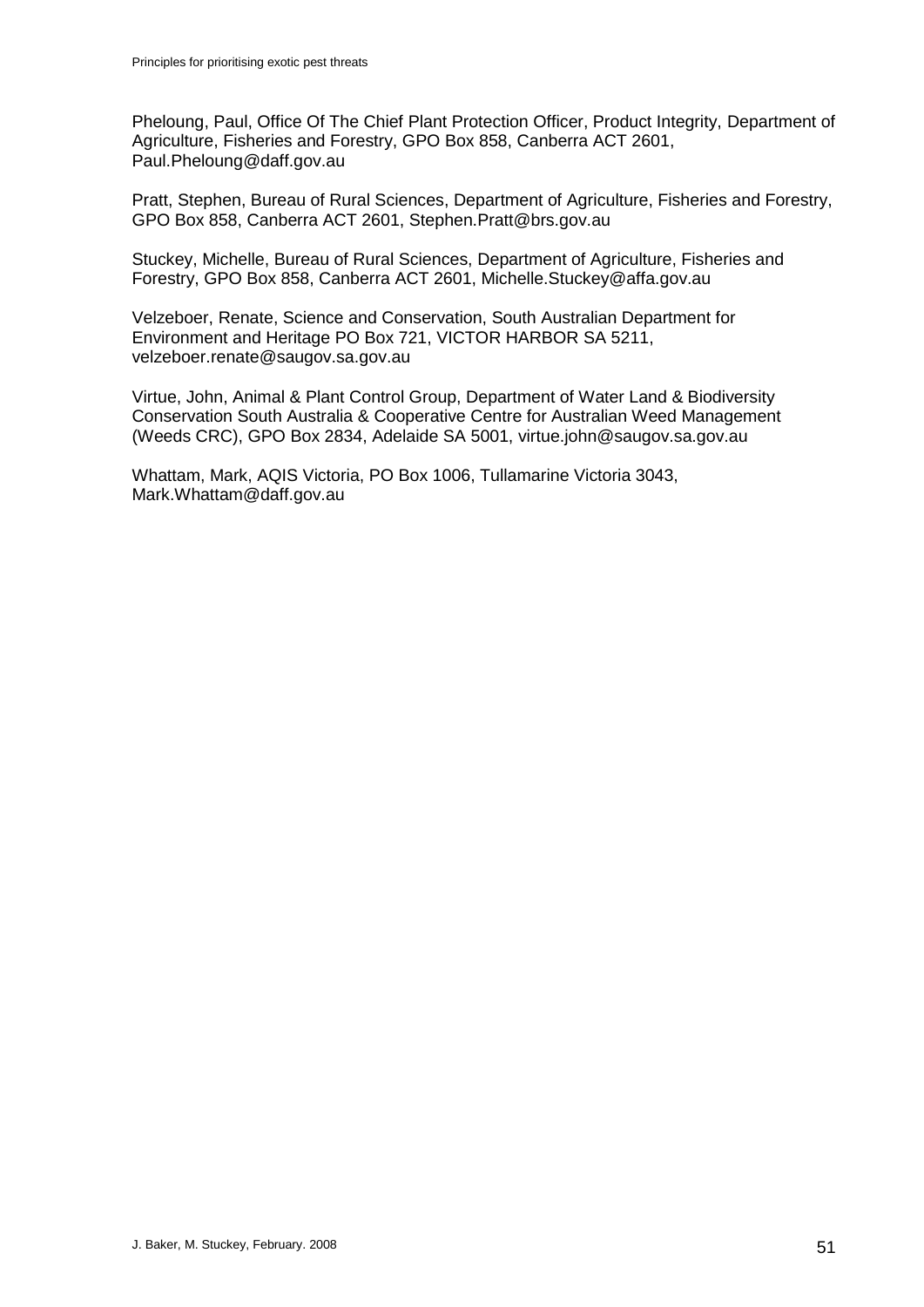Pheloung, Paul, Office Of The Chief Plant Protection Officer, Product Integrity, Department of Agriculture, Fisheries and Forestry, GPO Box 858, Canberra ACT 2601, Paul.Pheloung@daff.gov.au

Pratt, Stephen, Bureau of Rural Sciences, Department of Agriculture, Fisheries and Forestry, GPO Box 858, Canberra ACT 2601, Stephen.Pratt@brs.gov.au

Stuckey, Michelle, Bureau of Rural Sciences, Department of Agriculture, Fisheries and Forestry, GPO Box 858, Canberra ACT 2601, Michelle.Stuckey@affa.gov.au

Velzeboer, Renate, Science and Conservation, South Australian Department for Environment and Heritage PO Box 721, VICTOR HARBOR SA 5211, velzeboer.renate@saugov.sa.gov.au

Virtue, John, Animal & Plant Control Group, Department of Water Land & Biodiversity Conservation South Australia & Cooperative Centre for Australian Weed Management (Weeds CRC), GPO Box 2834, Adelaide SA 5001, virtue.john@saugov.sa.gov.au

Whattam, Mark, AQIS Victoria, PO Box 1006, Tullamarine Victoria 3043, Mark.Whattam@daff.gov.au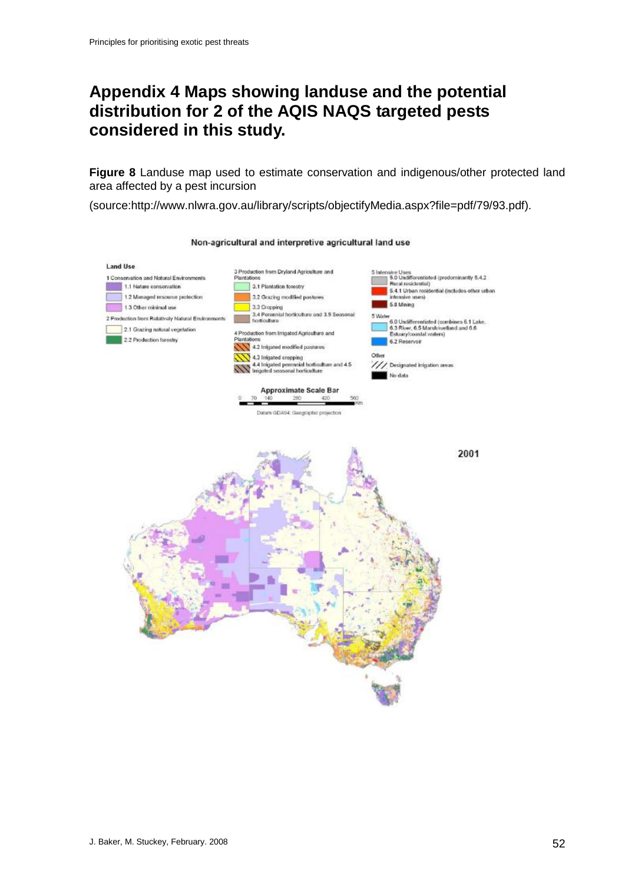# Appendix 4 Maps showing landuse and the potential distribution for 2 of the AQIS NAQS targeted pests considered in this study.

**Figure 8** Landuse map used to estimate conservation and indigenous/other protected land area affected by a pest incursion

(source:http://www.nlwra.gov.au/library/scripts/objectifyMedia.aspx?file=pdf/79/93.pdf).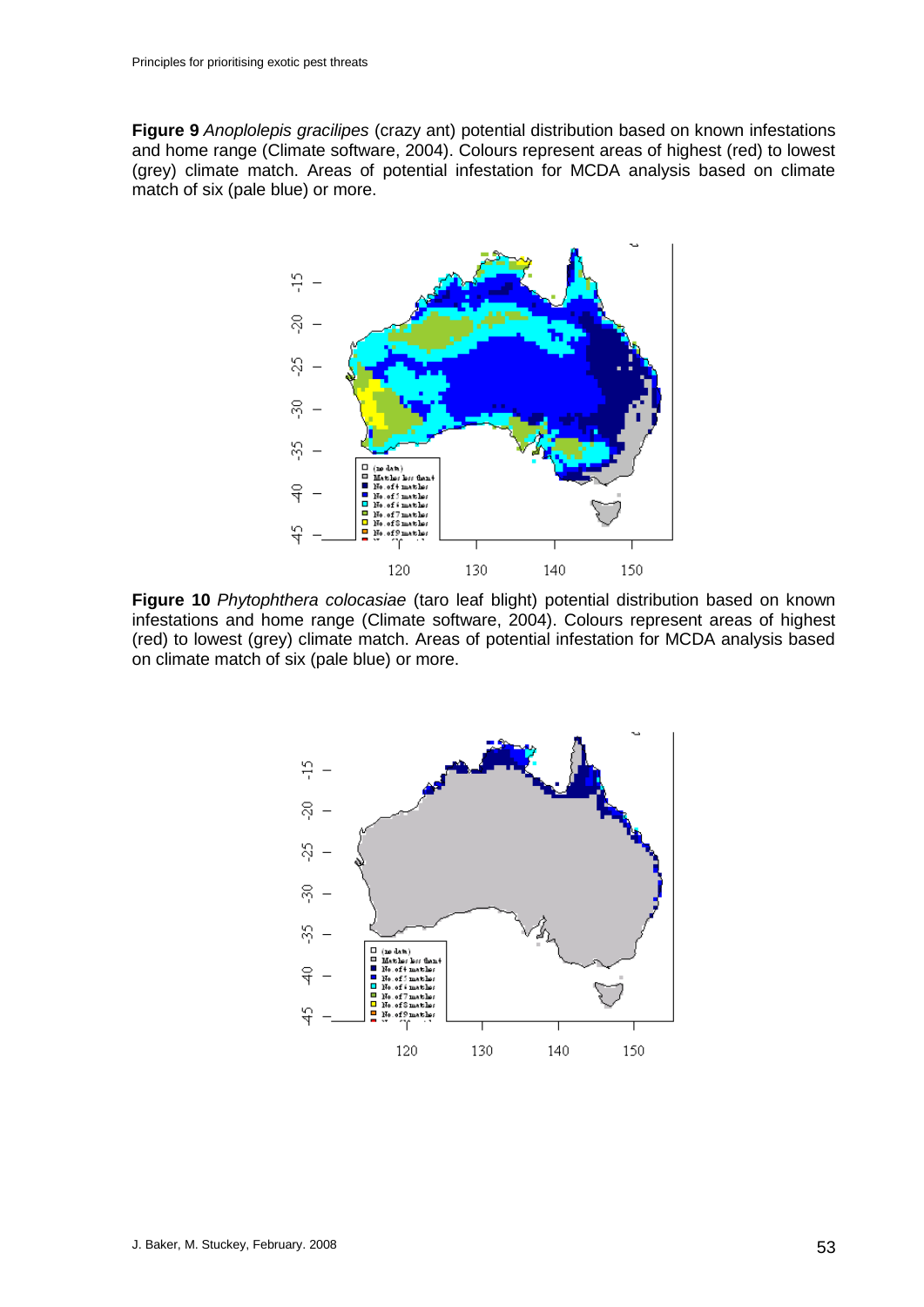**Figure 9** *Anoplolepis gracilipes* (crazy ant) potential distribution based on known infestations and home range (Climate software, 2004). Colours represent areas of highest (red) to lowest (grey) climate match. Areas of potential infestation for MCDA analysis based on climate match of six (pale blue) or more.

-15
-20
-25
-30
-35
-40
-45

120
130
140
150

(no data)
Matches less than 4
No. of 4 matches
No. of 5 matches
No. of 6 matches
No. of 7 matches
No. of 8 matches
No. of 9 matches

**Figure 10** *Phytophthera colocasiae* (taro leaf blight) potential distribution based on known infestations and home range (Climate software, 2004). Colours represent areas of highest (red) to lowest (grey) climate match. Areas of potential infestation for MCDA analysis based on climate match of six (pale blue) or more.

-15
-20
-25
-30
-35
-40
-45

120
130
140
150

(no data)
Matches less than 4
No. of 4 matches
No. of 5 matches
No. of 6 matches
No. of 7 matches
No. of 8 matches
No. of 9 matches